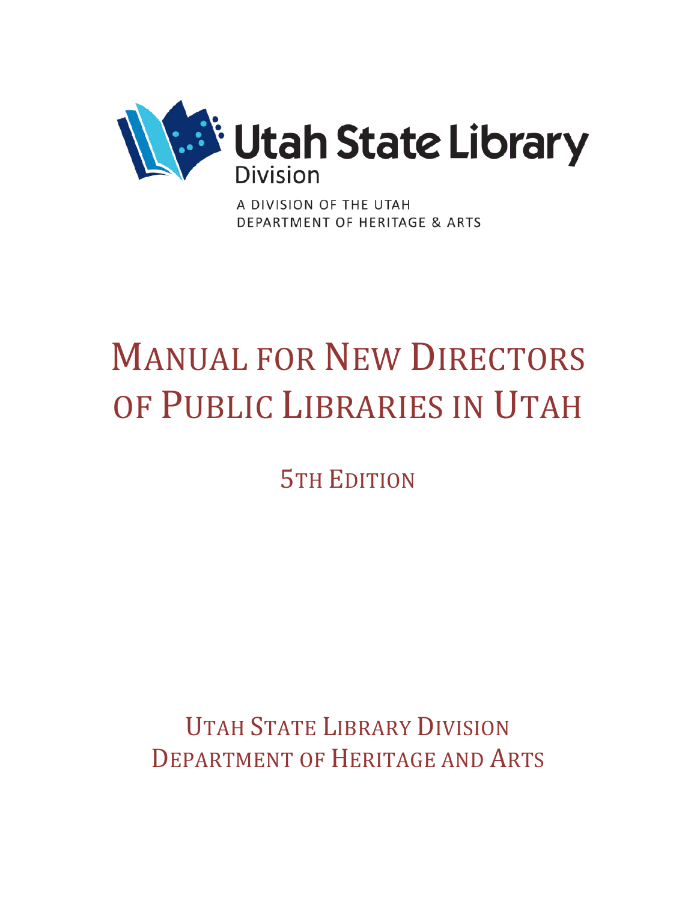Utah State Library Division

A DIVISION OF THE UTAH DEPARTMENT OF HERITAGE & ARTS

# MANUAL FOR NEW DIRECTORS OF PUBLIC LIBRARIES IN UTAH

## 5TH EDITION

UTAH STATE LIBRARY DIVISION
DEPARTMENT OF HERITAGE AND ARTS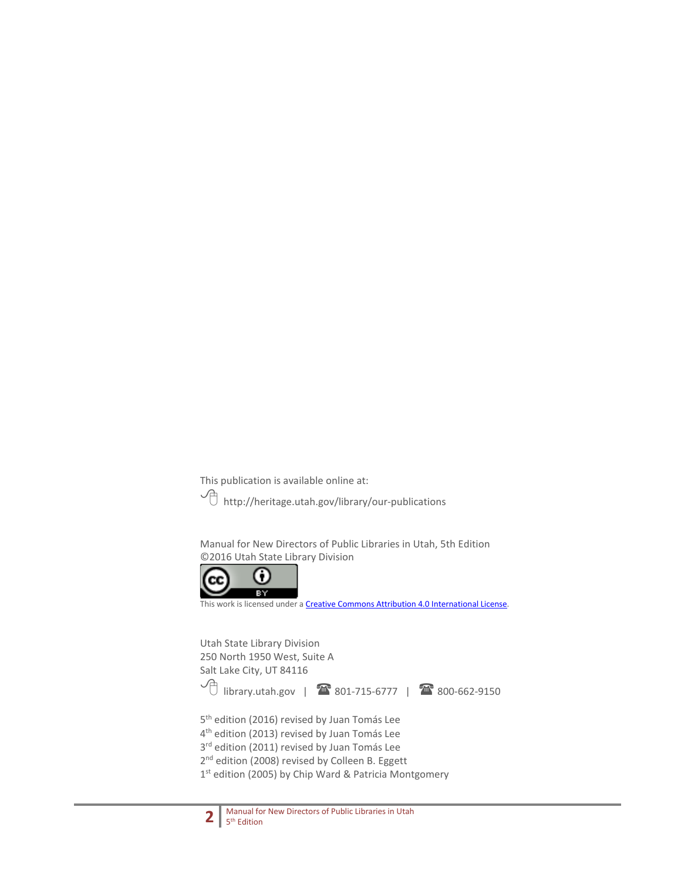This publication is available online at:

http://heritage.utah.gov/library/our-publications

Manual for New Directors of Public Libraries in Utah, 5th Edition
©2016 Utah State Library Division

This work is licensed under a Creative Commons Attribution 4.0 International License.

Utah State Library Division
250 North 1950 West, Suite A
Salt Lake City, UT 84116

library.utah.gov | 801-715-6777 | 800-662-9150

5th edition (2016) revised by Juan Tomás Lee
4th edition (2013) revised by Juan Tomás Lee
3rd edition (2011) revised by Juan Tomás Lee
2nd edition (2008) revised by Colleen B. Eggett
1st edition (2005) by Chip Ward & Patricia Montgomery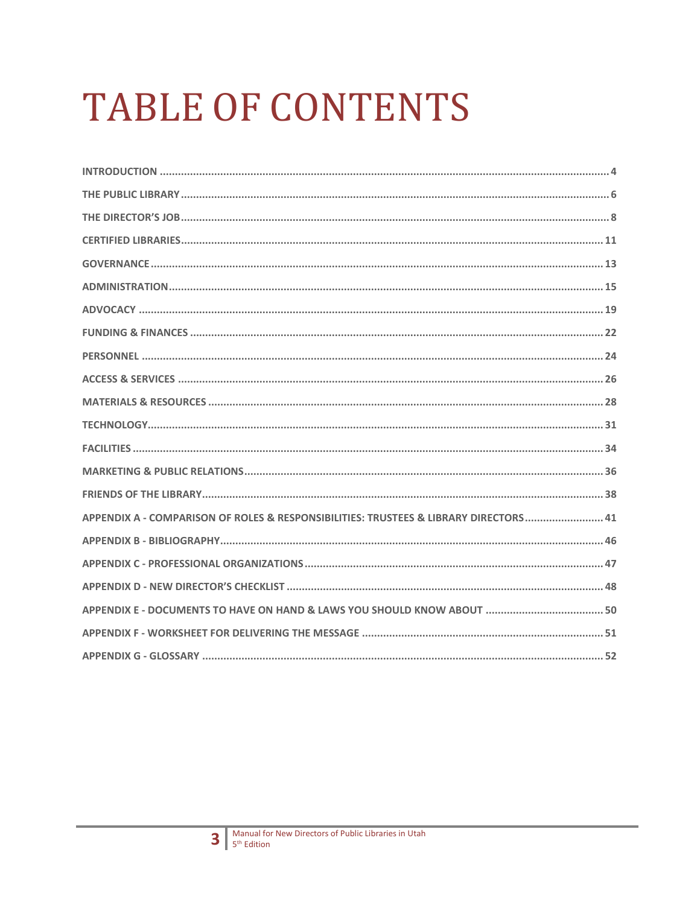# TABLE OF CONTENTS

INTRODUCTION .......... 4

THE PUBLIC LIBRARY .......... 6

THE DIRECTOR'S JOB .......... 8

CERTIFIED LIBRARIES .......... 11

GOVERNANCE .......... 13

ADMINISTRATION .......... 15

ADVOCACY .......... 19

FUNDING & FINANCES .......... 22

PERSONNEL .......... 24

ACCESS & SERVICES .......... 26

MATERIALS & RESOURCES .......... 28

TECHNOLOGY .......... 31

FACILITIES .......... 34

MARKETING & PUBLIC RELATIONS .......... 36

FRIENDS OF THE LIBRARY .......... 38

APPENDIX A - COMPARISON OF ROLES & RESPONSIBILITIES: TRUSTEES & LIBRARY DIRECTORS .......... 41

APPENDIX B - BIBLIOGRAPHY .......... 46

APPENDIX C - PROFESSIONAL ORGANIZATIONS .......... 47

APPENDIX D - NEW DIRECTOR'S CHECKLIST .......... 48

APPENDIX E - DOCUMENTS TO HAVE ON HAND & LAWS YOU SHOULD KNOW ABOUT .......... 50

APPENDIX F - WORKSHEET FOR DELIVERING THE MESSAGE .......... 51

APPENDIX G - GLOSSARY .......... 52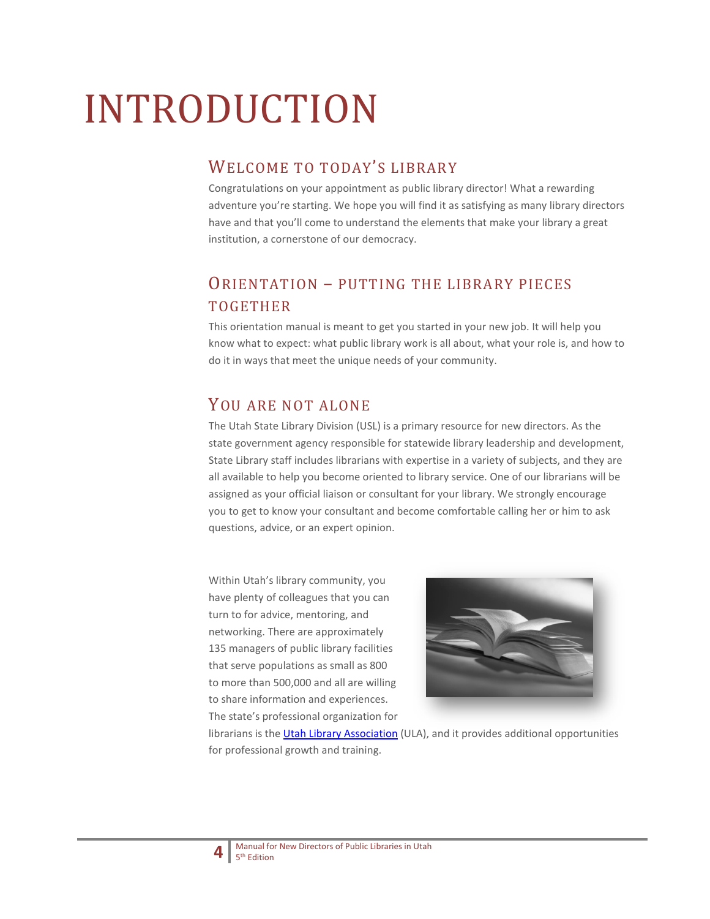# INTRODUCTION

## Welcome to today's library

Congratulations on your appointment as public library director! What a rewarding adventure you're starting. We hope you will find it as satisfying as many library directors have and that you'll come to understand the elements that make your library a great institution, a cornerstone of our democracy.

## Orientation – Putting the library pieces together

This orientation manual is meant to get you started in your new job. It will help you know what to expect: what public library work is all about, what your role is, and how to do it in ways that meet the unique needs of your community.

## You are not alone

The Utah State Library Division (USL) is a primary resource for new directors. As the state government agency responsible for statewide library leadership and development, State Library staff includes librarians with expertise in a variety of subjects, and they are all available to help you become oriented to library service. One of our librarians will be assigned as your official liaison or consultant for your library. We strongly encourage you to get to know your consultant and become comfortable calling her or him to ask questions, advice, or an expert opinion.

Within Utah's library community, you have plenty of colleagues that you can turn to for advice, mentoring, and networking. There are approximately 135 managers of public library facilities that serve populations as small as 800 to more than 500,000 and all are willing to share information and experiences. The state's professional organization for librarians is the Utah Library Association (ULA), and it provides additional opportunities for professional growth and training.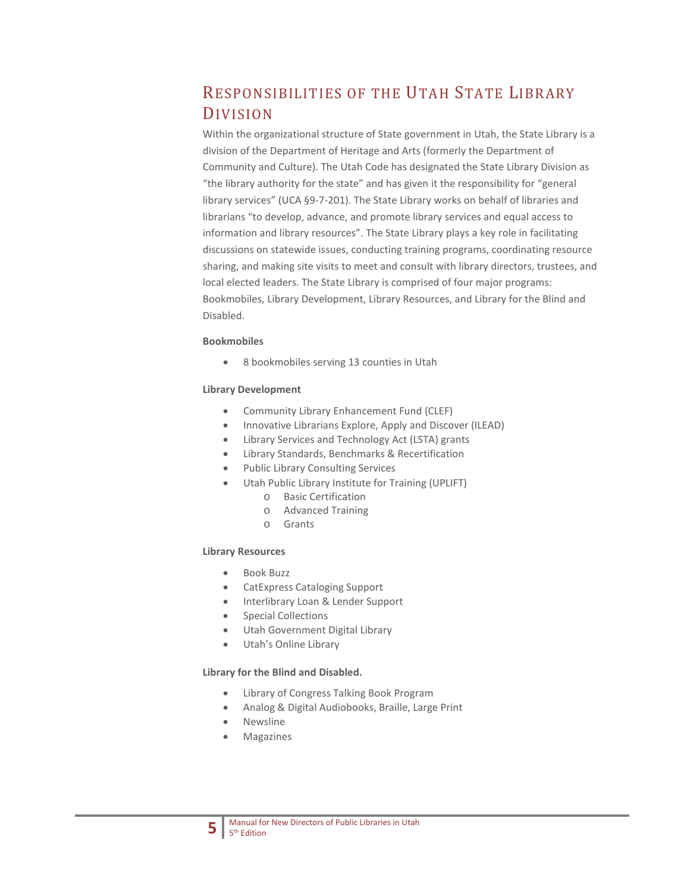# Responsibilities of the Utah State Library Division

Within the organizational structure of State government in Utah, the State Library is a division of the Department of Heritage and Arts (formerly the Department of Community and Culture). The Utah Code has designated the State Library Division as "the library authority for the state" and has given it the responsibility for "general library services" (UCA §9-7-201). The State Library works on behalf of libraries and librarians "to develop, advance, and promote library services and equal access to information and library resources". The State Library plays a key role in facilitating discussions on statewide issues, conducting training programs, coordinating resource sharing, and making site visits to meet and consult with library directors, trustees, and local elected leaders. The State Library is comprised of four major programs: Bookmobiles, Library Development, Library Resources, and Library for the Blind and Disabled.

**Bookmobiles**

- 8 bookmobiles serving 13 counties in Utah

**Library Development**

- Community Library Enhancement Fund (CLEF)
- Innovative Librarians Explore, Apply and Discover (ILEAD)
- Library Services and Technology Act (LSTA) grants
- Library Standards, Benchmarks & Recertification
- Public Library Consulting Services
- Utah Public Library Institute for Training (UPLIFT)
  - Basic Certification
  - Advanced Training
  - Grants

**Library Resources**

- Book Buzz
- CatExpress Cataloging Support
- Interlibrary Loan & Lender Support
- Special Collections
- Utah Government Digital Library
- Utah's Online Library

**Library for the Blind and Disabled.**

- Library of Congress Talking Book Program
- Analog & Digital Audiobooks, Braille, Large Print
- Newsline
- Magazines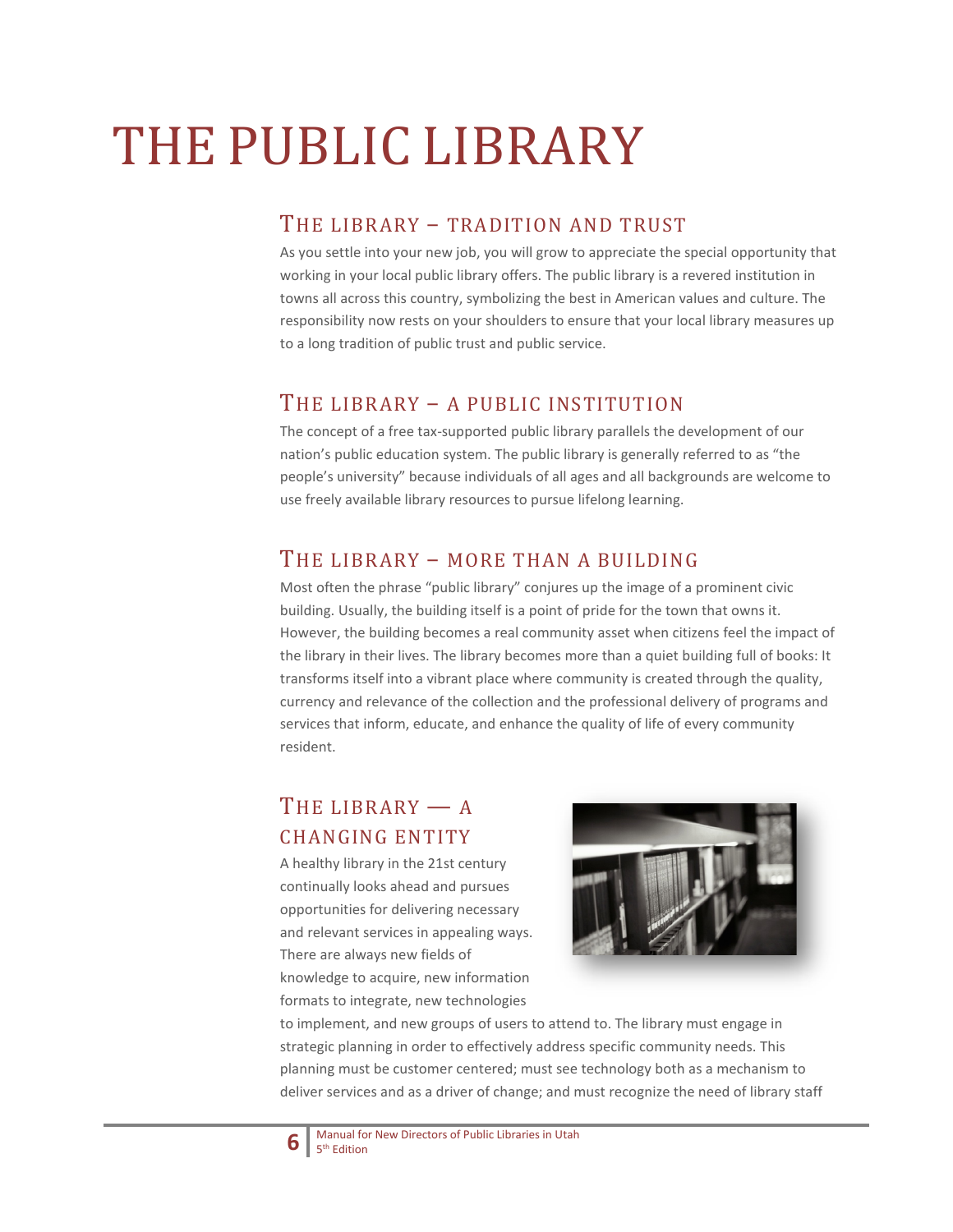# THE PUBLIC LIBRARY

## THE LIBRARY – TRADITION AND TRUST

As you settle into your new job, you will grow to appreciate the special opportunity that working in your local public library offers. The public library is a revered institution in towns all across this country, symbolizing the best in American values and culture. The responsibility now rests on your shoulders to ensure that your local library measures up to a long tradition of public trust and public service.

## THE LIBRARY – A PUBLIC INSTITUTION

The concept of a free tax-supported public library parallels the development of our nation's public education system. The public library is generally referred to as "the people's university" because individuals of all ages and all backgrounds are welcome to use freely available library resources to pursue lifelong learning.

## THE LIBRARY – MORE THAN A BUILDING

Most often the phrase "public library" conjures up the image of a prominent civic building. Usually, the building itself is a point of pride for the town that owns it. However, the building becomes a real community asset when citizens feel the impact of the library in their lives. The library becomes more than a quiet building full of books: It transforms itself into a vibrant place where community is created through the quality, currency and relevance of the collection and the professional delivery of programs and services that inform, educate, and enhance the quality of life of every community resident.

## THE LIBRARY — A CHANGING ENTITY

A healthy library in the 21st century continually looks ahead and pursues opportunities for delivering necessary and relevant services in appealing ways. There are always new fields of knowledge to acquire, new information formats to integrate, new technologies to implement, and new groups of users to attend to. The library must engage in strategic planning in order to effectively address specific community needs. This planning must be customer centered; must see technology both as a mechanism to deliver services and as a driver of change; and must recognize the need of library staff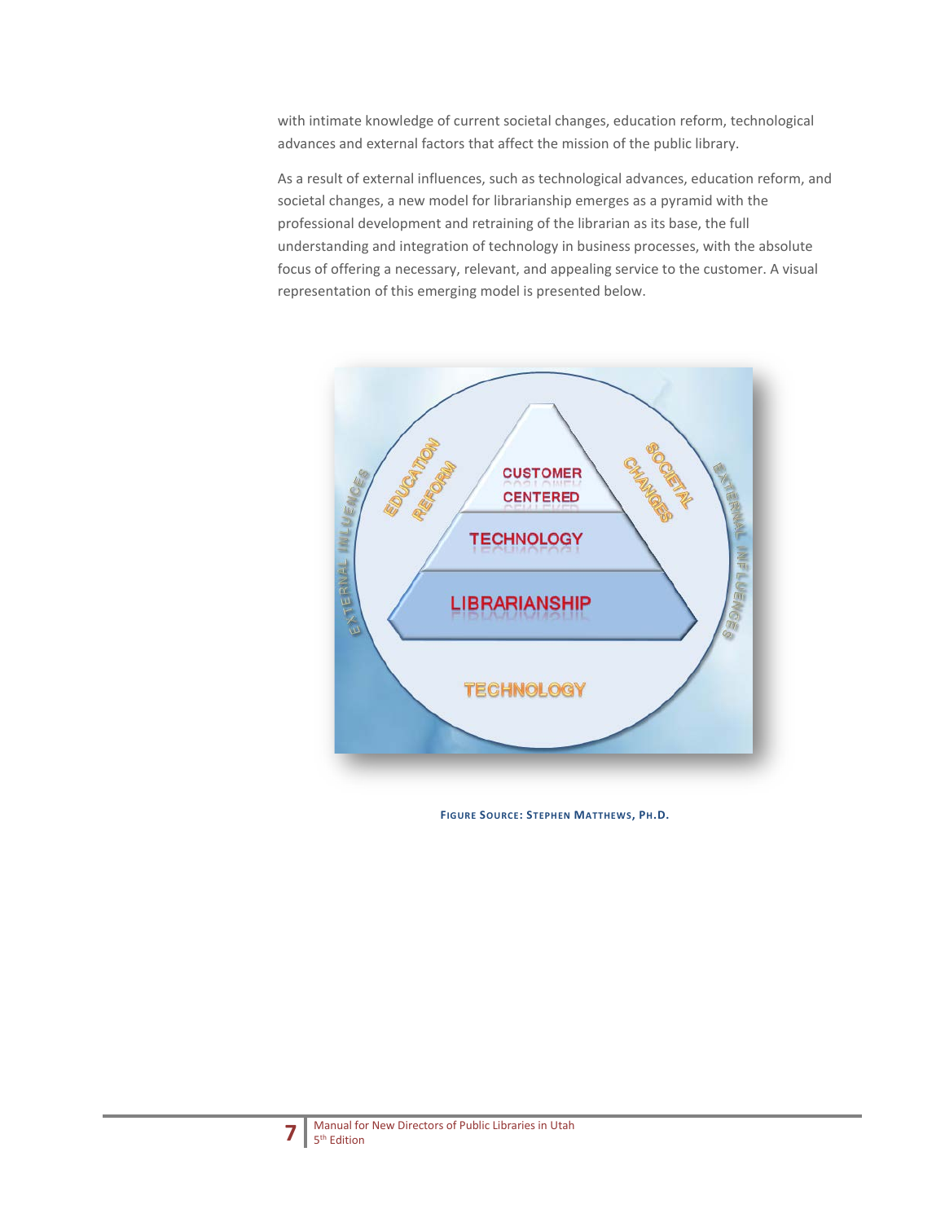with intimate knowledge of current societal changes, education reform, technological advances and external factors that affect the mission of the public library.

As a result of external influences, such as technological advances, education reform, and societal changes, a new model for librarianship emerges as a pyramid with the professional development and retraining of the librarian as its base, the full understanding and integration of technology in business processes, with the absolute focus of offering a necessary, relevant, and appealing service to the customer. A visual representation of this emerging model is presented below.

**FIGURE SOURCE: STEPHEN MATTHEWS, PH.D.**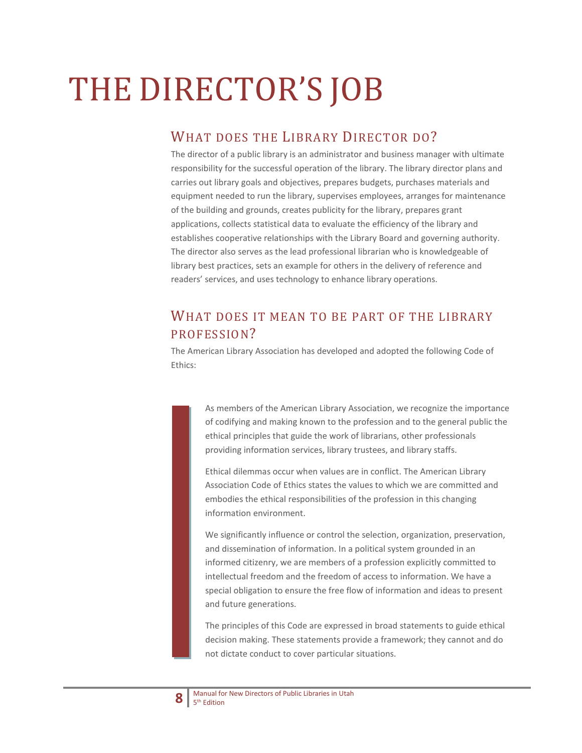# THE DIRECTOR'S JOB

## What does the Library Director do?

The director of a public library is an administrator and business manager with ultimate responsibility for the successful operation of the library. The library director plans and carries out library goals and objectives, prepares budgets, purchases materials and equipment needed to run the library, supervises employees, arranges for maintenance of the building and grounds, creates publicity for the library, prepares grant applications, collects statistical data to evaluate the efficiency of the library and establishes cooperative relationships with the Library Board and governing authority. The director also serves as the lead professional librarian who is knowledgeable of library best practices, sets an example for others in the delivery of reference and readers' services, and uses technology to enhance library operations.

## What does it mean to be part of the library profession?

The American Library Association has developed and adopted the following Code of Ethics:

> As members of the American Library Association, we recognize the importance of codifying and making known to the profession and to the general public the ethical principles that guide the work of librarians, other professionals providing information services, library trustees, and library staffs.
>
> Ethical dilemmas occur when values are in conflict. The American Library Association Code of Ethics states the values to which we are committed and embodies the ethical responsibilities of the profession in this changing information environment.
>
> We significantly influence or control the selection, organization, preservation, and dissemination of information. In a political system grounded in an informed citizenry, we are members of a profession explicitly committed to intellectual freedom and the freedom of access to information. We have a special obligation to ensure the free flow of information and ideas to present and future generations.
>
> The principles of this Code are expressed in broad statements to guide ethical decision making. These statements provide a framework; they cannot and do not dictate conduct to cover particular situations.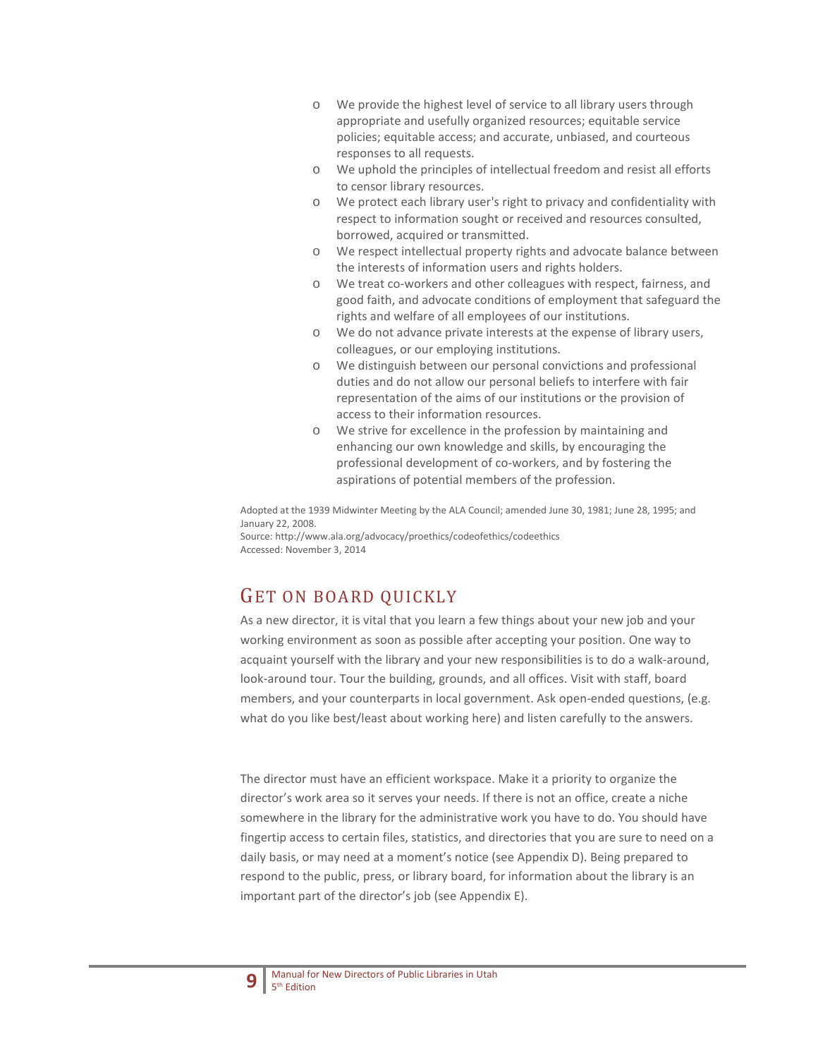- We provide the highest level of service to all library users through appropriate and usefully organized resources; equitable service policies; equitable access; and accurate, unbiased, and courteous responses to all requests.
- We uphold the principles of intellectual freedom and resist all efforts to censor library resources.
- We protect each library user's right to privacy and confidentiality with respect to information sought or received and resources consulted, borrowed, acquired or transmitted.
- We respect intellectual property rights and advocate balance between the interests of information users and rights holders.
- We treat co-workers and other colleagues with respect, fairness, and good faith, and advocate conditions of employment that safeguard the rights and welfare of all employees of our institutions.
- We do not advance private interests at the expense of library users, colleagues, or our employing institutions.
- We distinguish between our personal convictions and professional duties and do not allow our personal beliefs to interfere with fair representation of the aims of our institutions or the provision of access to their information resources.
- We strive for excellence in the profession by maintaining and enhancing our own knowledge and skills, by encouraging the professional development of co-workers, and by fostering the aspirations of potential members of the profession.

Adopted at the 1939 Midwinter Meeting by the ALA Council; amended June 30, 1981; June 28, 1995; and January 22, 2008.
Source: http://www.ala.org/advocacy/proethics/codeofethics/codeethics
Accessed: November 3, 2014

## Get on board quickly

As a new director, it is vital that you learn a few things about your new job and your working environment as soon as possible after accepting your position. One way to acquaint yourself with the library and your new responsibilities is to do a walk-around, look-around tour. Tour the building, grounds, and all offices. Visit with staff, board members, and your counterparts in local government. Ask open-ended questions, (e.g. what do you like best/least about working here) and listen carefully to the answers.

The director must have an efficient workspace. Make it a priority to organize the director's work area so it serves your needs. If there is not an office, create a niche somewhere in the library for the administrative work you have to do. You should have fingertip access to certain files, statistics, and directories that you are sure to need on a daily basis, or may need at a moment's notice (see Appendix D). Being prepared to respond to the public, press, or library board, for information about the library is an important part of the director's job (see Appendix E).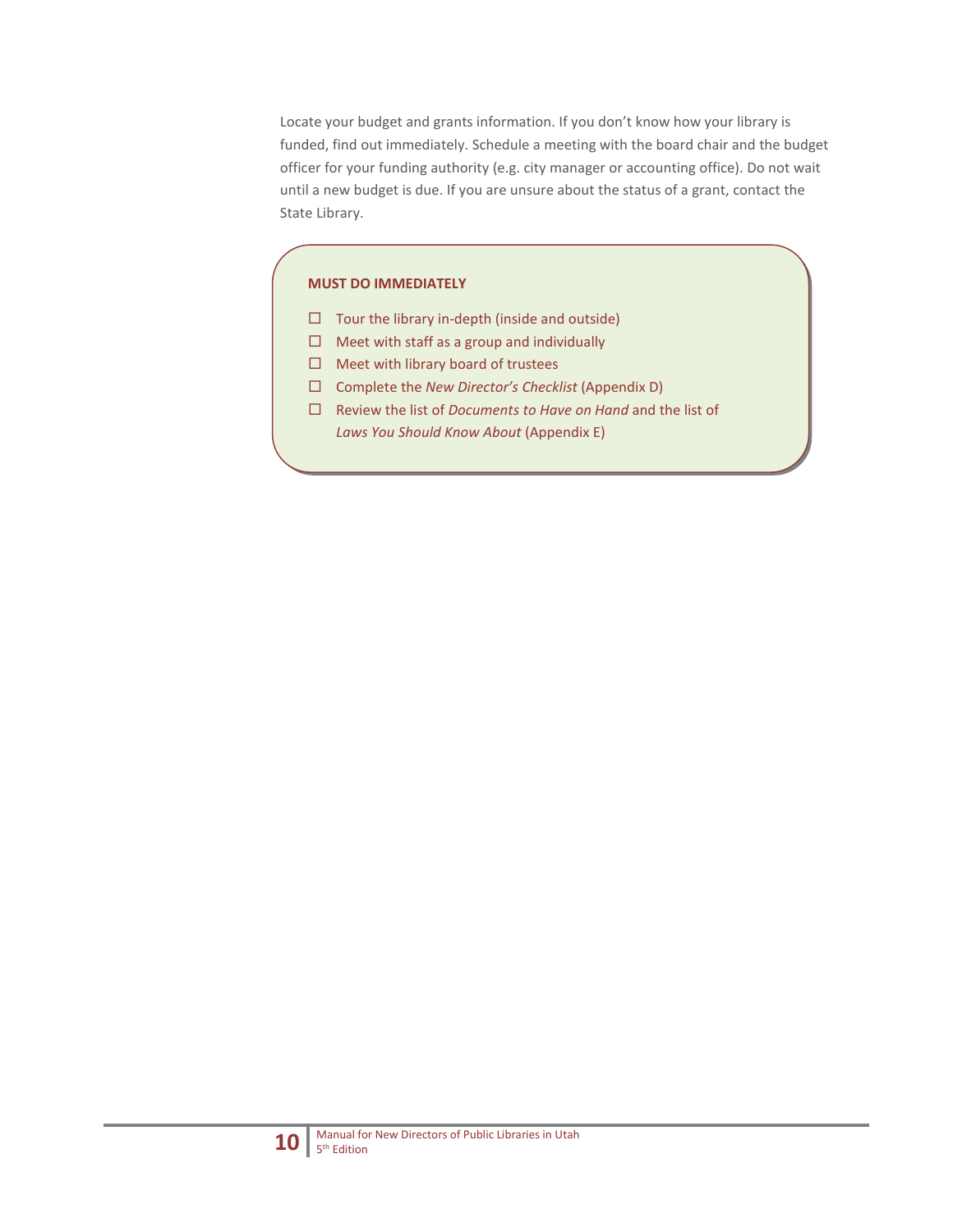Locate your budget and grants information. If you don't know how your library is funded, find out immediately. Schedule a meeting with the board chair and the budget officer for your funding authority (e.g. city manager or accounting office). Do not wait until a new budget is due. If you are unsure about the status of a grant, contact the State Library.

**MUST DO IMMEDIATELY**

- ☐ Tour the library in-depth (inside and outside)
- ☐ Meet with staff as a group and individually
- ☐ Meet with library board of trustees
- ☐ Complete the *New Director's Checklist* (Appendix D)
- ☐ Review the list of *Documents to Have on Hand* and the list of *Laws You Should Know About* (Appendix E)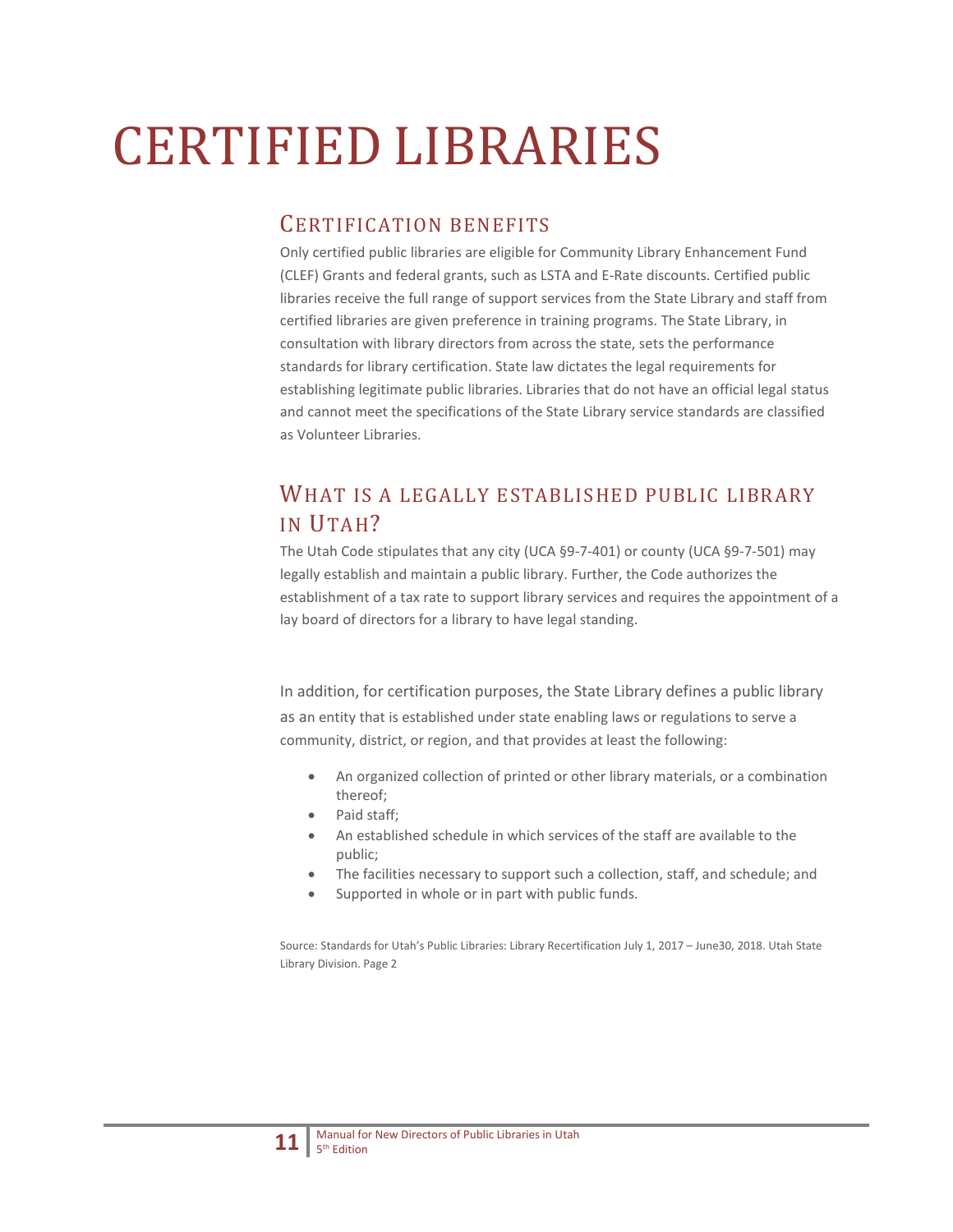# CERTIFIED LIBRARIES

## CERTIFICATION BENEFITS

Only certified public libraries are eligible for Community Library Enhancement Fund (CLEF) Grants and federal grants, such as LSTA and E-Rate discounts. Certified public libraries receive the full range of support services from the State Library and staff from certified libraries are given preference in training programs. The State Library, in consultation with library directors from across the state, sets the performance standards for library certification. State law dictates the legal requirements for establishing legitimate public libraries. Libraries that do not have an official legal status and cannot meet the specifications of the State Library service standards are classified as Volunteer Libraries.

## WHAT IS A LEGALLY ESTABLISHED PUBLIC LIBRARY IN UTAH?

The Utah Code stipulates that any city (UCA §9-7-401) or county (UCA §9-7-501) may legally establish and maintain a public library. Further, the Code authorizes the establishment of a tax rate to support library services and requires the appointment of a lay board of directors for a library to have legal standing.

In addition, for certification purposes, the State Library defines a public library as an entity that is established under state enabling laws or regulations to serve a community, district, or region, and that provides at least the following:

- An organized collection of printed or other library materials, or a combination thereof;
- Paid staff;
- An established schedule in which services of the staff are available to the public;
- The facilities necessary to support such a collection, staff, and schedule; and
- Supported in whole or in part with public funds.

Source: Standards for Utah's Public Libraries: Library Recertification July 1, 2017 – June30, 2018. Utah State Library Division. Page 2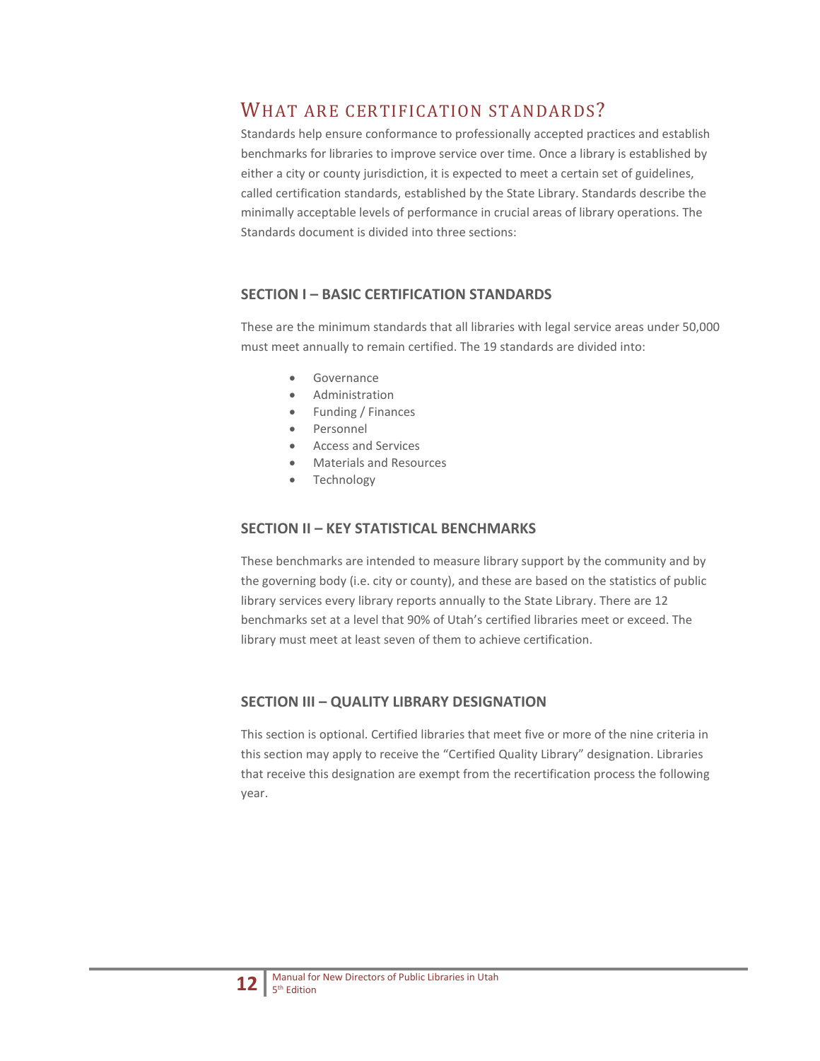## What are certification standards?

Standards help ensure conformance to professionally accepted practices and establish benchmarks for libraries to improve service over time. Once a library is established by either a city or county jurisdiction, it is expected to meet a certain set of guidelines, called certification standards, established by the State Library. Standards describe the minimally acceptable levels of performance in crucial areas of library operations. The Standards document is divided into three sections:

### SECTION I – BASIC CERTIFICATION STANDARDS

These are the minimum standards that all libraries with legal service areas under 50,000 must meet annually to remain certified. The 19 standards are divided into:

- Governance
- Administration
- Funding / Finances
- Personnel
- Access and Services
- Materials and Resources
- Technology

### SECTION II – KEY STATISTICAL BENCHMARKS

These benchmarks are intended to measure library support by the community and by the governing body (i.e. city or county), and these are based on the statistics of public library services every library reports annually to the State Library. There are 12 benchmarks set at a level that 90% of Utah's certified libraries meet or exceed. The library must meet at least seven of them to achieve certification.

### SECTION III – QUALITY LIBRARY DESIGNATION

This section is optional. Certified libraries that meet five or more of the nine criteria in this section may apply to receive the "Certified Quality Library" designation. Libraries that receive this designation are exempt from the recertification process the following year.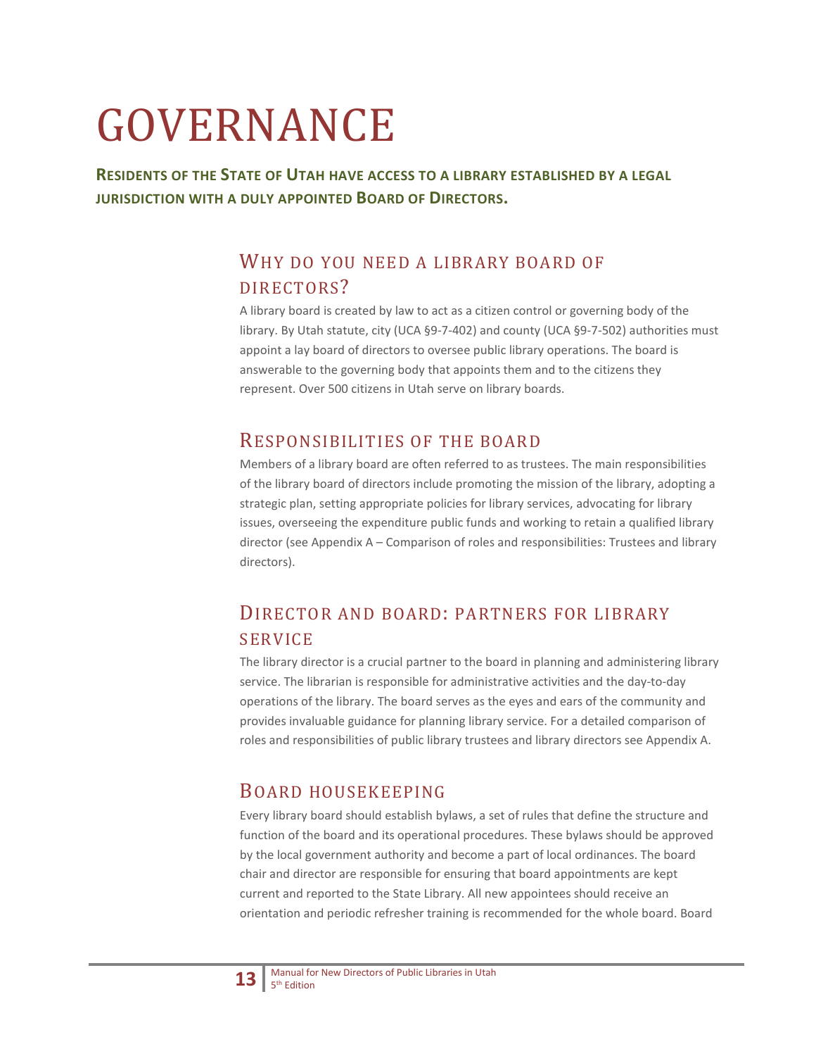# GOVERNANCE

**Residents of the State of Utah have access to a library established by a legal jurisdiction with a duly appointed Board of Directors.**

## Why do you need a library board of directors?

A library board is created by law to act as a citizen control or governing body of the library. By Utah statute, city (UCA §9-7-402) and county (UCA §9-7-502) authorities must appoint a lay board of directors to oversee public library operations. The board is answerable to the governing body that appoints them and to the citizens they represent. Over 500 citizens in Utah serve on library boards.

## Responsibilities of the board

Members of a library board are often referred to as trustees. The main responsibilities of the library board of directors include promoting the mission of the library, adopting a strategic plan, setting appropriate policies for library services, advocating for library issues, overseeing the expenditure public funds and working to retain a qualified library director (see Appendix A – Comparison of roles and responsibilities: Trustees and library directors).

## Director and board: partners for library service

The library director is a crucial partner to the board in planning and administering library service. The librarian is responsible for administrative activities and the day-to-day operations of the library. The board serves as the eyes and ears of the community and provides invaluable guidance for planning library service. For a detailed comparison of roles and responsibilities of public library trustees and library directors see Appendix A.

## Board housekeeping

Every library board should establish bylaws, a set of rules that define the structure and function of the board and its operational procedures. These bylaws should be approved by the local government authority and become a part of local ordinances. The board chair and director are responsible for ensuring that board appointments are kept current and reported to the State Library. All new appointees should receive an orientation and periodic refresher training is recommended for the whole board. Board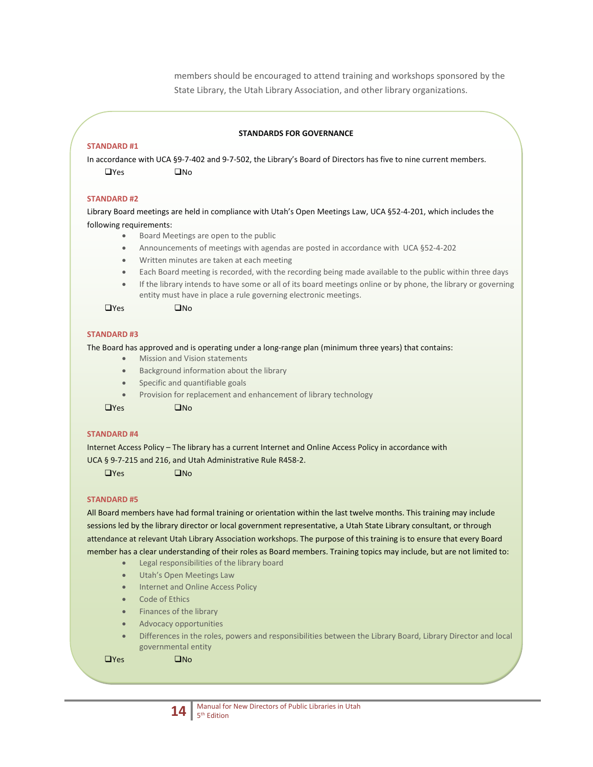members should be encouraged to attend training and workshops sponsored by the State Library, the Utah Library Association, and other library organizations.

**STANDARDS FOR GOVERNANCE**

**STANDARD #1**

In accordance with UCA §9-7-402 and 9-7-502, the Library's Board of Directors has five to nine current members.

❑Yes ❑No

**STANDARD #2**

Library Board meetings are held in compliance with Utah's Open Meetings Law, UCA §52-4-201, which includes the following requirements:

- Board Meetings are open to the public
- Announcements of meetings with agendas are posted in accordance with UCA §52-4-202
- Written minutes are taken at each meeting
- Each Board meeting is recorded, with the recording being made available to the public within three days
- If the library intends to have some or all of its board meetings online or by phone, the library or governing entity must have in place a rule governing electronic meetings.

❑Yes ❑No

**STANDARD #3**

The Board has approved and is operating under a long-range plan (minimum three years) that contains:

- Mission and Vision statements
- Background information about the library
- Specific and quantifiable goals
- Provision for replacement and enhancement of library technology

❑Yes ❑No

**STANDARD #4**

Internet Access Policy – The library has a current Internet and Online Access Policy in accordance with UCA § 9-7-215 and 216, and Utah Administrative Rule R458-2.

❑Yes ❑No

**STANDARD #5**

All Board members have had formal training or orientation within the last twelve months. This training may include sessions led by the library director or local government representative, a Utah State Library consultant, or through attendance at relevant Utah Library Association workshops. The purpose of this training is to ensure that every Board member has a clear understanding of their roles as Board members. Training topics may include, but are not limited to:

- Legal responsibilities of the library board
- Utah's Open Meetings Law
- Internet and Online Access Policy
- Code of Ethics
- Finances of the library
- Advocacy opportunities
- Differences in the roles, powers and responsibilities between the Library Board, Library Director and local governmental entity

❑Yes ❑No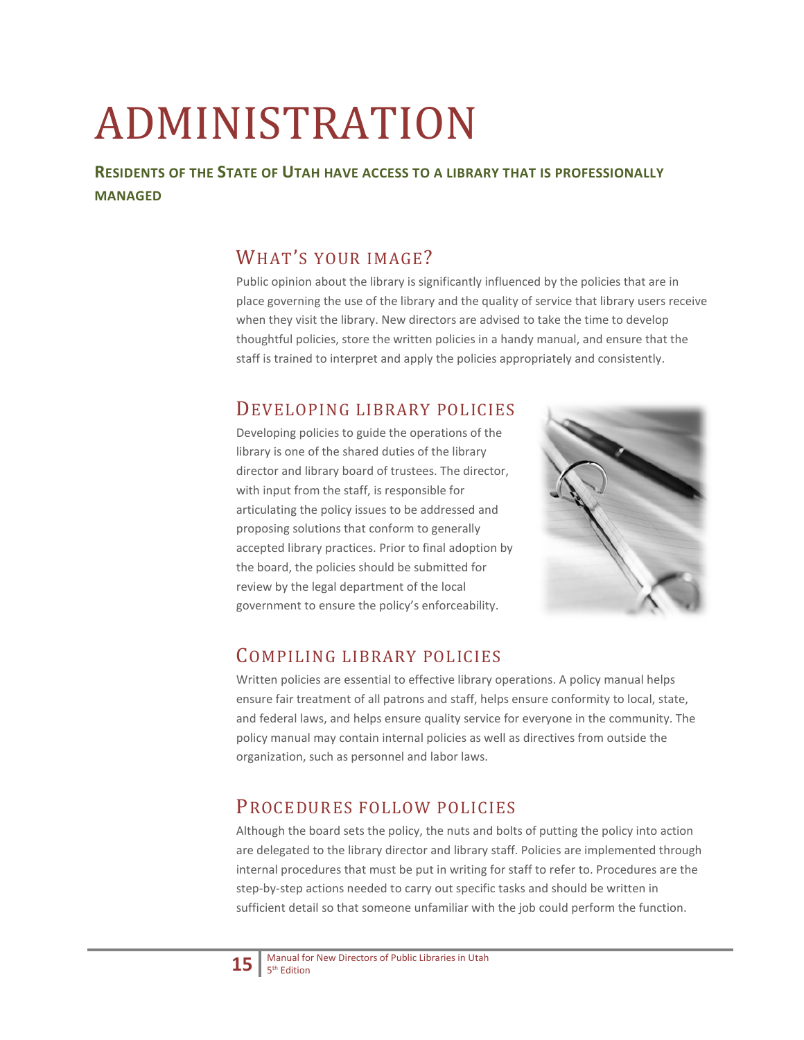# ADMINISTRATION

**RESIDENTS OF THE STATE OF UTAH HAVE ACCESS TO A LIBRARY THAT IS PROFESSIONALLY MANAGED**

## WHAT'S YOUR IMAGE?

Public opinion about the library is significantly influenced by the policies that are in place governing the use of the library and the quality of service that library users receive when they visit the library. New directors are advised to take the time to develop thoughtful policies, store the written policies in a handy manual, and ensure that the staff is trained to interpret and apply the policies appropriately and consistently.

## DEVELOPING LIBRARY POLICIES

Developing policies to guide the operations of the library is one of the shared duties of the library director and library board of trustees. The director, with input from the staff, is responsible for articulating the policy issues to be addressed and proposing solutions that conform to generally accepted library practices. Prior to final adoption by the board, the policies should be submitted for review by the legal department of the local government to ensure the policy's enforceability.

## COMPILING LIBRARY POLICIES

Written policies are essential to effective library operations. A policy manual helps ensure fair treatment of all patrons and staff, helps ensure conformity to local, state, and federal laws, and helps ensure quality service for everyone in the community. The policy manual may contain internal policies as well as directives from outside the organization, such as personnel and labor laws.

## PROCEDURES FOLLOW POLICIES

Although the board sets the policy, the nuts and bolts of putting the policy into action are delegated to the library director and library staff. Policies are implemented through internal procedures that must be put in writing for staff to refer to. Procedures are the step-by-step actions needed to carry out specific tasks and should be written in sufficient detail so that someone unfamiliar with the job could perform the function.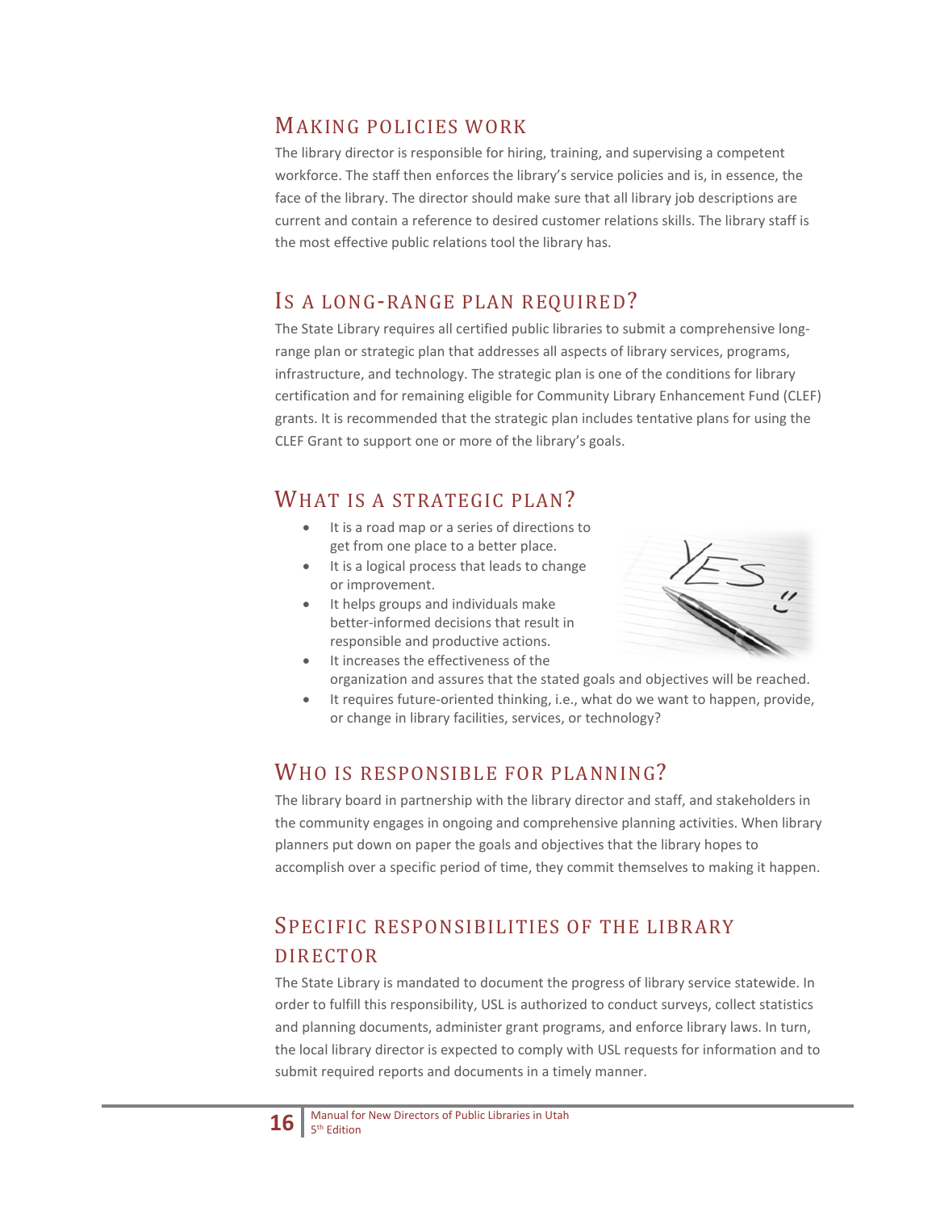## Making policies work

The library director is responsible for hiring, training, and supervising a competent workforce. The staff then enforces the library's service policies and is, in essence, the face of the library. The director should make sure that all library job descriptions are current and contain a reference to desired customer relations skills. The library staff is the most effective public relations tool the library has.

## Is a long-range plan required?

The State Library requires all certified public libraries to submit a comprehensive long-range plan or strategic plan that addresses all aspects of library services, programs, infrastructure, and technology. The strategic plan is one of the conditions for library certification and for remaining eligible for Community Library Enhancement Fund (CLEF) grants. It is recommended that the strategic plan includes tentative plans for using the CLEF Grant to support one or more of the library's goals.

## What is a strategic plan?

- It is a road map or a series of directions to get from one place to a better place.
- It is a logical process that leads to change or improvement.
- It helps groups and individuals make better-informed decisions that result in responsible and productive actions.
- It increases the effectiveness of the organization and assures that the stated goals and objectives will be reached.
- It requires future-oriented thinking, i.e., what do we want to happen, provide, or change in library facilities, services, or technology?

## Who is responsible for planning?

The library board in partnership with the library director and staff, and stakeholders in the community engages in ongoing and comprehensive planning activities. When library planners put down on paper the goals and objectives that the library hopes to accomplish over a specific period of time, they commit themselves to making it happen.

## Specific responsibilities of the library director

The State Library is mandated to document the progress of library service statewide. In order to fulfill this responsibility, USL is authorized to conduct surveys, collect statistics and planning documents, administer grant programs, and enforce library laws. In turn, the local library director is expected to comply with USL requests for information and to submit required reports and documents in a timely manner.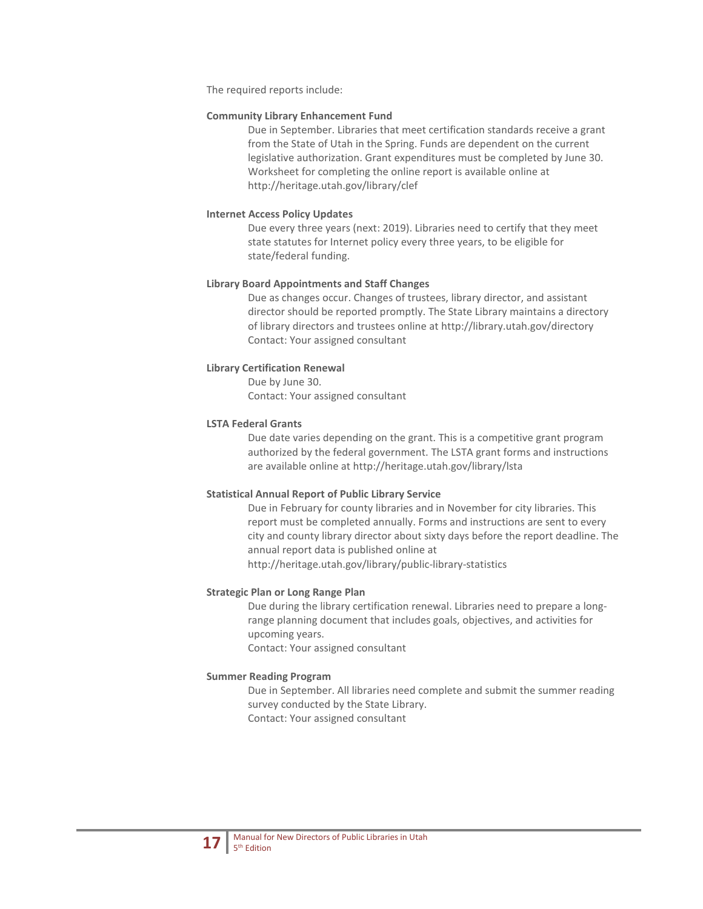The required reports include:

**Community Library Enhancement Fund**

Due in September. Libraries that meet certification standards receive a grant from the State of Utah in the Spring. Funds are dependent on the current legislative authorization. Grant expenditures must be completed by June 30. Worksheet for completing the online report is available online at http://heritage.utah.gov/library/clef

**Internet Access Policy Updates**

Due every three years (next: 2019). Libraries need to certify that they meet state statutes for Internet policy every three years, to be eligible for state/federal funding.

**Library Board Appointments and Staff Changes**

Due as changes occur. Changes of trustees, library director, and assistant director should be reported promptly. The State Library maintains a directory of library directors and trustees online at http://library.utah.gov/directory
Contact: Your assigned consultant

**Library Certification Renewal**

Due by June 30.
Contact: Your assigned consultant

**LSTA Federal Grants**

Due date varies depending on the grant. This is a competitive grant program authorized by the federal government. The LSTA grant forms and instructions are available online at http://heritage.utah.gov/library/lsta

**Statistical Annual Report of Public Library Service**

Due in February for county libraries and in November for city libraries. This report must be completed annually. Forms and instructions are sent to every city and county library director about sixty days before the report deadline. The annual report data is published online at
http://heritage.utah.gov/library/public-library-statistics

**Strategic Plan or Long Range Plan**

Due during the library certification renewal. Libraries need to prepare a long-range planning document that includes goals, objectives, and activities for upcoming years.
Contact: Your assigned consultant

**Summer Reading Program**

Due in September. All libraries need complete and submit the summer reading survey conducted by the State Library.
Contact: Your assigned consultant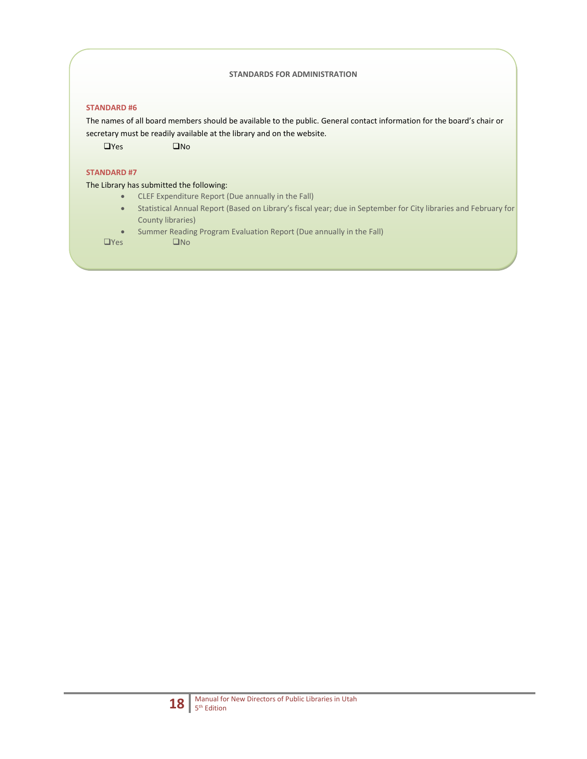**STANDARDS FOR ADMINISTRATION**

**STANDARD #6**

The names of all board members should be available to the public. General contact information for the board's chair or secretary must be readily available at the library and on the website.

❑Yes ❑No

**STANDARD #7**

The Library has submitted the following:

- CLEF Expenditure Report (Due annually in the Fall)
- Statistical Annual Report (Based on Library's fiscal year; due in September for City libraries and February for County libraries)
- Summer Reading Program Evaluation Report (Due annually in the Fall)

❑Yes ❑No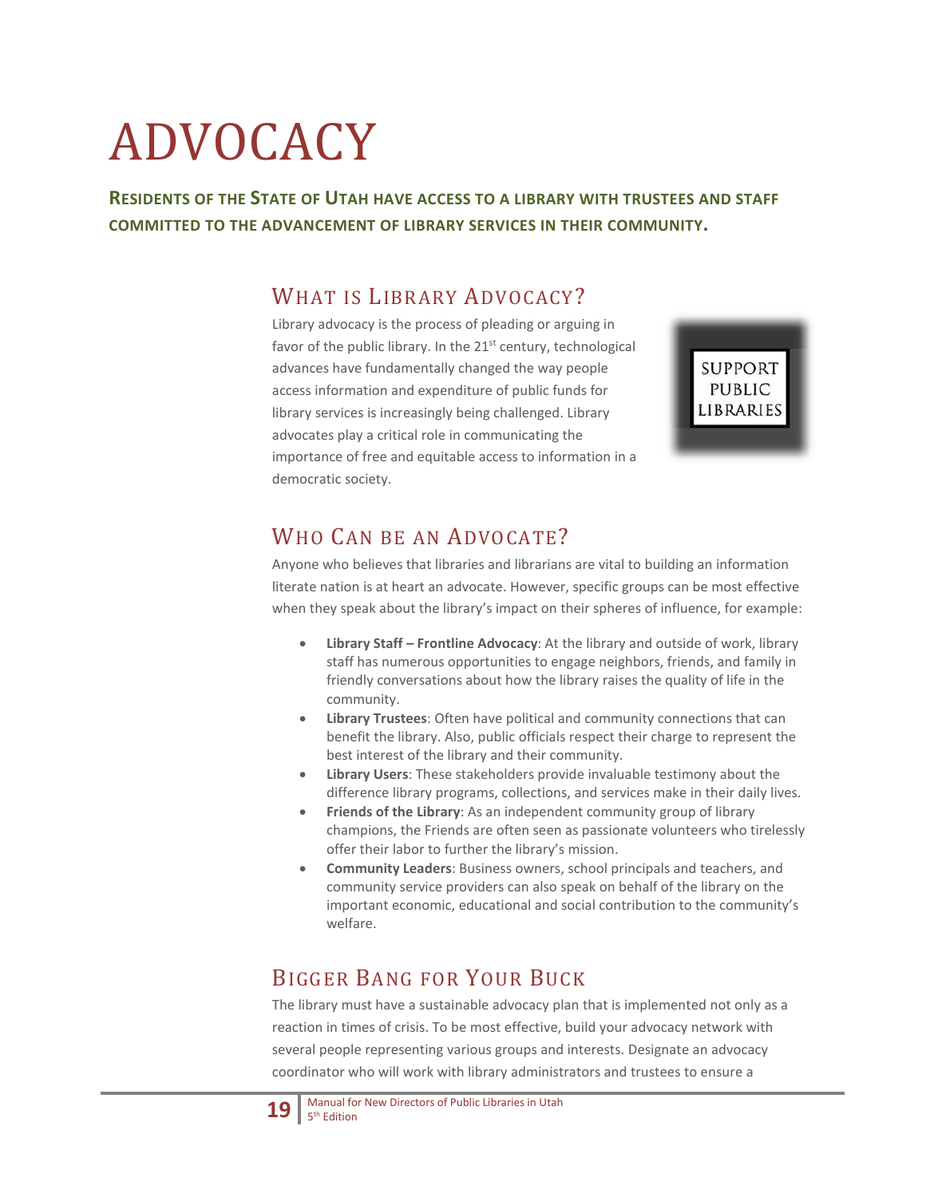# ADVOCACY

**RESIDENTS OF THE STATE OF UTAH HAVE ACCESS TO A LIBRARY WITH TRUSTEES AND STAFF COMMITTED TO THE ADVANCEMENT OF LIBRARY SERVICES IN THEIR COMMUNITY.**

## WHAT IS LIBRARY ADVOCACY?

Library advocacy is the process of pleading or arguing in favor of the public library. In the 21st century, technological advances have fundamentally changed the way people access information and expenditure of public funds for library services is increasingly being challenged. Library advocates play a critical role in communicating the importance of free and equitable access to information in a democratic society.

SUPPORT PUBLIC LIBRARIES

## WHO CAN BE AN ADVOCATE?

Anyone who believes that libraries and librarians are vital to building an information literate nation is at heart an advocate. However, specific groups can be most effective when they speak about the library's impact on their spheres of influence, for example:

- **Library Staff – Frontline Advocacy**: At the library and outside of work, library staff has numerous opportunities to engage neighbors, friends, and family in friendly conversations about how the library raises the quality of life in the community.
- **Library Trustees**: Often have political and community connections that can benefit the library. Also, public officials respect their charge to represent the best interest of the library and their community.
- **Library Users**: These stakeholders provide invaluable testimony about the difference library programs, collections, and services make in their daily lives.
- **Friends of the Library**: As an independent community group of library champions, the Friends are often seen as passionate volunteers who tirelessly offer their labor to further the library's mission.
- **Community Leaders**: Business owners, school principals and teachers, and community service providers can also speak on behalf of the library on the important economic, educational and social contribution to the community's welfare.

## BIGGER BANG FOR YOUR BUCK

The library must have a sustainable advocacy plan that is implemented not only as a reaction in times of crisis. To be most effective, build your advocacy network with several people representing various groups and interests. Designate an advocacy coordinator who will work with library administrators and trustees to ensure a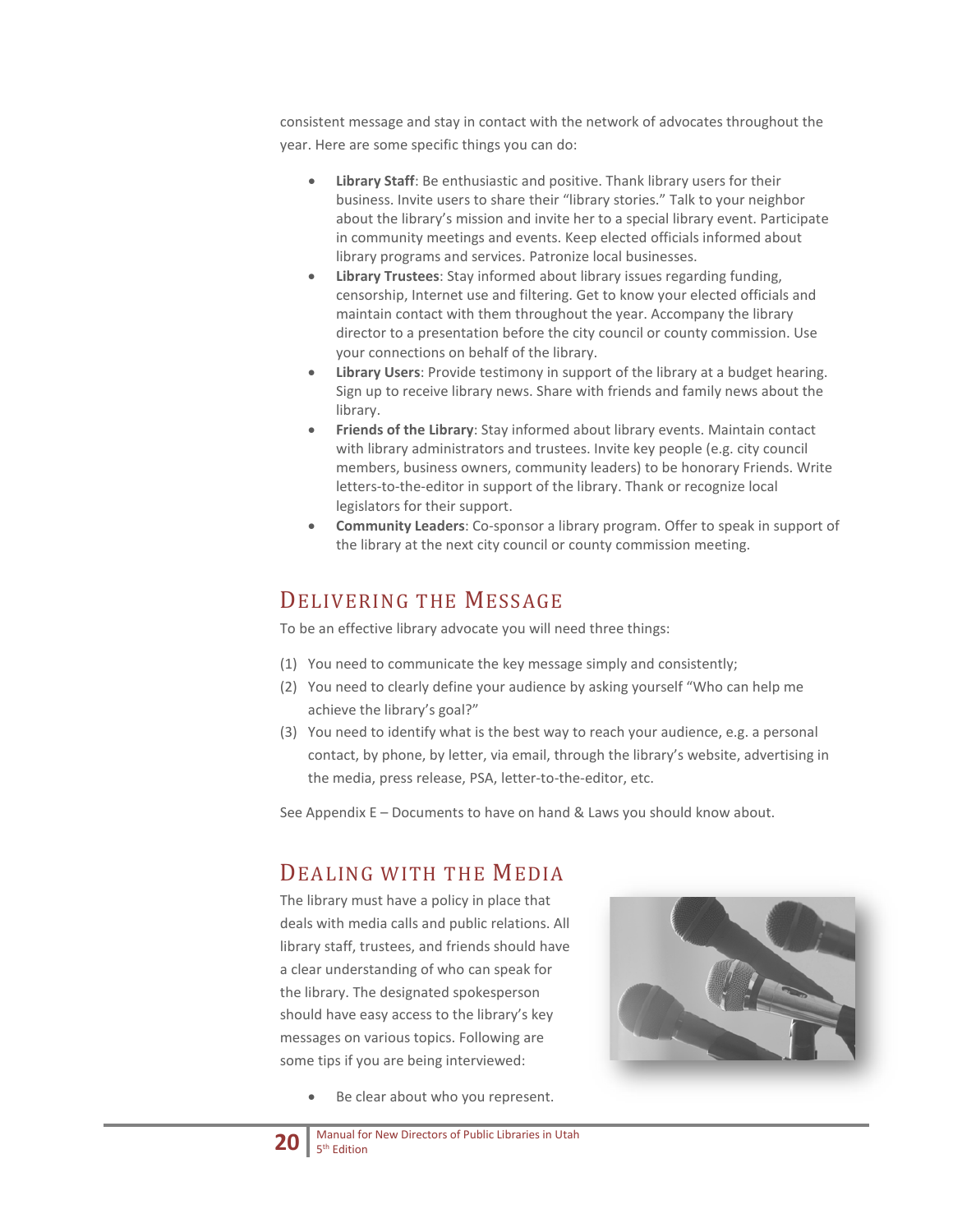consistent message and stay in contact with the network of advocates throughout the year. Here are some specific things you can do:

- **Library Staff**: Be enthusiastic and positive. Thank library users for their business. Invite users to share their "library stories." Talk to your neighbor about the library's mission and invite her to a special library event. Participate in community meetings and events. Keep elected officials informed about library programs and services. Patronize local businesses.
- **Library Trustees**: Stay informed about library issues regarding funding, censorship, Internet use and filtering. Get to know your elected officials and maintain contact with them throughout the year. Accompany the library director to a presentation before the city council or county commission. Use your connections on behalf of the library.
- **Library Users**: Provide testimony in support of the library at a budget hearing. Sign up to receive library news. Share with friends and family news about the library.
- **Friends of the Library**: Stay informed about library events. Maintain contact with library administrators and trustees. Invite key people (e.g. city council members, business owners, community leaders) to be honorary Friends. Write letters-to-the-editor in support of the library. Thank or recognize local legislators for their support.
- **Community Leaders**: Co-sponsor a library program. Offer to speak in support of the library at the next city council or county commission meeting.

## Delivering the Message

To be an effective library advocate you will need three things:

(1) You need to communicate the key message simply and consistently;
(2) You need to clearly define your audience by asking yourself "Who can help me achieve the library's goal?"
(3) You need to identify what is the best way to reach your audience, e.g. a personal contact, by phone, by letter, via email, through the library's website, advertising in the media, press release, PSA, letter-to-the-editor, etc.

See Appendix E – Documents to have on hand & Laws you should know about.

## Dealing with the Media

The library must have a policy in place that deals with media calls and public relations. All library staff, trustees, and friends should have a clear understanding of who can speak for the library. The designated spokesperson should have easy access to the library's key messages on various topics. Following are some tips if you are being interviewed:

- Be clear about who you represent.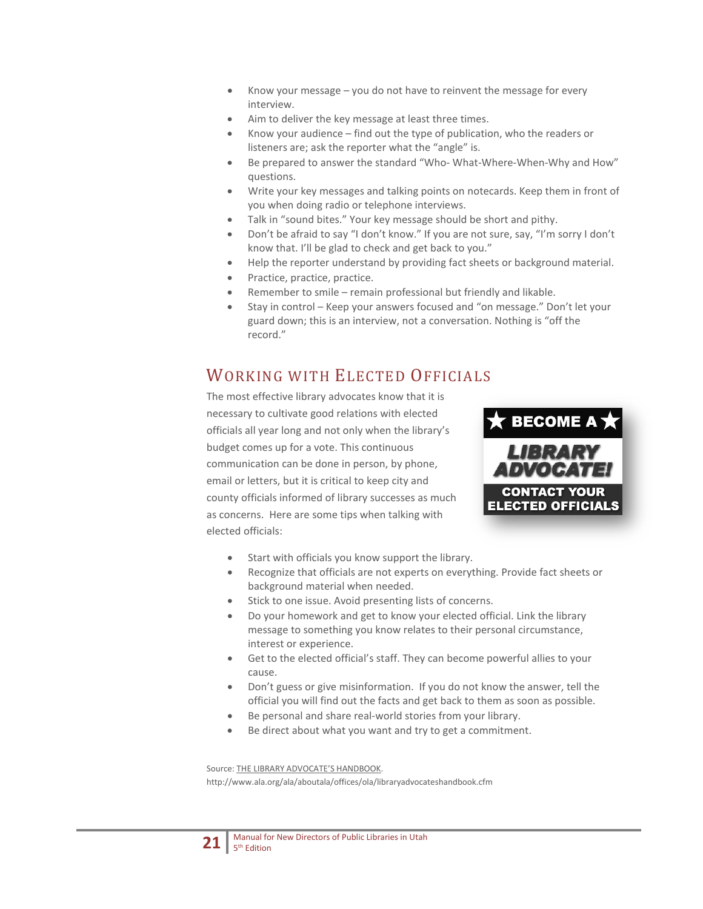- Know your message – you do not have to reinvent the message for every interview.
- Aim to deliver the key message at least three times.
- Know your audience – find out the type of publication, who the readers or listeners are; ask the reporter what the "angle" is.
- Be prepared to answer the standard "Who- What-Where-When-Why and How" questions.
- Write your key messages and talking points on notecards. Keep them in front of you when doing radio or telephone interviews.
- Talk in "sound bites." Your key message should be short and pithy.
- Don't be afraid to say "I don't know." If you are not sure, say, "I'm sorry I don't know that. I'll be glad to check and get back to you."
- Help the reporter understand by providing fact sheets or background material.
- Practice, practice, practice.
- Remember to smile – remain professional but friendly and likable.
- Stay in control – Keep your answers focused and "on message." Don't let your guard down; this is an interview, not a conversation. Nothing is "off the record."

## Working with Elected Officials

The most effective library advocates know that it is necessary to cultivate good relations with elected officials all year long and not only when the library's budget comes up for a vote. This continuous communication can be done in person, by phone, email or letters, but it is critical to keep city and county officials informed of library successes as much as concerns. Here are some tips when talking with elected officials:

**★ BECOME A ★ LIBRARY ADVOCATE! CONTACT YOUR ELECTED OFFICIALS**

- Start with officials you know support the library.
- Recognize that officials are not experts on everything. Provide fact sheets or background material when needed.
- Stick to one issue. Avoid presenting lists of concerns.
- Do your homework and get to know your elected official. Link the library message to something you know relates to their personal circumstance, interest or experience.
- Get to the elected official's staff. They can become powerful allies to your cause.
- Don't guess or give misinformation. If you do not know the answer, tell the official you will find out the facts and get back to them as soon as possible.
- Be personal and share real-world stories from your library.
- Be direct about what you want and try to get a commitment.

Source: THE LIBRARY ADVOCATE'S HANDBOOK.
http://www.ala.org/ala/aboutala/offices/ola/libraryadvocateshandbook.cfm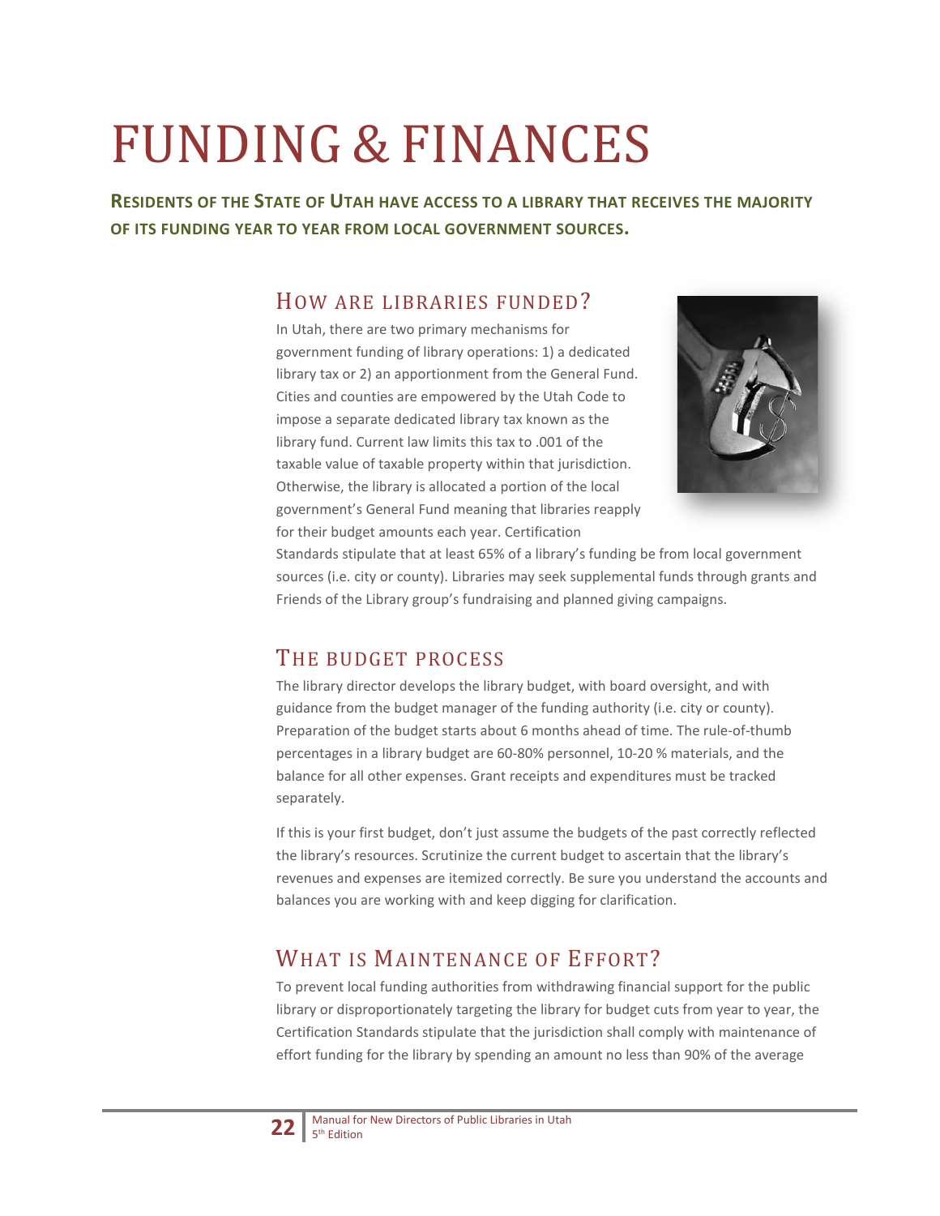# FUNDING & FINANCES

**RESIDENTS OF THE STATE OF UTAH HAVE ACCESS TO A LIBRARY THAT RECEIVES THE MAJORITY OF ITS FUNDING YEAR TO YEAR FROM LOCAL GOVERNMENT SOURCES.**

## HOW ARE LIBRARIES FUNDED?

In Utah, there are two primary mechanisms for government funding of library operations: 1) a dedicated library tax or 2) an apportionment from the General Fund. Cities and counties are empowered by the Utah Code to impose a separate dedicated library tax known as the library fund. Current law limits this tax to .001 of the taxable value of taxable property within that jurisdiction. Otherwise, the library is allocated a portion of the local government's General Fund meaning that libraries reapply for their budget amounts each year. Certification Standards stipulate that at least 65% of a library's funding be from local government sources (i.e. city or county). Libraries may seek supplemental funds through grants and Friends of the Library group's fundraising and planned giving campaigns.

## THE BUDGET PROCESS

The library director develops the library budget, with board oversight, and with guidance from the budget manager of the funding authority (i.e. city or county). Preparation of the budget starts about 6 months ahead of time. The rule-of-thumb percentages in a library budget are 60-80% personnel, 10-20 % materials, and the balance for all other expenses. Grant receipts and expenditures must be tracked separately.

If this is your first budget, don't just assume the budgets of the past correctly reflected the library's resources. Scrutinize the current budget to ascertain that the library's revenues and expenses are itemized correctly. Be sure you understand the accounts and balances you are working with and keep digging for clarification.

## WHAT IS MAINTENANCE OF EFFORT?

To prevent local funding authorities from withdrawing financial support for the public library or disproportionately targeting the library for budget cuts from year to year, the Certification Standards stipulate that the jurisdiction shall comply with maintenance of effort funding for the library by spending an amount no less than 90% of the average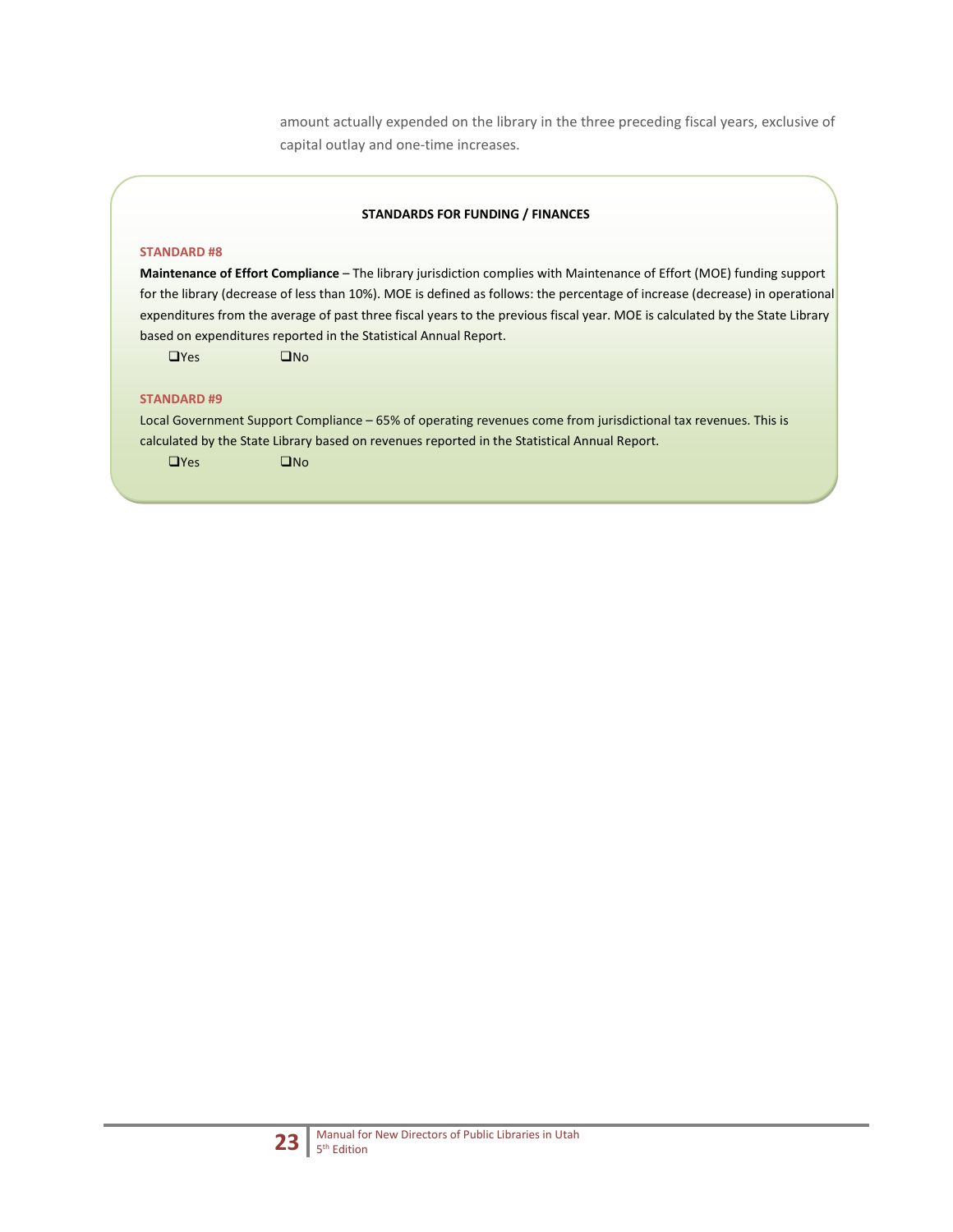amount actually expended on the library in the three preceding fiscal years, exclusive of capital outlay and one-time increases.

**STANDARDS FOR FUNDING / FINANCES**

**STANDARD #8**

**Maintenance of Effort Compliance** – The library jurisdiction complies with Maintenance of Effort (MOE) funding support for the library (decrease of less than 10%). MOE is defined as follows: the percentage of increase (decrease) in operational expenditures from the average of past three fiscal years to the previous fiscal year. MOE is calculated by the State Library based on expenditures reported in the Statistical Annual Report.

❑Yes ❑No

**STANDARD #9**

Local Government Support Compliance – 65% of operating revenues come from jurisdictional tax revenues. This is calculated by the State Library based on revenues reported in the Statistical Annual Report.

❑Yes ❑No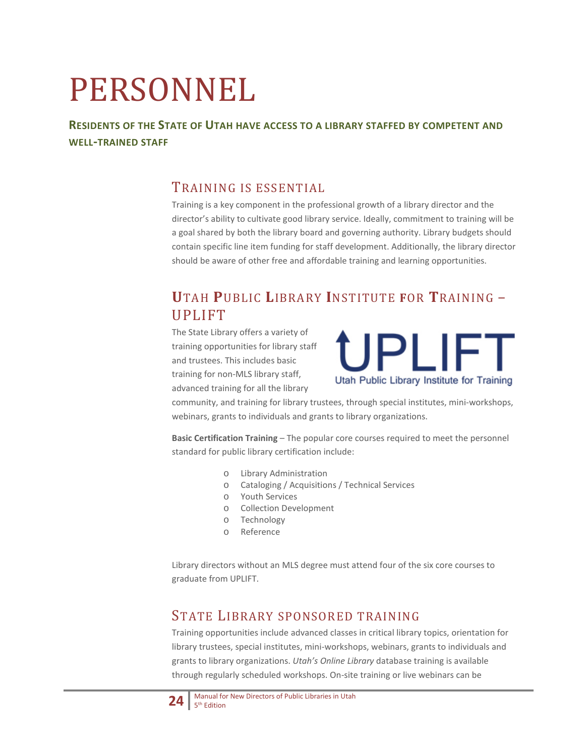# PERSONNEL

**RESIDENTS OF THE STATE OF UTAH HAVE ACCESS TO A LIBRARY STAFFED BY COMPETENT AND WELL-TRAINED STAFF**

## TRAINING IS ESSENTIAL

Training is a key component in the professional growth of a library director and the director's ability to cultivate good library service. Ideally, commitment to training will be a goal shared by both the library board and governing authority. Library budgets should contain specific line item funding for staff development. Additionally, the library director should be aware of other free and affordable training and learning opportunities.

## UTAH PUBLIC LIBRARY INSTITUTE FOR TRAINING – UPLIFT

The State Library offers a variety of training opportunities for library staff and trustees. This includes basic training for non-MLS library staff, advanced training for all the library community, and training for library trustees, through special institutes, mini-workshops, webinars, grants to individuals and grants to library organizations.

**Basic Certification Training** – The popular core courses required to meet the personnel standard for public library certification include:

- Library Administration
- Cataloging / Acquisitions / Technical Services
- Youth Services
- Collection Development
- Technology
- Reference

Library directors without an MLS degree must attend four of the six core courses to graduate from UPLIFT.

## STATE LIBRARY SPONSORED TRAINING

Training opportunities include advanced classes in critical library topics, orientation for library trustees, special institutes, mini-workshops, webinars, grants to individuals and grants to library organizations. *Utah's Online Library* database training is available through regularly scheduled workshops. On-site training or live webinars can be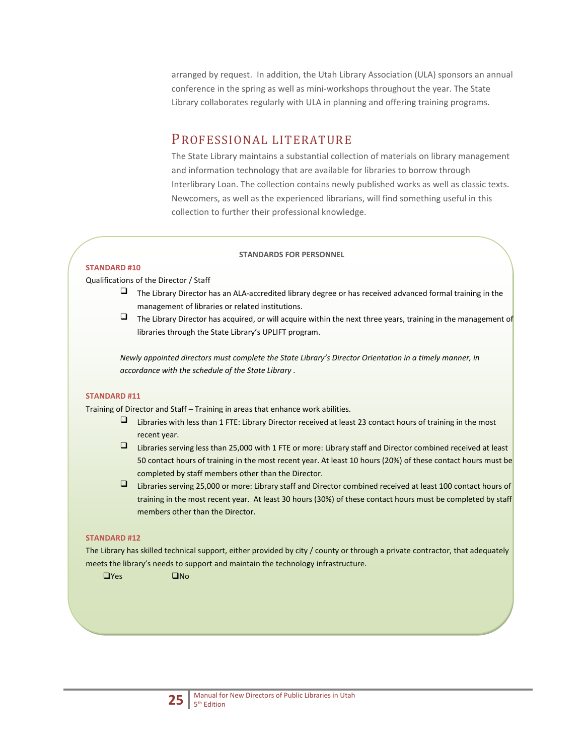arranged by request. In addition, the Utah Library Association (ULA) sponsors an annual conference in the spring as well as mini-workshops throughout the year. The State Library collaborates regularly with ULA in planning and offering training programs.

## PROFESSIONAL LITERATURE

The State Library maintains a substantial collection of materials on library management and information technology that are available for libraries to borrow through Interlibrary Loan. The collection contains newly published works as well as classic texts. Newcomers, as well as the experienced librarians, will find something useful in this collection to further their professional knowledge.

**STANDARDS FOR PERSONNEL**

**STANDARD #10**

Qualifications of the Director / Staff

- ❑ The Library Director has an ALA-accredited library degree or has received advanced formal training in the management of libraries or related institutions.
- ❑ The Library Director has acquired, or will acquire within the next three years, training in the management of libraries through the State Library's UPLIFT program.

*Newly appointed directors must complete the State Library's Director Orientation in a timely manner, in accordance with the schedule of the State Library .*

**STANDARD #11**

Training of Director and Staff – Training in areas that enhance work abilities.

- ❑ Libraries with less than 1 FTE: Library Director received at least 23 contact hours of training in the most recent year.
- ❑ Libraries serving less than 25,000 with 1 FTE or more: Library staff and Director combined received at least 50 contact hours of training in the most recent year. At least 10 hours (20%) of these contact hours must be completed by staff members other than the Director.
- ❑ Libraries serving 25,000 or more: Library staff and Director combined received at least 100 contact hours of training in the most recent year. At least 30 hours (30%) of these contact hours must be completed by staff members other than the Director.

**STANDARD #12**

The Library has skilled technical support, either provided by city / county or through a private contractor, that adequately meets the library's needs to support and maintain the technology infrastructure.

❑Yes ❑No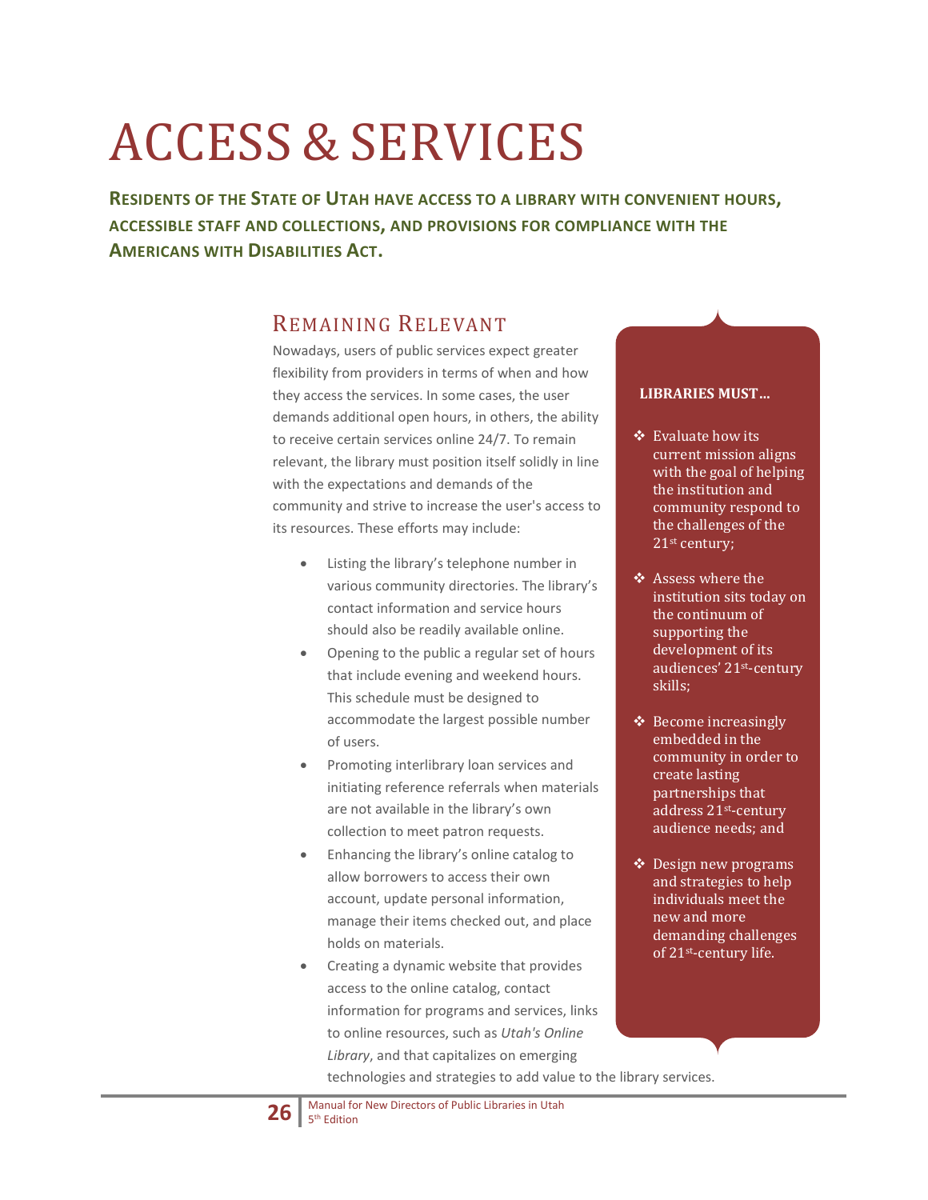# ACCESS & SERVICES

**RESIDENTS OF THE STATE OF UTAH HAVE ACCESS TO A LIBRARY WITH CONVENIENT HOURS, ACCESSIBLE STAFF AND COLLECTIONS, AND PROVISIONS FOR COMPLIANCE WITH THE AMERICANS WITH DISABILITIES ACT.**

## REMAINING RELEVANT

Nowadays, users of public services expect greater flexibility from providers in terms of when and how they access the services. In some cases, the user demands additional open hours, in others, the ability to receive certain services online 24/7. To remain relevant, the library must position itself solidly in line with the expectations and demands of the community and strive to increase the user's access to its resources. These efforts may include:

- Listing the library's telephone number in various community directories. The library's contact information and service hours should also be readily available online.
- Opening to the public a regular set of hours that include evening and weekend hours. This schedule must be designed to accommodate the largest possible number of users.
- Promoting interlibrary loan services and initiating reference referrals when materials are not available in the library's own collection to meet patron requests.
- Enhancing the library's online catalog to allow borrowers to access their own account, update personal information, manage their items checked out, and place holds on materials.
- Creating a dynamic website that provides access to the online catalog, contact information for programs and services, links to online resources, such as *Utah's Online Library*, and that capitalizes on emerging technologies and strategies to add value to the library services.

**LIBRARIES MUST…**

- Evaluate how its current mission aligns with the goal of helping the institution and community respond to the challenges of the 21st century;
- Assess where the institution sits today on the continuum of supporting the development of its audiences' 21st-century skills;
- Become increasingly embedded in the community in order to create lasting partnerships that address 21st-century audience needs; and
- Design new programs and strategies to help individuals meet the new and more demanding challenges of 21st-century life.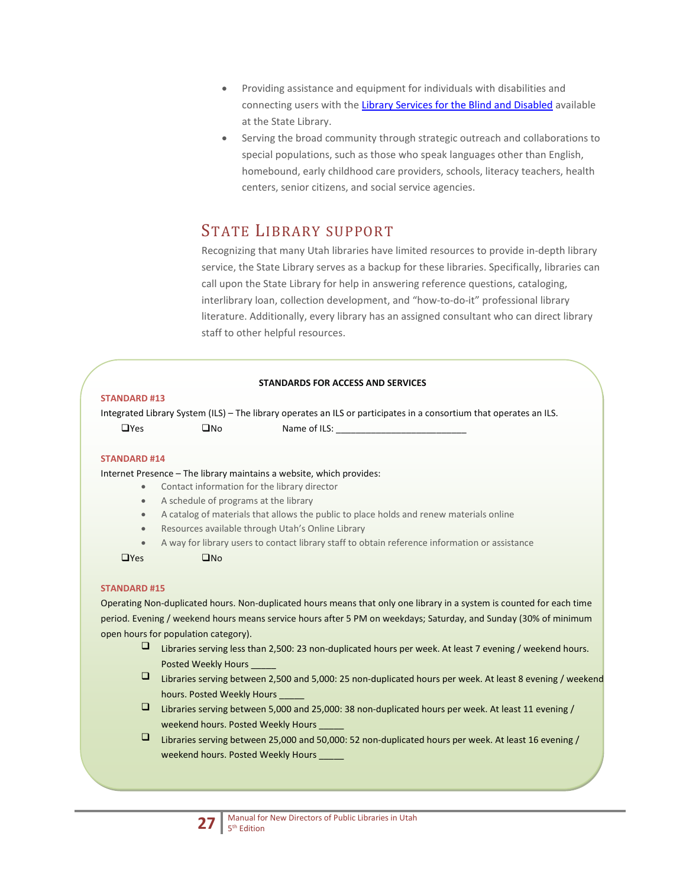- Providing assistance and equipment for individuals with disabilities and connecting users with the [Library Services for the Blind and Disabled] available at the State Library.
- Serving the broad community through strategic outreach and collaborations to special populations, such as those who speak languages other than English, homebound, early childhood care providers, schools, literacy teachers, health centers, senior citizens, and social service agencies.

## State Library Support

Recognizing that many Utah libraries have limited resources to provide in-depth library service, the State Library serves as a backup for these libraries. Specifically, libraries can call upon the State Library for help in answering reference questions, cataloging, interlibrary loan, collection development, and "how-to-do-it" professional library literature. Additionally, every library has an assigned consultant who can direct library staff to other helpful resources.

**STANDARDS FOR ACCESS AND SERVICES**

**STANDARD #13**

Integrated Library System (ILS) – The library operates an ILS or participates in a consortium that operates an ILS.

❑Yes ❑No Name of ILS: ___________________________

**STANDARD #14**

Internet Presence – The library maintains a website, which provides:

- Contact information for the library director
- A schedule of programs at the library
- A catalog of materials that allows the public to place holds and renew materials online
- Resources available through Utah's Online Library
- A way for library users to contact library staff to obtain reference information or assistance

❑Yes ❑No

**STANDARD #15**

Operating Non-duplicated hours. Non-duplicated hours means that only one library in a system is counted for each time period. Evening / weekend hours means service hours after 5 PM on weekdays; Saturday, and Sunday (30% of minimum open hours for population category).

- ❑ Libraries serving less than 2,500: 23 non-duplicated hours per week. At least 7 evening / weekend hours. Posted Weekly Hours _____
- ❑ Libraries serving between 2,500 and 5,000: 25 non-duplicated hours per week. At least 8 evening / weekend hours. Posted Weekly Hours _____
- ❑ Libraries serving between 5,000 and 25,000: 38 non-duplicated hours per week. At least 11 evening / weekend hours. Posted Weekly Hours _____
- ❑ Libraries serving between 25,000 and 50,000: 52 non-duplicated hours per week. At least 16 evening / weekend hours. Posted Weekly Hours _____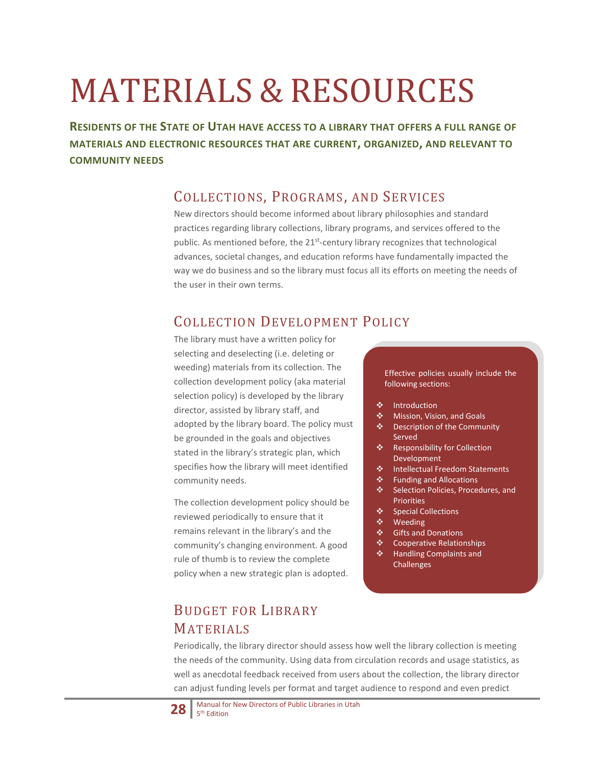# MATERIALS & RESOURCES

**RESIDENTS OF THE STATE OF UTAH HAVE ACCESS TO A LIBRARY THAT OFFERS A FULL RANGE OF MATERIALS AND ELECTRONIC RESOURCES THAT ARE CURRENT, ORGANIZED, AND RELEVANT TO COMMUNITY NEEDS**

## COLLECTIONS, PROGRAMS, AND SERVICES

New directors should become informed about library philosophies and standard practices regarding library collections, library programs, and services offered to the public. As mentioned before, the 21st-century library recognizes that technological advances, societal changes, and education reforms have fundamentally impacted the way we do business and so the library must focus all its efforts on meeting the needs of the user in their own terms.

## COLLECTION DEVELOPMENT POLICY

The library must have a written policy for selecting and deselecting (i.e. deleting or weeding) materials from its collection. The collection development policy (aka material selection policy) is developed by the library director, assisted by library staff, and adopted by the library board. The policy must be grounded in the goals and objectives stated in the library's strategic plan, which specifies how the library will meet identified community needs.

The collection development policy should be reviewed periodically to ensure that it remains relevant in the library's and the community's changing environment. A good rule of thumb is to review the complete policy when a new strategic plan is adopted.

Effective policies usually include the following sections:

- Introduction
- Mission, Vision, and Goals
- Description of the Community Served
- Responsibility for Collection Development
- Intellectual Freedom Statements
- Funding and Allocations
- Selection Policies, Procedures, and Priorities
- Special Collections
- Weeding
- Gifts and Donations
- Cooperative Relationships
- Handling Complaints and Challenges

## BUDGET FOR LIBRARY MATERIALS

Periodically, the library director should assess how well the library collection is meeting the needs of the community. Using data from circulation records and usage statistics, as well as anecdotal feedback received from users about the collection, the library director can adjust funding levels per format and target audience to respond and even predict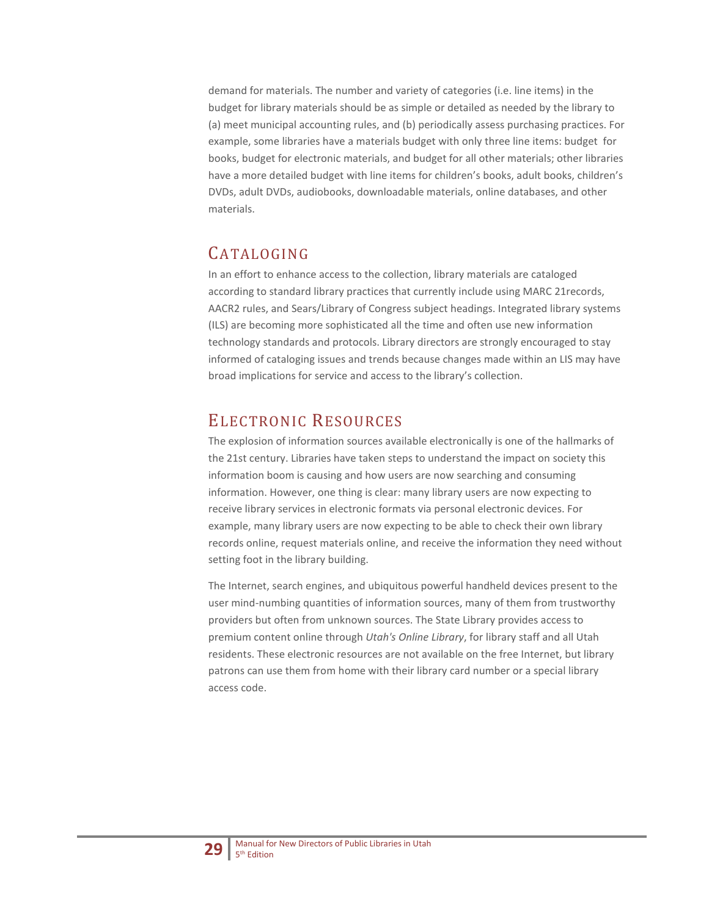demand for materials. The number and variety of categories (i.e. line items) in the budget for library materials should be as simple or detailed as needed by the library to (a) meet municipal accounting rules, and (b) periodically assess purchasing practices. For example, some libraries have a materials budget with only three line items: budget for books, budget for electronic materials, and budget for all other materials; other libraries have a more detailed budget with line items for children's books, adult books, children's DVDs, adult DVDs, audiobooks, downloadable materials, online databases, and other materials.

## Cataloging

In an effort to enhance access to the collection, library materials are cataloged according to standard library practices that currently include using MARC 21records, AACR2 rules, and Sears/Library of Congress subject headings. Integrated library systems (ILS) are becoming more sophisticated all the time and often use new information technology standards and protocols. Library directors are strongly encouraged to stay informed of cataloging issues and trends because changes made within an LIS may have broad implications for service and access to the library's collection.

## Electronic Resources

The explosion of information sources available electronically is one of the hallmarks of the 21st century. Libraries have taken steps to understand the impact on society this information boom is causing and how users are now searching and consuming information. However, one thing is clear: many library users are now expecting to receive library services in electronic formats via personal electronic devices. For example, many library users are now expecting to be able to check their own library records online, request materials online, and receive the information they need without setting foot in the library building.

The Internet, search engines, and ubiquitous powerful handheld devices present to the user mind-numbing quantities of information sources, many of them from trustworthy providers but often from unknown sources. The State Library provides access to premium content online through *Utah's Online Library*, for library staff and all Utah residents. These electronic resources are not available on the free Internet, but library patrons can use them from home with their library card number or a special library access code.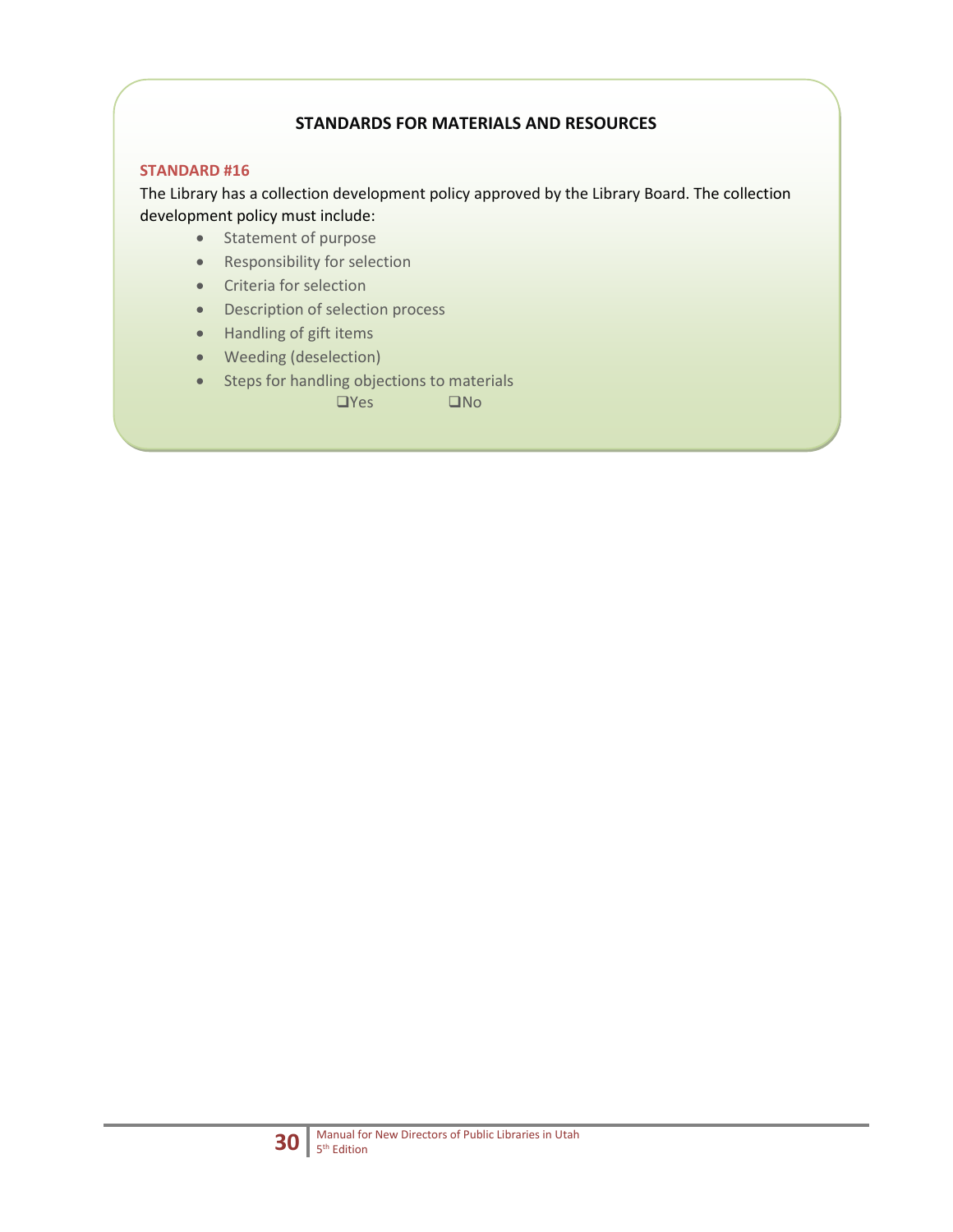## STANDARDS FOR MATERIALS AND RESOURCES

**STANDARD #16**

The Library has a collection development policy approved by the Library Board. The collection development policy must include:

- Statement of purpose
- Responsibility for selection
- Criteria for selection
- Description of selection process
- Handling of gift items
- Weeding (deselection)
- Steps for handling objections to materials

❑Yes ❑No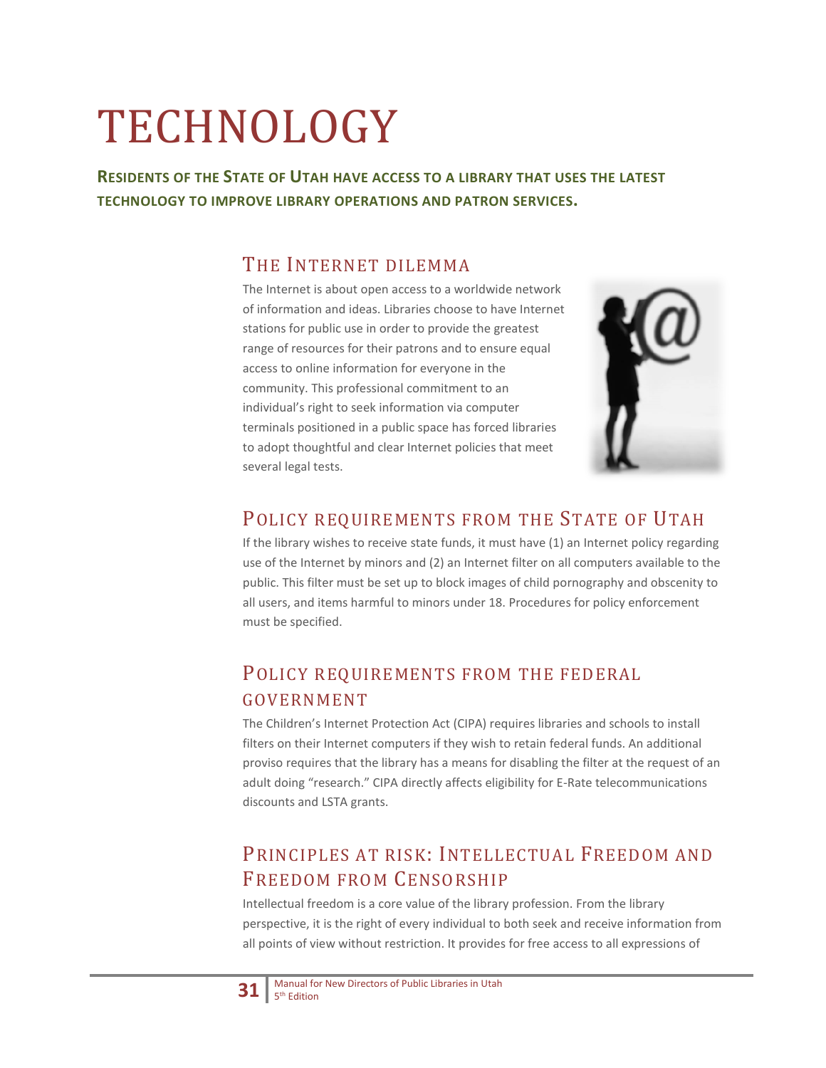# TECHNOLOGY

**RESIDENTS OF THE STATE OF UTAH HAVE ACCESS TO A LIBRARY THAT USES THE LATEST TECHNOLOGY TO IMPROVE LIBRARY OPERATIONS AND PATRON SERVICES.**

## THE INTERNET DILEMMA

The Internet is about open access to a worldwide network of information and ideas. Libraries choose to have Internet stations for public use in order to provide the greatest range of resources for their patrons and to ensure equal access to online information for everyone in the community. This professional commitment to an individual's right to seek information via computer terminals positioned in a public space has forced libraries to adopt thoughtful and clear Internet policies that meet several legal tests.

## POLICY REQUIREMENTS FROM THE STATE OF UTAH

If the library wishes to receive state funds, it must have (1) an Internet policy regarding use of the Internet by minors and (2) an Internet filter on all computers available to the public. This filter must be set up to block images of child pornography and obscenity to all users, and items harmful to minors under 18. Procedures for policy enforcement must be specified.

## POLICY REQUIREMENTS FROM THE FEDERAL GOVERNMENT

The Children's Internet Protection Act (CIPA) requires libraries and schools to install filters on their Internet computers if they wish to retain federal funds. An additional proviso requires that the library has a means for disabling the filter at the request of an adult doing "research." CIPA directly affects eligibility for E-Rate telecommunications discounts and LSTA grants.

## PRINCIPLES AT RISK: INTELLECTUAL FREEDOM AND FREEDOM FROM CENSORSHIP

Intellectual freedom is a core value of the library profession. From the library perspective, it is the right of every individual to both seek and receive information from all points of view without restriction. It provides for free access to all expressions of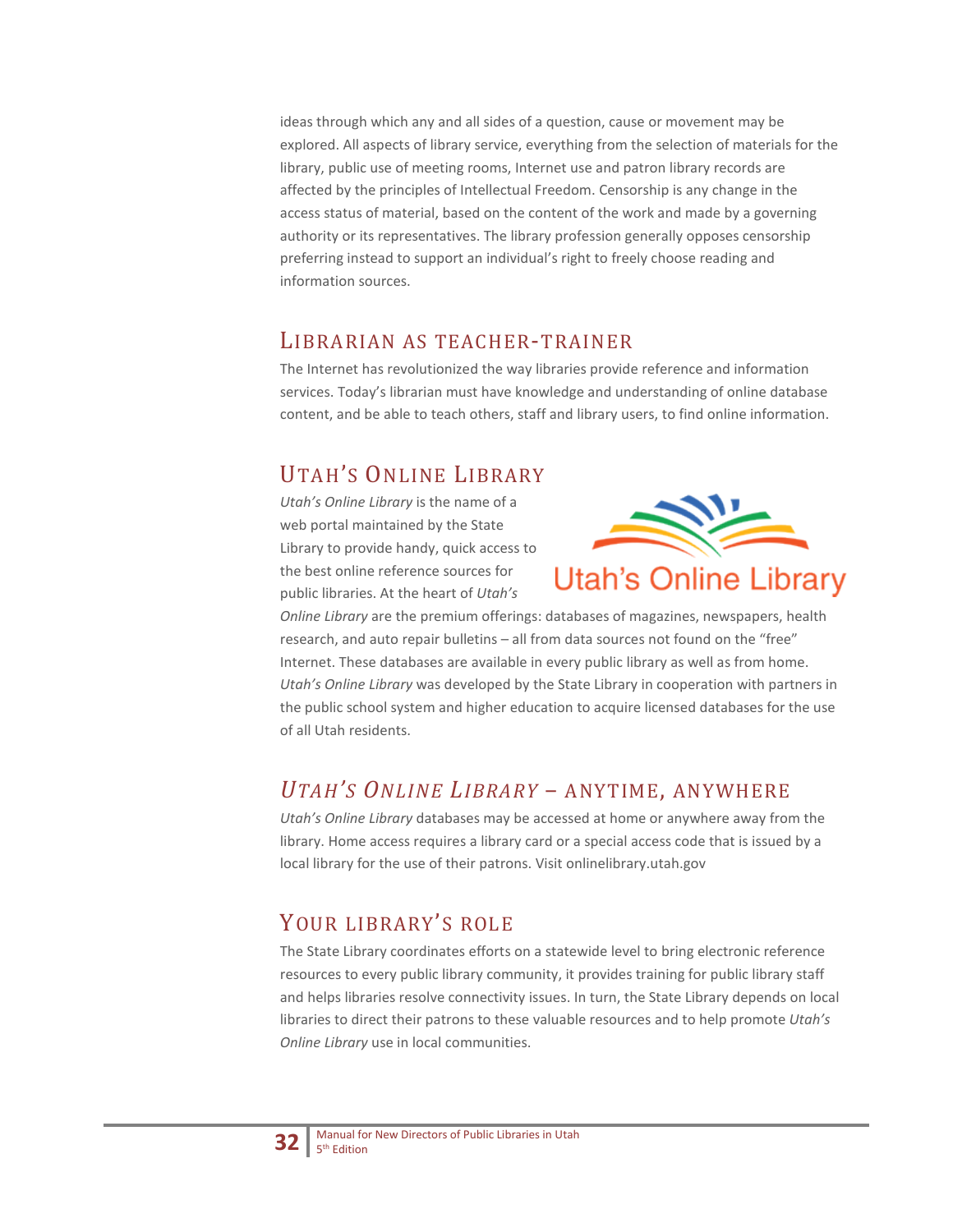ideas through which any and all sides of a question, cause or movement may be explored. All aspects of library service, everything from the selection of materials for the library, public use of meeting rooms, Internet use and patron library records are affected by the principles of Intellectual Freedom. Censorship is any change in the access status of material, based on the content of the work and made by a governing authority or its representatives. The library profession generally opposes censorship preferring instead to support an individual's right to freely choose reading and information sources.

## Librarian as teacher-trainer

The Internet has revolutionized the way libraries provide reference and information services. Today's librarian must have knowledge and understanding of online database content, and be able to teach others, staff and library users, to find online information.

## Utah's Online Library

*Utah's Online Library* is the name of a web portal maintained by the State Library to provide handy, quick access to the best online reference sources for public libraries. At the heart of *Utah's Online Library* are the premium offerings: databases of magazines, newspapers, health research, and auto repair bulletins – all from data sources not found on the "free" Internet. These databases are available in every public library as well as from home. *Utah's Online Library* was developed by the State Library in cooperation with partners in the public school system and higher education to acquire licensed databases for the use of all Utah residents.

## *Utah's Online Library* – anytime, anywhere

*Utah's Online Library* databases may be accessed at home or anywhere away from the library. Home access requires a library card or a special access code that is issued by a local library for the use of their patrons. Visit onlinelibrary.utah.gov

## Your library's role

The State Library coordinates efforts on a statewide level to bring electronic reference resources to every public library community, it provides training for public library staff and helps libraries resolve connectivity issues. In turn, the State Library depends on local libraries to direct their patrons to these valuable resources and to help promote *Utah's Online Library* use in local communities.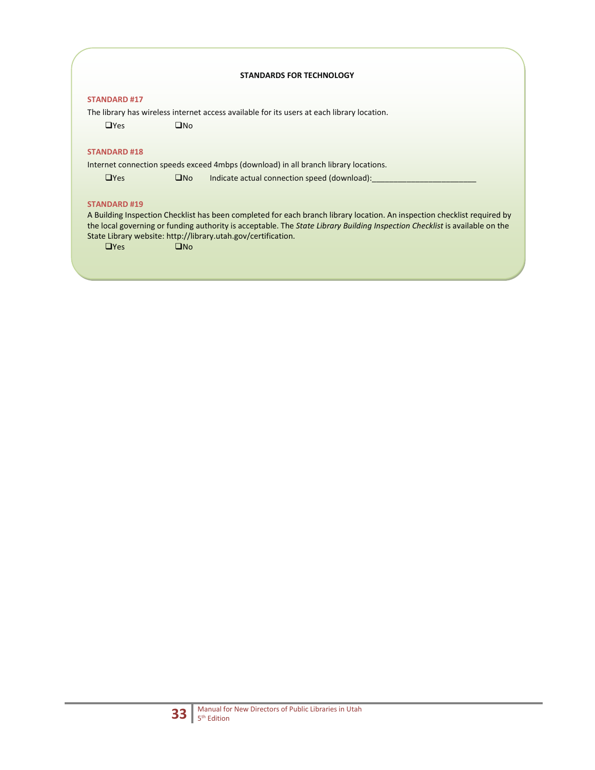## STANDARDS FOR TECHNOLOGY

**STANDARD #17**

The library has wireless internet access available for its users at each library location.

❑Yes ❑No

**STANDARD #18**

Internet connection speeds exceed 4mbps (download) in all branch library locations.

❑Yes ❑No Indicate actual connection speed (download):_______________________

**STANDARD #19**

A Building Inspection Checklist has been completed for each branch library location. An inspection checklist required by the local governing or funding authority is acceptable. The *State Library Building Inspection Checklist* is available on the State Library website: http://library.utah.gov/certification.

❑Yes ❑No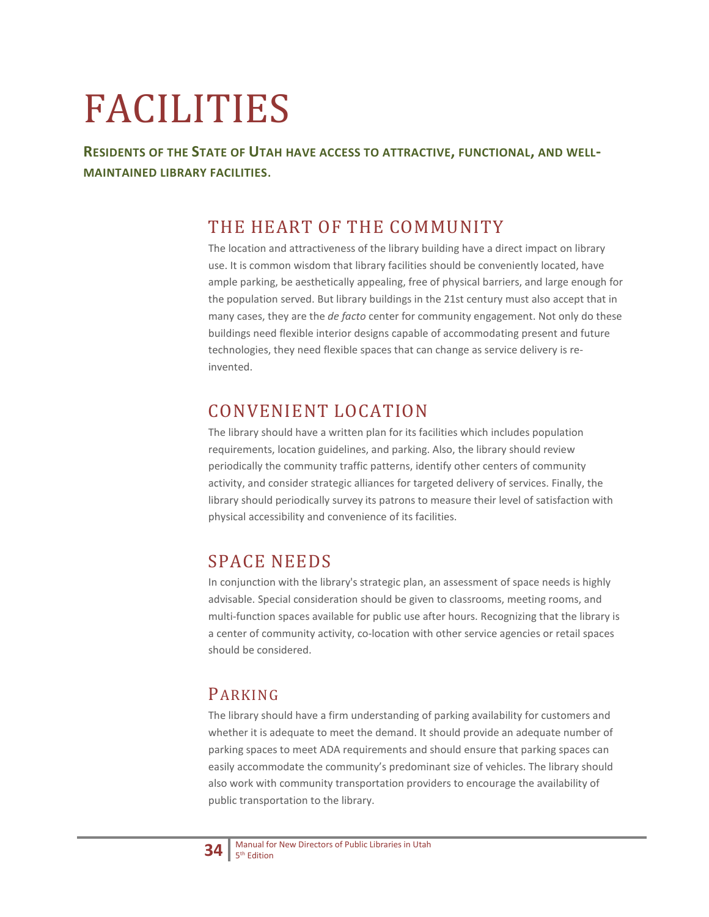# FACILITIES

**RESIDENTS OF THE STATE OF UTAH HAVE ACCESS TO ATTRACTIVE, FUNCTIONAL, AND WELL-MAINTAINED LIBRARY FACILITIES.**

## THE HEART OF THE COMMUNITY

The location and attractiveness of the library building have a direct impact on library use. It is common wisdom that library facilities should be conveniently located, have ample parking, be aesthetically appealing, free of physical barriers, and large enough for the population served. But library buildings in the 21st century must also accept that in many cases, they are the *de facto* center for community engagement. Not only do these buildings need flexible interior designs capable of accommodating present and future technologies, they need flexible spaces that can change as service delivery is re-invented.

## CONVENIENT LOCATION

The library should have a written plan for its facilities which includes population requirements, location guidelines, and parking. Also, the library should review periodically the community traffic patterns, identify other centers of community activity, and consider strategic alliances for targeted delivery of services. Finally, the library should periodically survey its patrons to measure their level of satisfaction with physical accessibility and convenience of its facilities.

## SPACE NEEDS

In conjunction with the library's strategic plan, an assessment of space needs is highly advisable. Special consideration should be given to classrooms, meeting rooms, and multi-function spaces available for public use after hours. Recognizing that the library is a center of community activity, co-location with other service agencies or retail spaces should be considered.

## PARKING

The library should have a firm understanding of parking availability for customers and whether it is adequate to meet the demand. It should provide an adequate number of parking spaces to meet ADA requirements and should ensure that parking spaces can easily accommodate the community's predominant size of vehicles. The library should also work with community transportation providers to encourage the availability of public transportation to the library.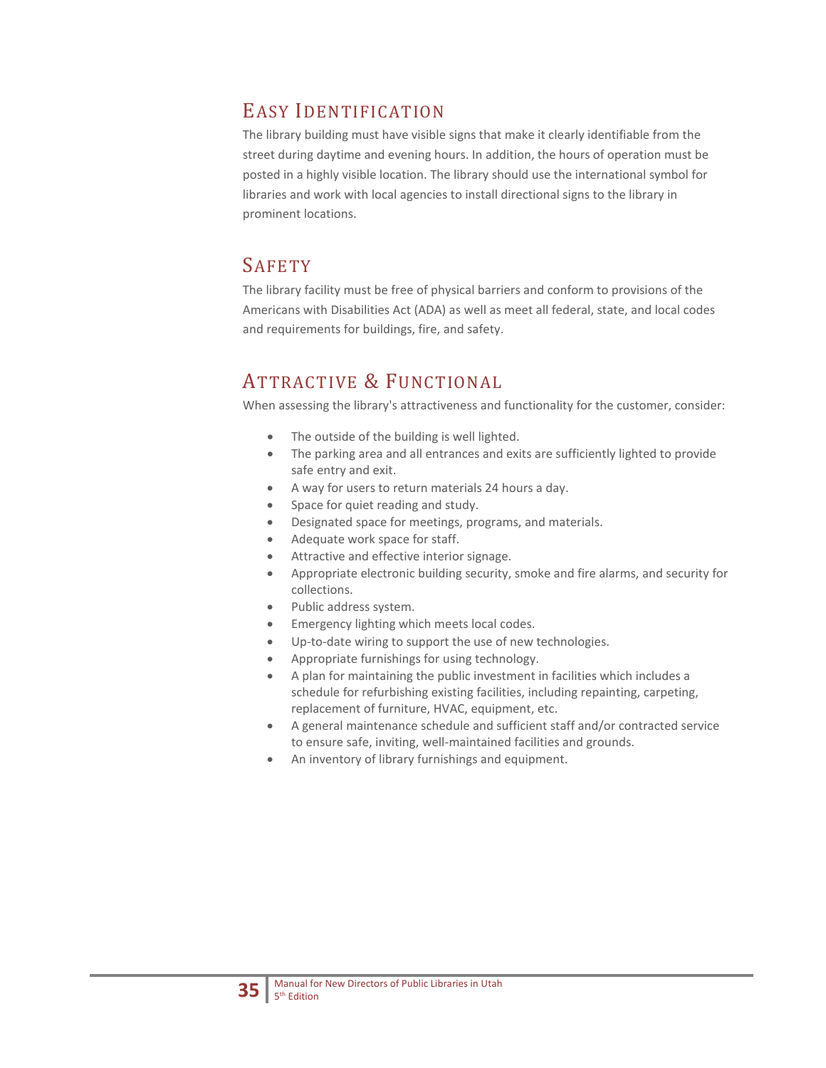## Easy Identification

The library building must have visible signs that make it clearly identifiable from the street during daytime and evening hours. In addition, the hours of operation must be posted in a highly visible location. The library should use the international symbol for libraries and work with local agencies to install directional signs to the library in prominent locations.

## Safety

The library facility must be free of physical barriers and conform to provisions of the Americans with Disabilities Act (ADA) as well as meet all federal, state, and local codes and requirements for buildings, fire, and safety.

## Attractive & Functional

When assessing the library's attractiveness and functionality for the customer, consider:

- The outside of the building is well lighted.
- The parking area and all entrances and exits are sufficiently lighted to provide safe entry and exit.
- A way for users to return materials 24 hours a day.
- Space for quiet reading and study.
- Designated space for meetings, programs, and materials.
- Adequate work space for staff.
- Attractive and effective interior signage.
- Appropriate electronic building security, smoke and fire alarms, and security for collections.
- Public address system.
- Emergency lighting which meets local codes.
- Up-to-date wiring to support the use of new technologies.
- Appropriate furnishings for using technology.
- A plan for maintaining the public investment in facilities which includes a schedule for refurbishing existing facilities, including repainting, carpeting, replacement of furniture, HVAC, equipment, etc.
- A general maintenance schedule and sufficient staff and/or contracted service to ensure safe, inviting, well-maintained facilities and grounds.
- An inventory of library furnishings and equipment.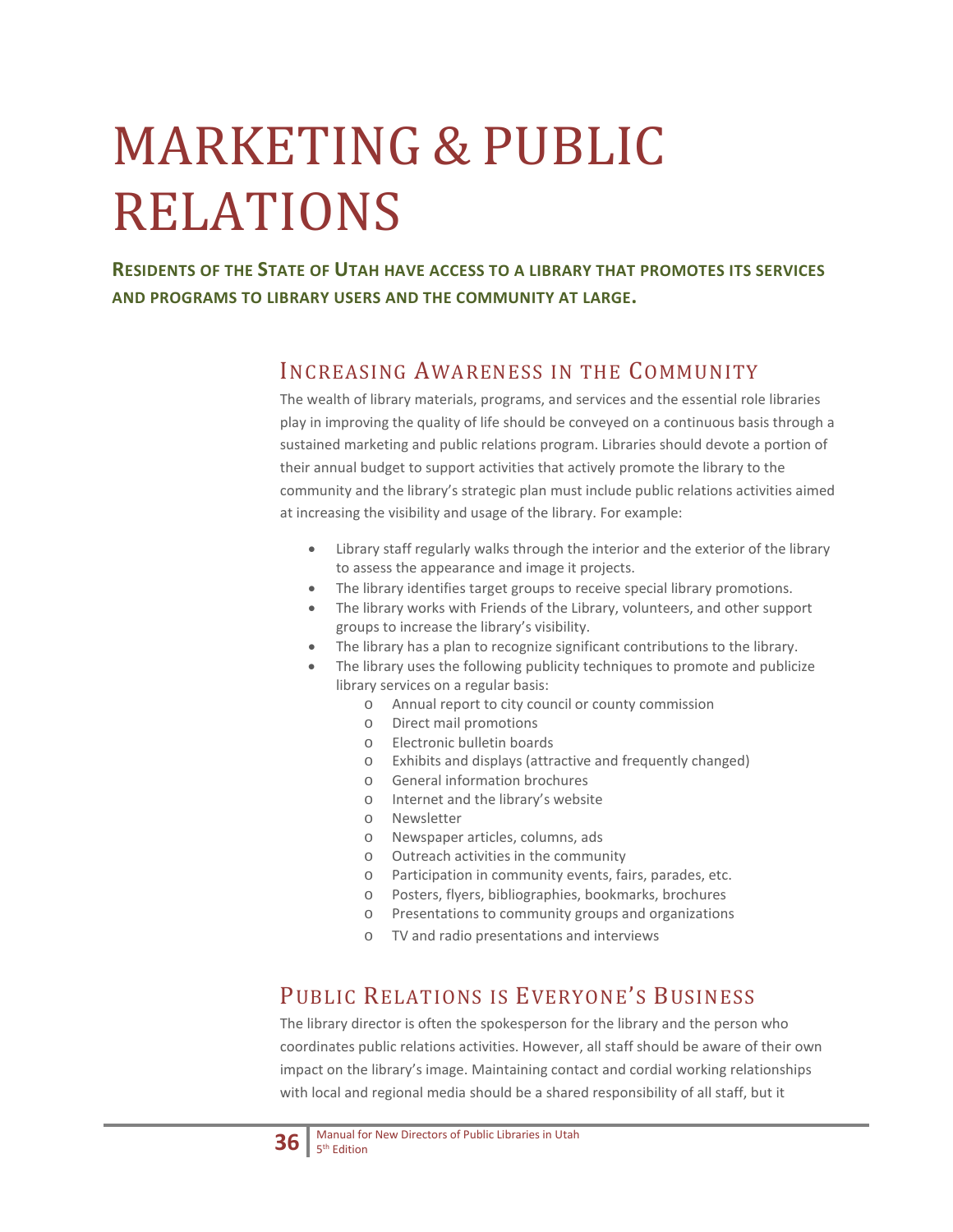# MARKETING & PUBLIC RELATIONS

**RESIDENTS OF THE STATE OF UTAH HAVE ACCESS TO A LIBRARY THAT PROMOTES ITS SERVICES AND PROGRAMS TO LIBRARY USERS AND THE COMMUNITY AT LARGE.**

## INCREASING AWARENESS IN THE COMMUNITY

The wealth of library materials, programs, and services and the essential role libraries play in improving the quality of life should be conveyed on a continuous basis through a sustained marketing and public relations program. Libraries should devote a portion of their annual budget to support activities that actively promote the library to the community and the library's strategic plan must include public relations activities aimed at increasing the visibility and usage of the library. For example:

- Library staff regularly walks through the interior and the exterior of the library to assess the appearance and image it projects.
- The library identifies target groups to receive special library promotions.
- The library works with Friends of the Library, volunteers, and other support groups to increase the library's visibility.
- The library has a plan to recognize significant contributions to the library.
- The library uses the following publicity techniques to promote and publicize library services on a regular basis:
    - Annual report to city council or county commission
    - Direct mail promotions
    - Electronic bulletin boards
    - Exhibits and displays (attractive and frequently changed)
    - General information brochures
    - Internet and the library's website
    - Newsletter
    - Newspaper articles, columns, ads
    - Outreach activities in the community
    - Participation in community events, fairs, parades, etc.
    - Posters, flyers, bibliographies, bookmarks, brochures
    - Presentations to community groups and organizations
    - TV and radio presentations and interviews

## PUBLIC RELATIONS IS EVERYONE'S BUSINESS

The library director is often the spokesperson for the library and the person who coordinates public relations activities. However, all staff should be aware of their own impact on the library's image. Maintaining contact and cordial working relationships with local and regional media should be a shared responsibility of all staff, but it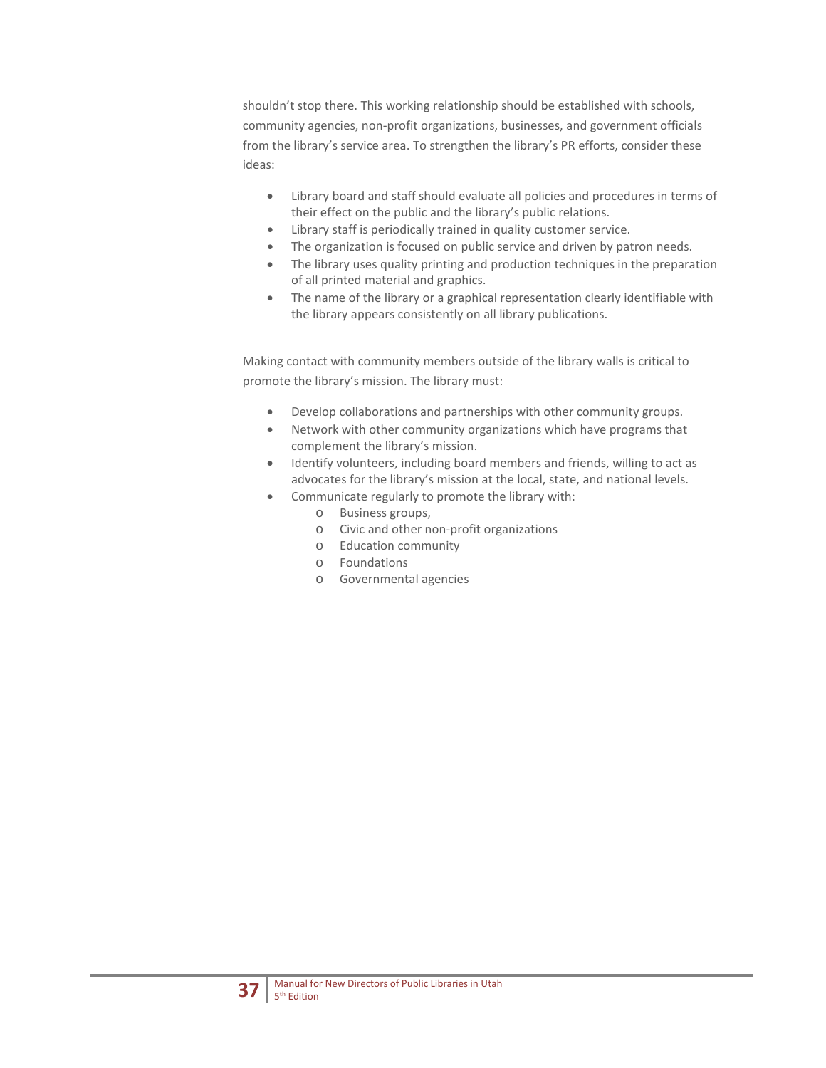shouldn't stop there. This working relationship should be established with schools, community agencies, non-profit organizations, businesses, and government officials from the library's service area. To strengthen the library's PR efforts, consider these ideas:

- Library board and staff should evaluate all policies and procedures in terms of their effect on the public and the library's public relations.
- Library staff is periodically trained in quality customer service.
- The organization is focused on public service and driven by patron needs.
- The library uses quality printing and production techniques in the preparation of all printed material and graphics.
- The name of the library or a graphical representation clearly identifiable with the library appears consistently on all library publications.

Making contact with community members outside of the library walls is critical to promote the library's mission. The library must:

- Develop collaborations and partnerships with other community groups.
- Network with other community organizations which have programs that complement the library's mission.
- Identify volunteers, including board members and friends, willing to act as advocates for the library's mission at the local, state, and national levels.
- Communicate regularly to promote the library with:
  - Business groups,
  - Civic and other non-profit organizations
  - Education community
  - Foundations
  - Governmental agencies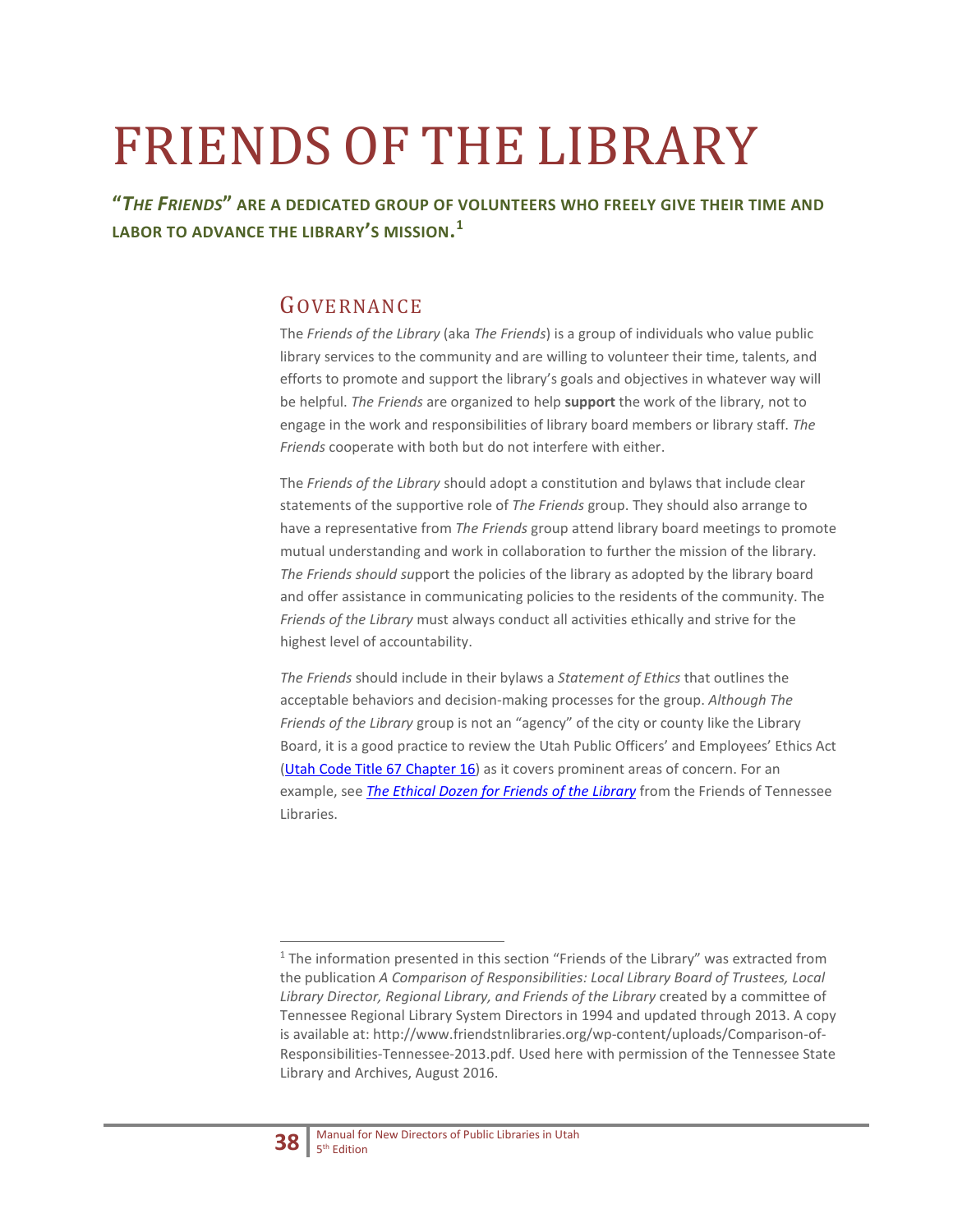# FRIENDS OF THE LIBRARY

**"*THE FRIENDS*" ARE A DEDICATED GROUP OF VOLUNTEERS WHO FREELY GIVE THEIR TIME AND LABOR TO ADVANCE THE LIBRARY'S MISSION.**[1]

## GOVERNANCE

The *Friends of the Library* (aka *The Friends*) is a group of individuals who value public library services to the community and are willing to volunteer their time, talents, and efforts to promote and support the library's goals and objectives in whatever way will be helpful. *The Friends* are organized to help **support** the work of the library, not to engage in the work and responsibilities of library board members or library staff. *The Friends* cooperate with both but do not interfere with either.

The *Friends of the Library* should adopt a constitution and bylaws that include clear statements of the supportive role of *The Friends* group. They should also arrange to have a representative from *The Friends* group attend library board meetings to promote mutual understanding and work in collaboration to further the mission of the library. *The Friends should su*pport the policies of the library as adopted by the library board and offer assistance in communicating policies to the residents of the community. The *Friends of the Library* must always conduct all activities ethically and strive for the highest level of accountability.

*The Friends* should include in their bylaws a *Statement of Ethics* that outlines the acceptable behaviors and decision-making processes for the group. *Although The Friends of the Library* group is not an "agency" of the city or county like the Library Board, it is a good practice to review the Utah Public Officers' and Employees' Ethics Act (Utah Code Title 67 Chapter 16) as it covers prominent areas of concern. For an example, see ***The Ethical Dozen for Friends of the Library*** from the Friends of Tennessee Libraries.

---

[1] The information presented in this section "Friends of the Library" was extracted from the publication *A Comparison of Responsibilities: Local Library Board of Trustees, Local Library Director, Regional Library, and Friends of the Library* created by a committee of Tennessee Regional Library System Directors in 1994 and updated through 2013. A copy is available at: http://www.friendstnlibraries.org/wp-content/uploads/Comparison-of-Responsibilities-Tennessee-2013.pdf. Used here with permission of the Tennessee State Library and Archives, August 2016.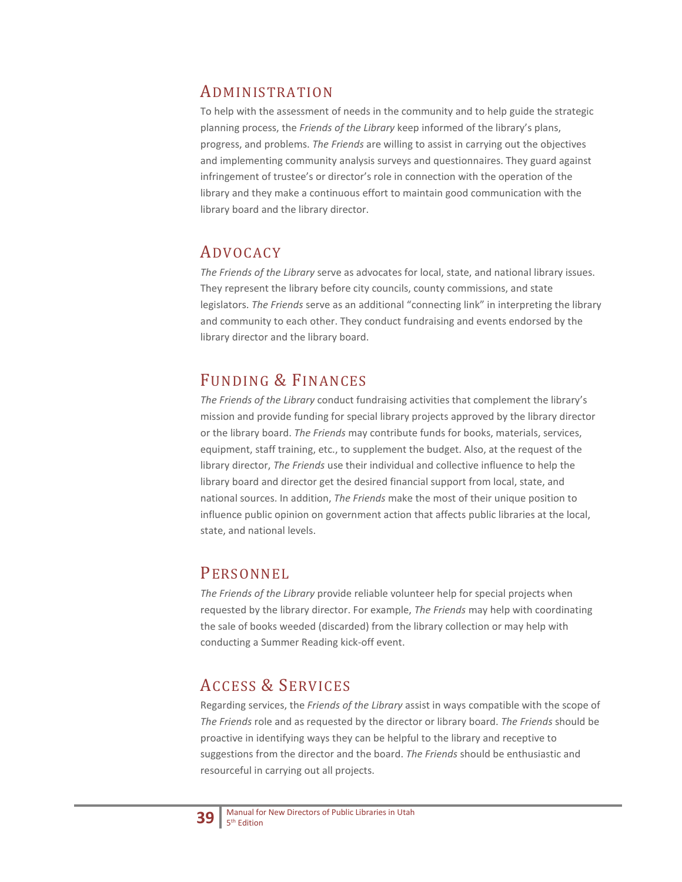## Administration

To help with the assessment of needs in the community and to help guide the strategic planning process, the *Friends of the Library* keep informed of the library's plans, progress, and problems. *The Friends* are willing to assist in carrying out the objectives and implementing community analysis surveys and questionnaires. They guard against infringement of trustee's or director's role in connection with the operation of the library and they make a continuous effort to maintain good communication with the library board and the library director.

## Advocacy

*The Friends of the Library* serve as advocates for local, state, and national library issues. They represent the library before city councils, county commissions, and state legislators. *The Friends* serve as an additional "connecting link" in interpreting the library and community to each other. They conduct fundraising and events endorsed by the library director and the library board.

## Funding & Finances

*The Friends of the Library* conduct fundraising activities that complement the library's mission and provide funding for special library projects approved by the library director or the library board. *The Friends* may contribute funds for books, materials, services, equipment, staff training, etc., to supplement the budget. Also, at the request of the library director, *The Friends* use their individual and collective influence to help the library board and director get the desired financial support from local, state, and national sources. In addition, *The Friends* make the most of their unique position to influence public opinion on government action that affects public libraries at the local, state, and national levels.

## Personnel

*The Friends of the Library* provide reliable volunteer help for special projects when requested by the library director. For example, *The Friends* may help with coordinating the sale of books weeded (discarded) from the library collection or may help with conducting a Summer Reading kick-off event.

## Access & Services

Regarding services, the *Friends of the Library* assist in ways compatible with the scope of *The Friends* role and as requested by the director or library board. *The Friends* should be proactive in identifying ways they can be helpful to the library and receptive to suggestions from the director and the board. *The Friends* should be enthusiastic and resourceful in carrying out all projects.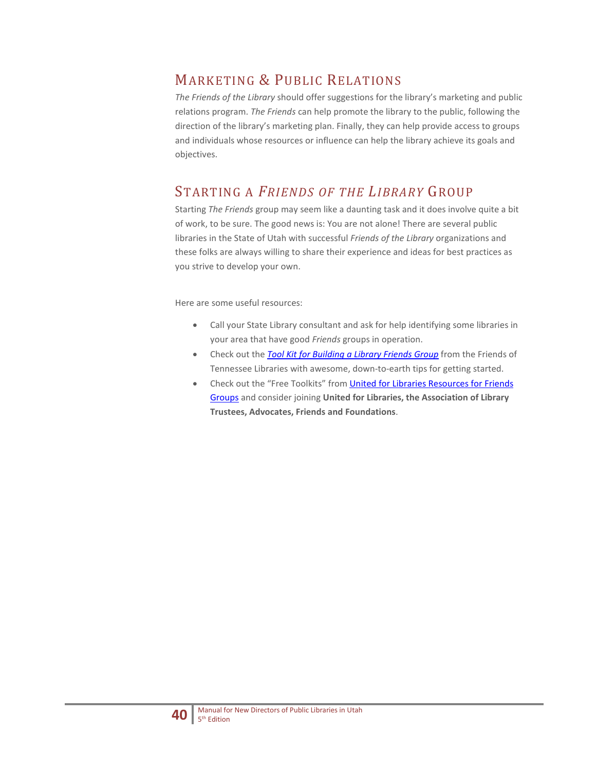## Marketing & Public Relations

*The Friends of the Library* should offer suggestions for the library's marketing and public relations program. *The Friends* can help promote the library to the public, following the direction of the library's marketing plan. Finally, they can help provide access to groups and individuals whose resources or influence can help the library achieve its goals and objectives.

## Starting a *Friends of the Library* Group

Starting *The Friends* group may seem like a daunting task and it does involve quite a bit of work, to be sure. The good news is: You are not alone! There are several public libraries in the State of Utah with successful *Friends of the Library* organizations and these folks are always willing to share their experience and ideas for best practices as you strive to develop your own.

Here are some useful resources:

- Call your State Library consultant and ask for help identifying some libraries in your area that have good *Friends* groups in operation.
- Check out the *Tool Kit for Building a Library Friends Group* from the Friends of Tennessee Libraries with awesome, down-to-earth tips for getting started.
- Check out the "Free Toolkits" from United for Libraries Resources for Friends Groups and consider joining **United for Libraries, the Association of Library Trustees, Advocates, Friends and Foundations**.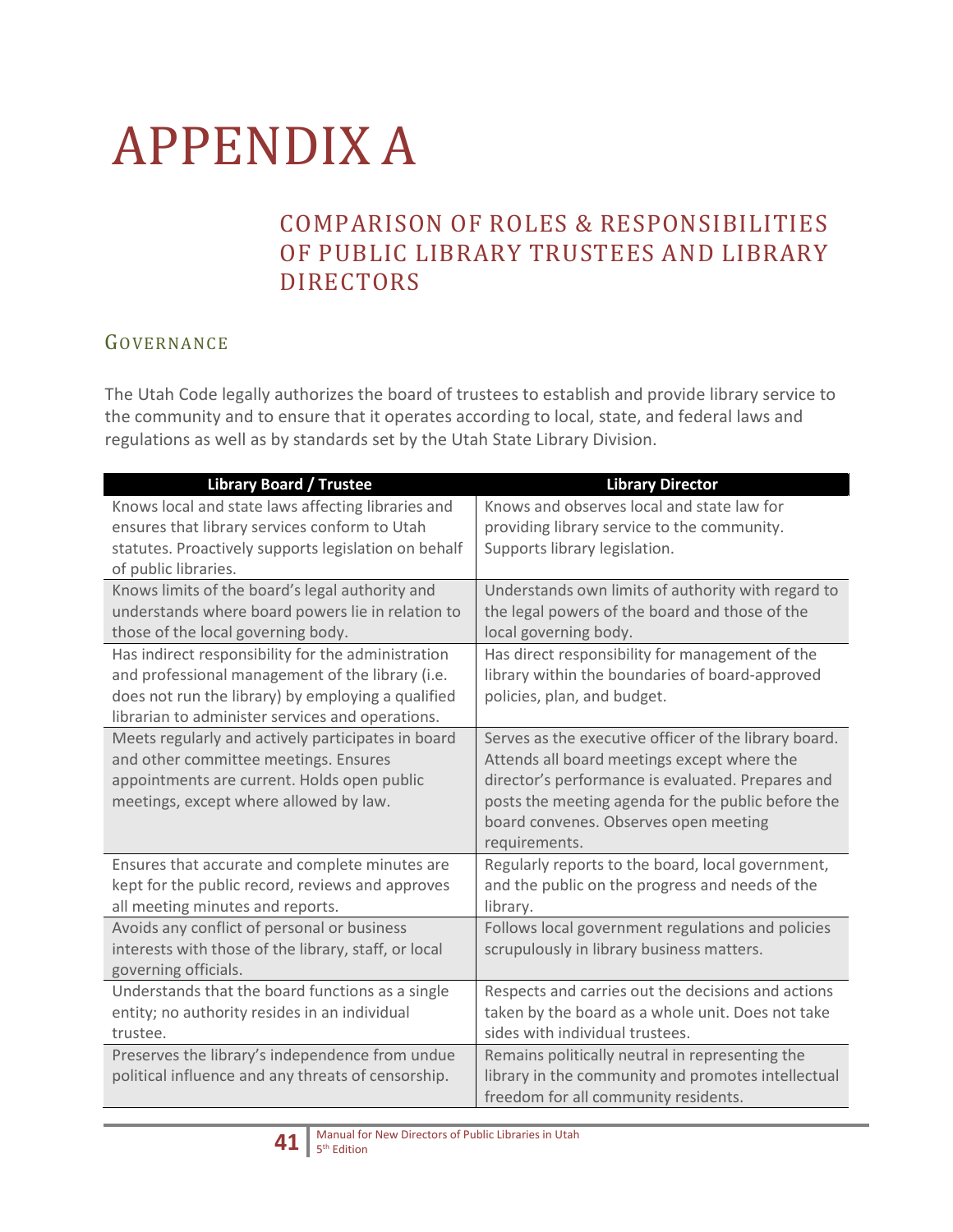# APPENDIX A

## COMPARISON OF ROLES & RESPONSIBILITIES OF PUBLIC LIBRARY TRUSTEES AND LIBRARY DIRECTORS

### GOVERNANCE

The Utah Code legally authorizes the board of trustees to establish and provide library service to the community and to ensure that it operates according to local, state, and federal laws and regulations as well as by standards set by the Utah State Library Division.

| Library Board / Trustee | Library Director |
|---|---|
| Knows local and state laws affecting libraries and ensures that library services conform to Utah statutes. Proactively supports legislation on behalf of public libraries. | Knows and observes local and state law for providing library service to the community. Supports library legislation. |
| Knows limits of the board's legal authority and understands where board powers lie in relation to those of the local governing body. | Understands own limits of authority with regard to the legal powers of the board and those of the local governing body. |
| Has indirect responsibility for the administration and professional management of the library (i.e. does not run the library) by employing a qualified librarian to administer services and operations. | Has direct responsibility for management of the library within the boundaries of board-approved policies, plan, and budget. |
| Meets regularly and actively participates in board and other committee meetings. Ensures appointments are current. Holds open public meetings, except where allowed by law. | Serves as the executive officer of the library board. Attends all board meetings except where the director's performance is evaluated. Prepares and posts the meeting agenda for the public before the board convenes. Observes open meeting requirements. |
| Ensures that accurate and complete minutes are kept for the public record, reviews and approves all meeting minutes and reports. | Regularly reports to the board, local government, and the public on the progress and needs of the library. |
| Avoids any conflict of personal or business interests with those of the library, staff, or local governing officials. | Follows local government regulations and policies scrupulously in library business matters. |
| Understands that the board functions as a single entity; no authority resides in an individual trustee. | Respects and carries out the decisions and actions taken by the board as a whole unit. Does not take sides with individual trustees. |
| Preserves the library's independence from undue political influence and any threats of censorship. | Remains politically neutral in representing the library in the community and promotes intellectual freedom for all community residents. |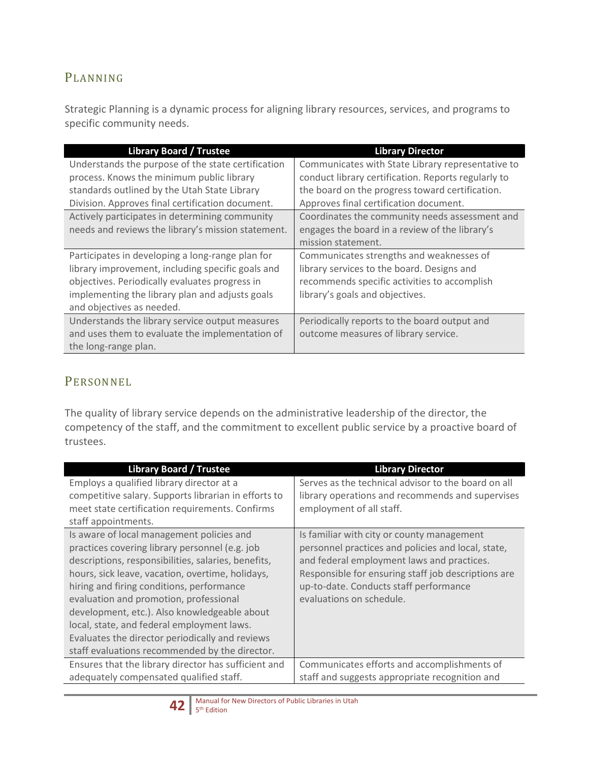## Planning

Strategic Planning is a dynamic process for aligning library resources, services, and programs to specific community needs.

| Library Board / Trustee | Library Director |
| --- | --- |
| Understands the purpose of the state certification process. Knows the minimum public library standards outlined by the Utah State Library Division. Approves final certification document. | Communicates with State Library representative to conduct library certification. Reports regularly to the board on the progress toward certification. Approves final certification document. |
| Actively participates in determining community needs and reviews the library's mission statement. | Coordinates the community needs assessment and engages the board in a review of the library's mission statement. |
| Participates in developing a long-range plan for library improvement, including specific goals and objectives. Periodically evaluates progress in implementing the library plan and adjusts goals and objectives as needed. | Communicates strengths and weaknesses of library services to the board. Designs and recommends specific activities to accomplish library's goals and objectives. |
| Understands the library service output measures and uses them to evaluate the implementation of the long-range plan. | Periodically reports to the board output and outcome measures of library service. |

## Personnel

The quality of library service depends on the administrative leadership of the director, the competency of the staff, and the commitment to excellent public service by a proactive board of trustees.

| Library Board / Trustee | Library Director |
| --- | --- |
| Employs a qualified library director at a competitive salary. Supports librarian in efforts to meet state certification requirements. Confirms staff appointments. | Serves as the technical advisor to the board on all library operations and recommends and supervises employment of all staff. |
| Is aware of local management policies and practices covering library personnel (e.g. job descriptions, responsibilities, salaries, benefits, hours, sick leave, vacation, overtime, holidays, hiring and firing conditions, performance evaluation and promotion, professional development, etc.). Also knowledgeable about local, state, and federal employment laws. Evaluates the director periodically and reviews staff evaluations recommended by the director. | Is familiar with city or county management personnel practices and policies and local, state, and federal employment laws and practices. Responsible for ensuring staff job descriptions are up-to-date. Conducts staff performance evaluations on schedule. |
| Ensures that the library director has sufficient and adequately compensated qualified staff. | Communicates efforts and accomplishments of staff and suggests appropriate recognition and |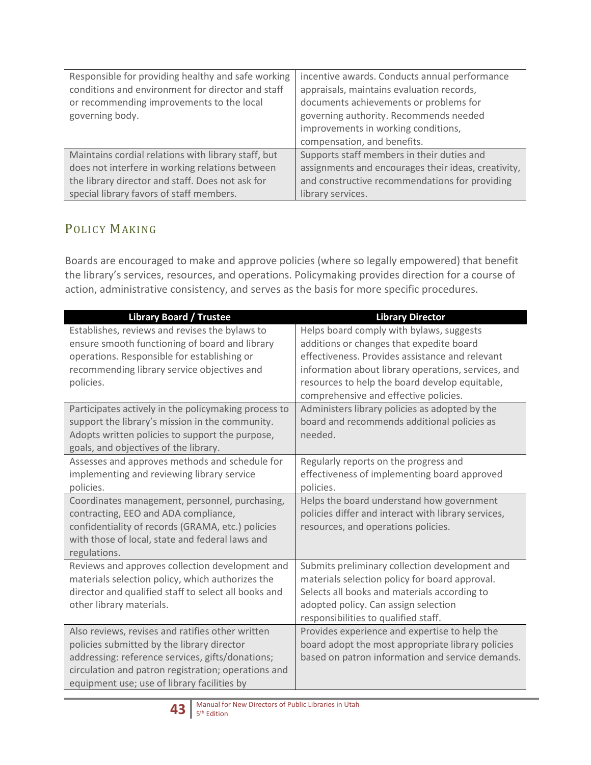| | |
|---|---|
| Responsible for providing healthy and safe working conditions and environment for director and staff or recommending improvements to the local governing body. | incentive awards. Conducts annual performance appraisals, maintains evaluation records, documents achievements or problems for governing authority. Recommends needed improvements in working conditions, compensation, and benefits. |
| Maintains cordial relations with library staff, but does not interfere in working relations between the library director and staff. Does not ask for special library favors of staff members. | Supports staff members in their duties and assignments and encourages their ideas, creativity, and constructive recommendations for providing library services. |

## Policy Making

Boards are encouraged to make and approve policies (where so legally empowered) that benefit the library's services, resources, and operations. Policymaking provides direction for a course of action, administrative consistency, and serves as the basis for more specific procedures.

| Library Board / Trustee | Library Director |
|---|---|
| Establishes, reviews and revises the bylaws to ensure smooth functioning of board and library operations. Responsible for establishing or recommending library service objectives and policies. | Helps board comply with bylaws, suggests additions or changes that expedite board effectiveness. Provides assistance and relevant information about library operations, services, and resources to help the board develop equitable, comprehensive and effective policies. |
| Participates actively in the policymaking process to support the library's mission in the community. Adopts written policies to support the purpose, goals, and objectives of the library. | Administers library policies as adopted by the board and recommends additional policies as needed. |
| Assesses and approves methods and schedule for implementing and reviewing library service policies. | Regularly reports on the progress and effectiveness of implementing board approved policies. |
| Coordinates management, personnel, purchasing, contracting, EEO and ADA compliance, confidentiality of records (GRAMA, etc.) policies with those of local, state and federal laws and regulations. | Helps the board understand how government policies differ and interact with library services, resources, and operations policies. |
| Reviews and approves collection development and materials selection policy, which authorizes the director and qualified staff to select all books and other library materials. | Submits preliminary collection development and materials selection policy for board approval. Selects all books and materials according to adopted policy. Can assign selection responsibilities to qualified staff. |
| Also reviews, revises and ratifies other written policies submitted by the library director addressing: reference services, gifts/donations; circulation and patron registration; operations and equipment use; use of library facilities by | Provides experience and expertise to help the board adopt the most appropriate library policies based on patron information and service demands. |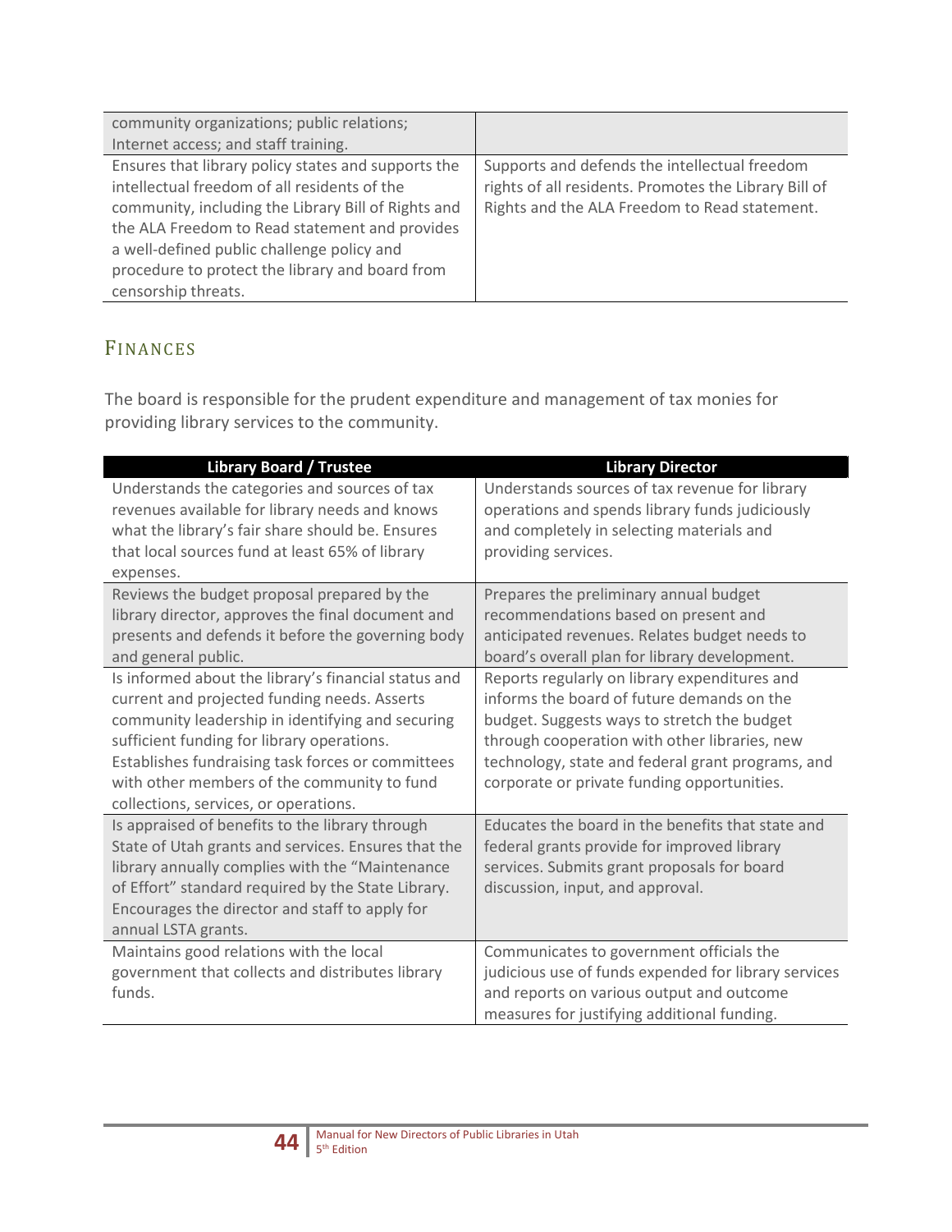| | |
|---|---|
| community organizations; public relations; Internet access; and staff training. | |
| Ensures that library policy states and supports the intellectual freedom of all residents of the community, including the Library Bill of Rights and the ALA Freedom to Read statement and provides a well-defined public challenge policy and procedure to protect the library and board from censorship threats. | Supports and defends the intellectual freedom rights of all residents. Promotes the Library Bill of Rights and the ALA Freedom to Read statement. |

## Finances

The board is responsible for the prudent expenditure and management of tax monies for providing library services to the community.

| Library Board / Trustee | Library Director |
|---|---|
| Understands the categories and sources of tax revenues available for library needs and knows what the library's fair share should be. Ensures that local sources fund at least 65% of library expenses. | Understands sources of tax revenue for library operations and spends library funds judiciously and completely in selecting materials and providing services. |
| Reviews the budget proposal prepared by the library director, approves the final document and presents and defends it before the governing body and general public. | Prepares the preliminary annual budget recommendations based on present and anticipated revenues. Relates budget needs to board's overall plan for library development. |
| Is informed about the library's financial status and current and projected funding needs. Asserts community leadership in identifying and securing sufficient funding for library operations. Establishes fundraising task forces or committees with other members of the community to fund collections, services, or operations. | Reports regularly on library expenditures and informs the board of future demands on the budget. Suggests ways to stretch the budget through cooperation with other libraries, new technology, state and federal grant programs, and corporate or private funding opportunities. |
| Is appraised of benefits to the library through State of Utah grants and services. Ensures that the library annually complies with the "Maintenance of Effort" standard required by the State Library. Encourages the director and staff to apply for annual LSTA grants. | Educates the board in the benefits that state and federal grants provide for improved library services. Submits grant proposals for board discussion, input, and approval. |
| Maintains good relations with the local government that collects and distributes library funds. | Communicates to government officials the judicious use of funds expended for library services and reports on various output and outcome measures for justifying additional funding. |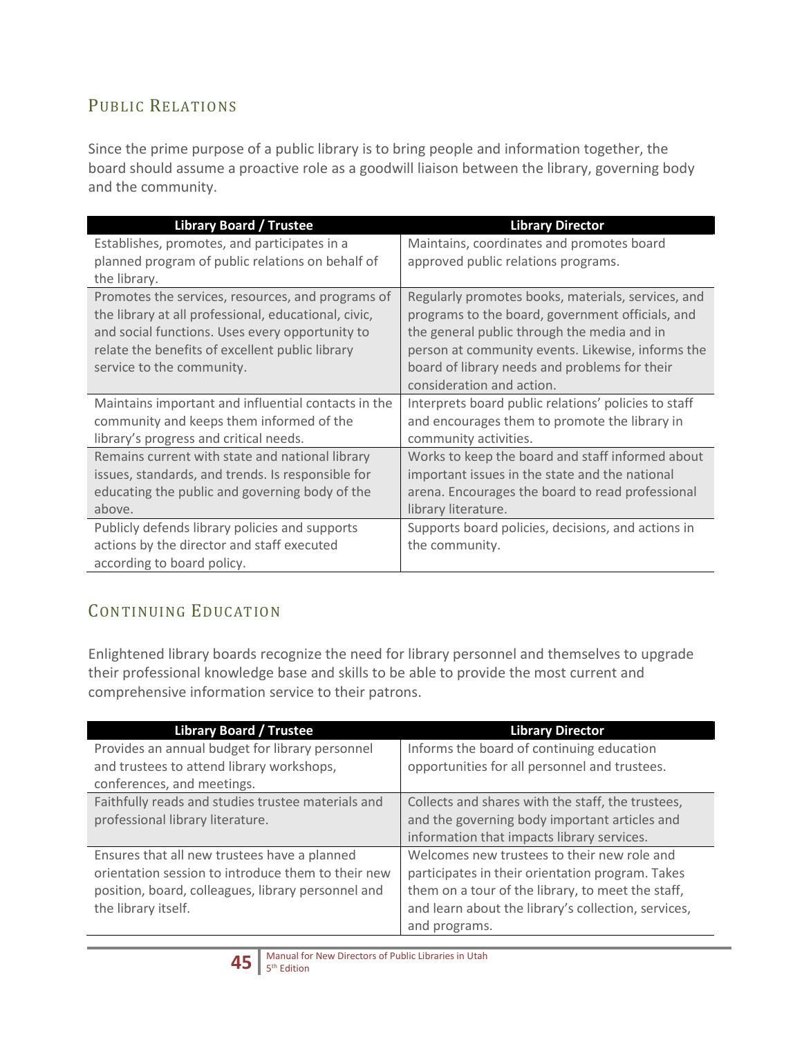## Public Relations

Since the prime purpose of a public library is to bring people and information together, the board should assume a proactive role as a goodwill liaison between the library, governing body and the community.

| Library Board / Trustee | Library Director |
| --- | --- |
| Establishes, promotes, and participates in a planned program of public relations on behalf of the library. | Maintains, coordinates and promotes board approved public relations programs. |
| Promotes the services, resources, and programs of the library at all professional, educational, civic, and social functions. Uses every opportunity to relate the benefits of excellent public library service to the community. | Regularly promotes books, materials, services, and programs to the board, government officials, and the general public through the media and in person at community events. Likewise, informs the board of library needs and problems for their consideration and action. |
| Maintains important and influential contacts in the community and keeps them informed of the library's progress and critical needs. | Interprets board public relations' policies to staff and encourages them to promote the library in community activities. |
| Remains current with state and national library issues, standards, and trends. Is responsible for educating the public and governing body of the above. | Works to keep the board and staff informed about important issues in the state and the national arena. Encourages the board to read professional library literature. |
| Publicly defends library policies and supports actions by the director and staff executed according to board policy. | Supports board policies, decisions, and actions in the community. |

## Continuing Education

Enlightened library boards recognize the need for library personnel and themselves to upgrade their professional knowledge base and skills to be able to provide the most current and comprehensive information service to their patrons.

| Library Board / Trustee | Library Director |
| --- | --- |
| Provides an annual budget for library personnel and trustees to attend library workshops, conferences, and meetings. | Informs the board of continuing education opportunities for all personnel and trustees. |
| Faithfully reads and studies trustee materials and professional library literature. | Collects and shares with the staff, the trustees, and the governing body important articles and information that impacts library services. |
| Ensures that all new trustees have a planned orientation session to introduce them to their new position, board, colleagues, library personnel and the library itself. | Welcomes new trustees to their new role and participates in their orientation program. Takes them on a tour of the library, to meet the staff, and learn about the library's collection, services, and programs. |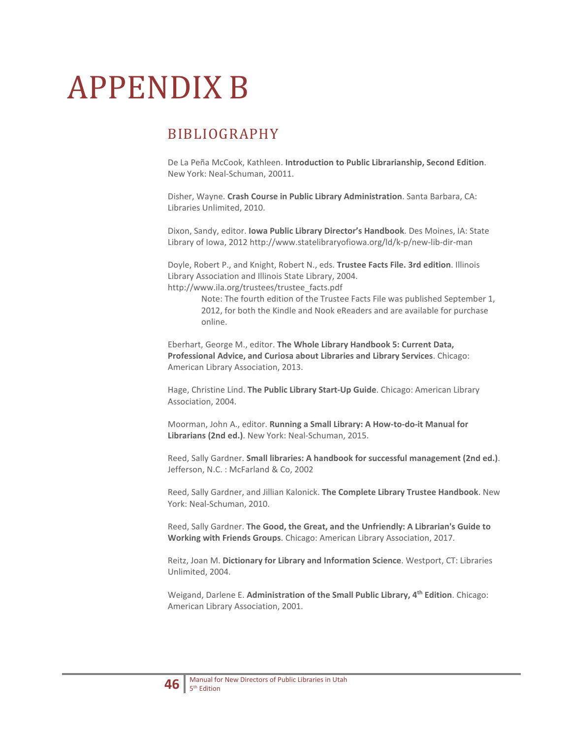# APPENDIX B

## BIBLIOGRAPHY

De La Peña McCook, Kathleen. **Introduction to Public Librarianship, Second Edition**. New York: Neal-Schuman, 20011.

Disher, Wayne. **Crash Course in Public Library Administration**. Santa Barbara, CA: Libraries Unlimited, 2010.

Dixon, Sandy, editor. **Iowa Public Library Director's Handbook**. Des Moines, IA: State Library of Iowa, 2012 http://www.statelibraryofiowa.org/ld/k-p/new-lib-dir-man

Doyle, Robert P., and Knight, Robert N., eds. **Trustee Facts File. 3rd edition**. Illinois Library Association and Illinois State Library, 2004. http://www.ila.org/trustees/trustee_facts.pdf

> Note: The fourth edition of the Trustee Facts File was published September 1, 2012, for both the Kindle and Nook eReaders and are available for purchase online.

Eberhart, George M., editor. **The Whole Library Handbook 5: Current Data, Professional Advice, and Curiosa about Libraries and Library Services**. Chicago: American Library Association, 2013.

Hage, Christine Lind. **The Public Library Start-Up Guide**. Chicago: American Library Association, 2004.

Moorman, John A., editor. **Running a Small Library: A How-to-do-it Manual for Librarians (2nd ed.)**. New York: Neal-Schuman, 2015.

Reed, Sally Gardner. **Small libraries: A handbook for successful management (2nd ed.)**. Jefferson, N.C. : McFarland & Co, 2002

Reed, Sally Gardner, and Jillian Kalonick. **The Complete Library Trustee Handbook**. New York: Neal-Schuman, 2010.

Reed, Sally Gardner. **The Good, the Great, and the Unfriendly: A Librarian's Guide to Working with Friends Groups**. Chicago: American Library Association, 2017.

Reitz, Joan M. **Dictionary for Library and Information Science**. Westport, CT: Libraries Unlimited, 2004.

Weigand, Darlene E. **Administration of the Small Public Library, 4th Edition**. Chicago: American Library Association, 2001.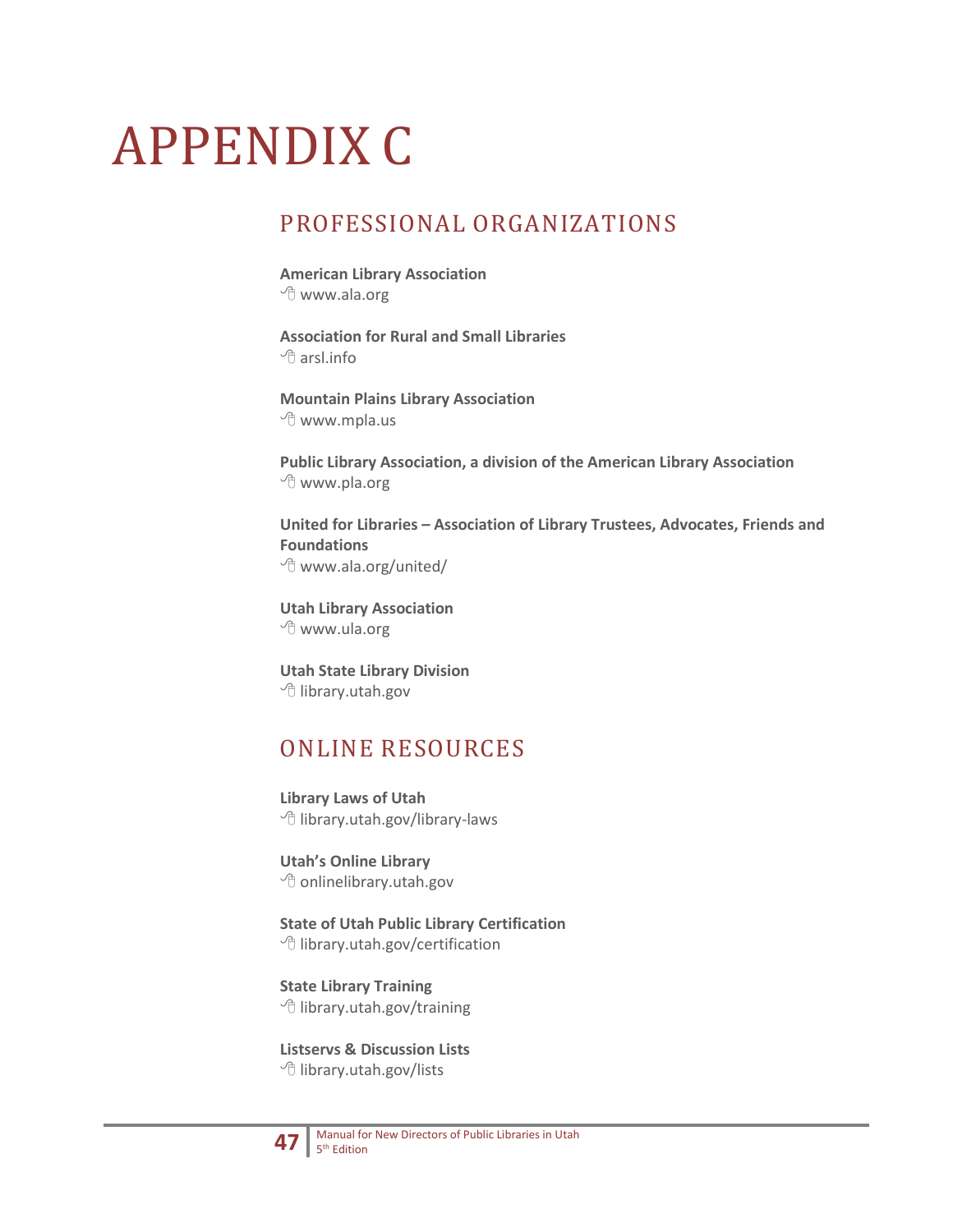# APPENDIX C

## PROFESSIONAL ORGANIZATIONS

**American Library Association**
www.ala.org

**Association for Rural and Small Libraries**
arsl.info

**Mountain Plains Library Association**
www.mpla.us

**Public Library Association, a division of the American Library Association**
www.pla.org

**United for Libraries – Association of Library Trustees, Advocates, Friends and Foundations**
www.ala.org/united/

**Utah Library Association**
www.ula.org

**Utah State Library Division**
library.utah.gov

## ONLINE RESOURCES

**Library Laws of Utah**
library.utah.gov/library-laws

**Utah's Online Library**
onlinelibrary.utah.gov

**State of Utah Public Library Certification**
library.utah.gov/certification

**State Library Training**
library.utah.gov/training

**Listservs & Discussion Lists**
library.utah.gov/lists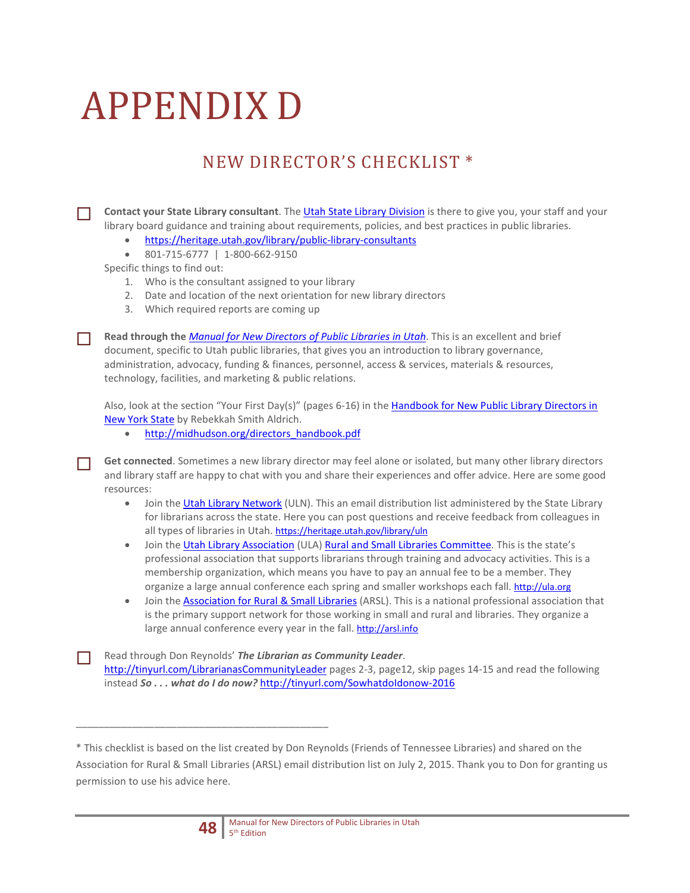# APPENDIX D

## NEW DIRECTOR'S CHECKLIST *

☐ **Contact your State Library consultant**. The Utah State Library Division is there to give you, your staff and your library board guidance and training about requirements, policies, and best practices in public libraries.

- https://heritage.utah.gov/library/public-library-consultants
- 801-715-6777 | 1-800-662-9150

Specific things to find out:

1. Who is the consultant assigned to your library
2. Date and location of the next orientation for new library directors
3. Which required reports are coming up

☐ **Read through the *Manual for New Directors of Public Libraries in Utah***. This is an excellent and brief document, specific to Utah public libraries, that gives you an introduction to library governance, administration, advocacy, funding & finances, personnel, access & services, materials & resources, technology, facilities, and marketing & public relations.

Also, look at the section "Your First Day(s)" (pages 6-16) in the Handbook for New Public Library Directors in New York State by Rebekkah Smith Aldrich.

- http://midhudson.org/directors_handbook.pdf

☐ **Get connected**. Sometimes a new library director may feel alone or isolated, but many other library directors and library staff are happy to chat with you and share their experiences and offer advice. Here are some good resources:

- Join the Utah Library Network (ULN). This an email distribution list administered by the State Library for librarians across the state. Here you can post questions and receive feedback from colleagues in all types of libraries in Utah. https://heritage.utah.gov/library/uln
- Join the Utah Library Association (ULA) Rural and Small Libraries Committee. This is the state's professional association that supports librarians through training and advocacy activities. This is a membership organization, which means you have to pay an annual fee to be a member. They organize a large annual conference each spring and smaller workshops each fall. http://ula.org
- Join the Association for Rural & Small Libraries (ARSL). This is a national professional association that is the primary support network for those working in small and rural and libraries. They organize a large annual conference every year in the fall. http://arsl.info

☐ Read through Don Reynolds' ***The Librarian as Community Leader***. http://tinyurl.com/LibrarianasCommunityLeader pages 2-3, page12, skip pages 14-15 and read the following instead ***So . . . what do I do now?*** http://tinyurl.com/SowhatdoIdonow-2016

---

\* This checklist is based on the list created by Don Reynolds (Friends of Tennessee Libraries) and shared on the Association for Rural & Small Libraries (ARSL) email distribution list on July 2, 2015. Thank you to Don for granting us permission to use his advice here.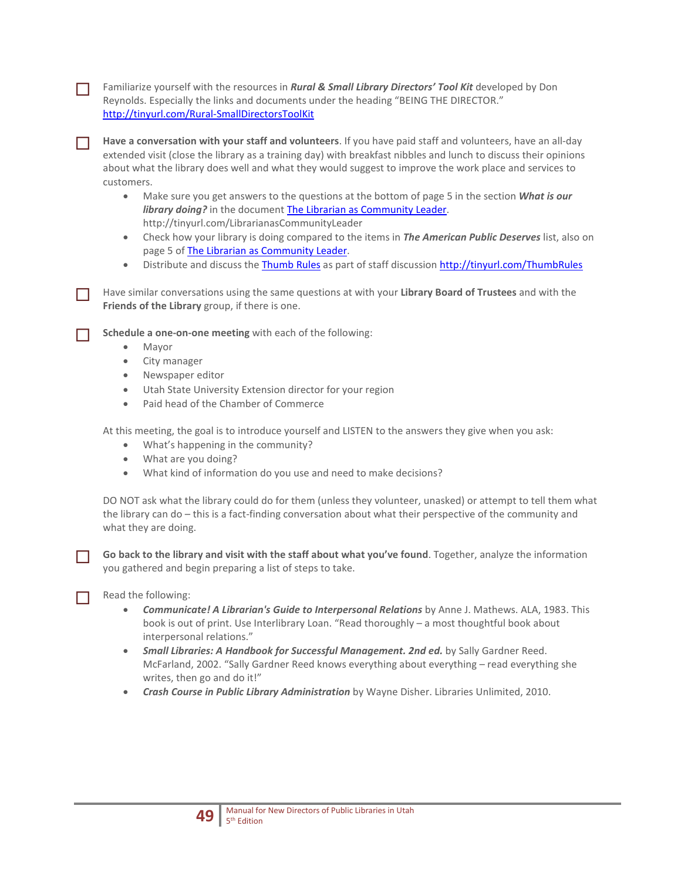- [ ] Familiarize yourself with the resources in ***Rural & Small Library Directors' Tool Kit*** developed by Don Reynolds. Especially the links and documents under the heading "BEING THE DIRECTOR." [http://tinyurl.com/Rural-SmallDirectorsToolKit](http://tinyurl.com/Rural-SmallDirectorsToolKit)

- [ ] **Have a conversation with your staff and volunteers**. If you have paid staff and volunteers, have an all-day extended visit (close the library as a training day) with breakfast nibbles and lunch to discuss their opinions about what the library does well and what they would suggest to improve the work place and services to customers.
  - Make sure you get answers to the questions at the bottom of page 5 in the section ***What is our library doing?*** in the document [The Librarian as Community Leader](http://tinyurl.com/LibrarianasCommunityLeader). http://tinyurl.com/LibrarianasCommunityLeader
  - Check how your library is doing compared to the items in ***The American Public Deserves*** list, also on page 5 of [The Librarian as Community Leader](http://tinyurl.com/LibrarianasCommunityLeader).
  - Distribute and discuss the [Thumb Rules](http://tinyurl.com/ThumbRules) as part of staff discussion [http://tinyurl.com/ThumbRules](http://tinyurl.com/ThumbRules)

- [ ] Have similar conversations using the same questions at with your **Library Board of Trustees** and with the **Friends of the Library** group, if there is one.

- [ ] **Schedule a one-on-one meeting** with each of the following:
  - Mayor
  - City manager
  - Newspaper editor
  - Utah State University Extension director for your region
  - Paid head of the Chamber of Commerce

  At this meeting, the goal is to introduce yourself and LISTEN to the answers they give when you ask:
  - What's happening in the community?
  - What are you doing?
  - What kind of information do you use and need to make decisions?

  DO NOT ask what the library could do for them (unless they volunteer, unasked) or attempt to tell them what the library can do – this is a fact-finding conversation about what their perspective of the community and what they are doing.

- [ ] **Go back to the library and visit with the staff about what you've found**. Together, analyze the information you gathered and begin preparing a list of steps to take.

- [ ] Read the following:
  - ***Communicate! A Librarian's Guide to Interpersonal Relations*** by Anne J. Mathews. ALA, 1983. This book is out of print. Use Interlibrary Loan. "Read thoroughly – a most thoughtful book about interpersonal relations."
  - ***Small Libraries: A Handbook for Successful Management. 2nd ed.*** by Sally Gardner Reed. McFarland, 2002. "Sally Gardner Reed knows everything about everything – read everything she writes, then go and do it!"
  - ***Crash Course in Public Library Administration*** by Wayne Disher. Libraries Unlimited, 2010.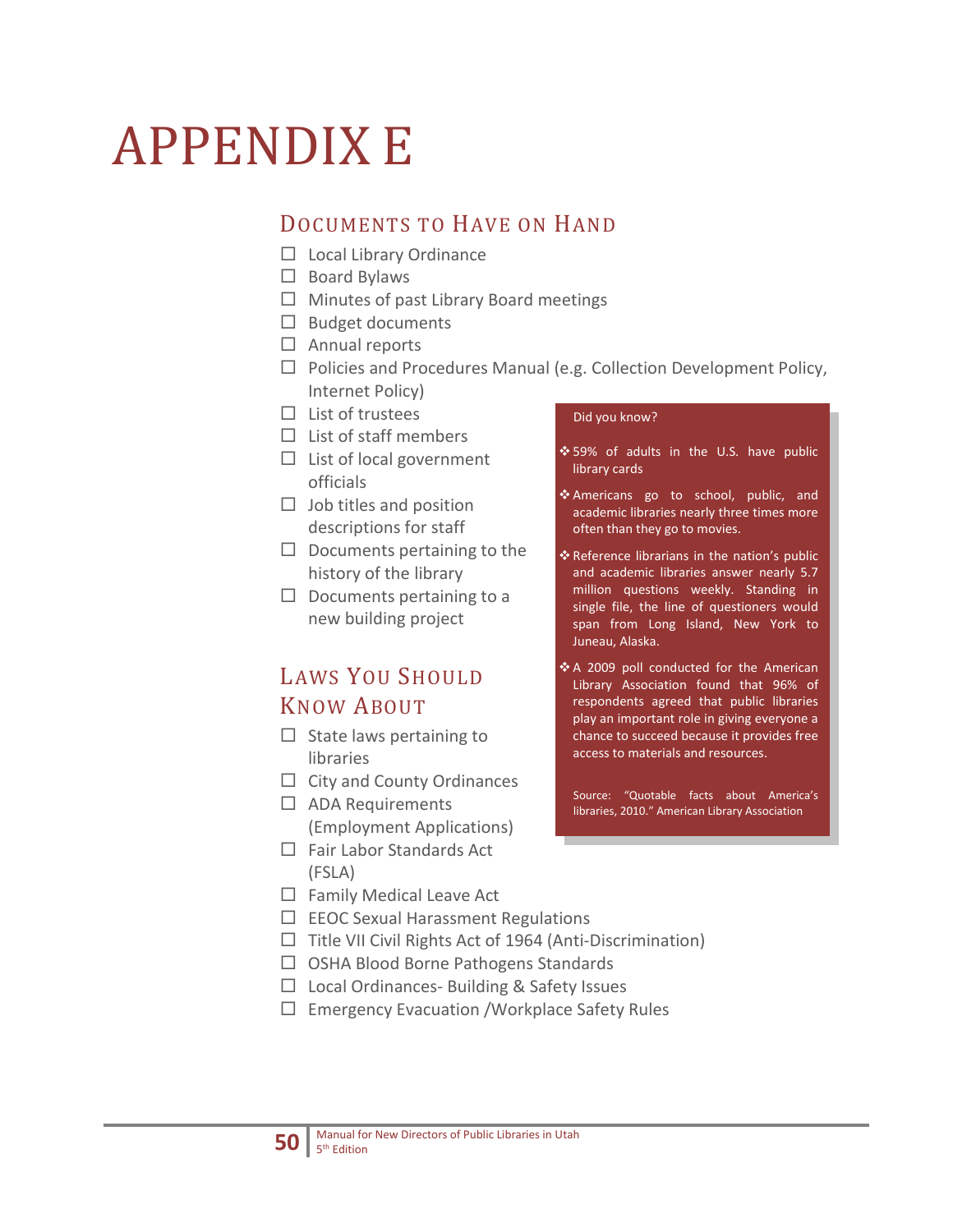# APPENDIX E

## Documents to Have on Hand

- ☐ Local Library Ordinance
- ☐ Board Bylaws
- ☐ Minutes of past Library Board meetings
- ☐ Budget documents
- ☐ Annual reports
- ☐ Policies and Procedures Manual (e.g. Collection Development Policy, Internet Policy)
- ☐ List of trustees
- ☐ List of staff members
- ☐ List of local government officials
- ☐ Job titles and position descriptions for staff
- ☐ Documents pertaining to the history of the library
- ☐ Documents pertaining to a new building project

## Laws You Should Know About

- ☐ State laws pertaining to libraries
- ☐ City and County Ordinances
- ☐ ADA Requirements (Employment Applications)
- ☐ Fair Labor Standards Act (FSLA)
- ☐ Family Medical Leave Act
- ☐ EEOC Sexual Harassment Regulations
- ☐ Title VII Civil Rights Act of 1964 (Anti-Discrimination)
- ☐ OSHA Blood Borne Pathogens Standards
- ☐ Local Ordinances- Building & Safety Issues
- ☐ Emergency Evacuation /Workplace Safety Rules

> Did you know?
>
> - 59% of adults in the U.S. have public library cards
> - Americans go to school, public, and academic libraries nearly three times more often than they go to movies.
> - Reference librarians in the nation's public and academic libraries answer nearly 5.7 million questions weekly. Standing in single file, the line of questioners would span from Long Island, New York to Juneau, Alaska.
> - A 2009 poll conducted for the American Library Association found that 96% of respondents agreed that public libraries play an important role in giving everyone a chance to succeed because it provides free access to materials and resources.
>
> Source: "Quotable facts about America's libraries, 2010." American Library Association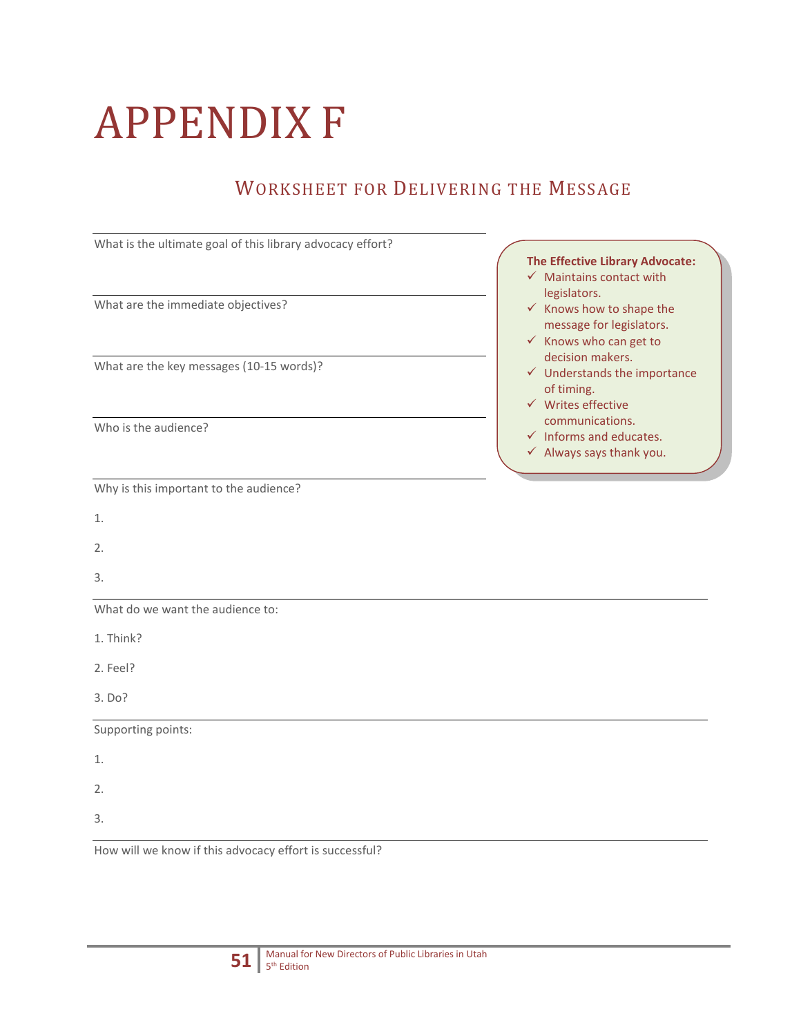# APPENDIX F

## Worksheet for Delivering the Message

What is the ultimate goal of this library advocacy effort?

What are the immediate objectives?

What are the key messages (10-15 words)?

Who is the audience?

Why is this important to the audience?

1.

2.

3.

**The Effective Library Advocate:**

- ✓ Maintains contact with legislators.
- ✓ Knows how to shape the message for legislators.
- ✓ Knows who can get to decision makers.
- ✓ Understands the importance of timing.
- ✓ Writes effective communications.
- ✓ Informs and educates.
- ✓ Always says thank you.

What do we want the audience to:

1. Think?

2. Feel?

3. Do?

Supporting points:

1.

2.

3.

How will we know if this advocacy effort is successful?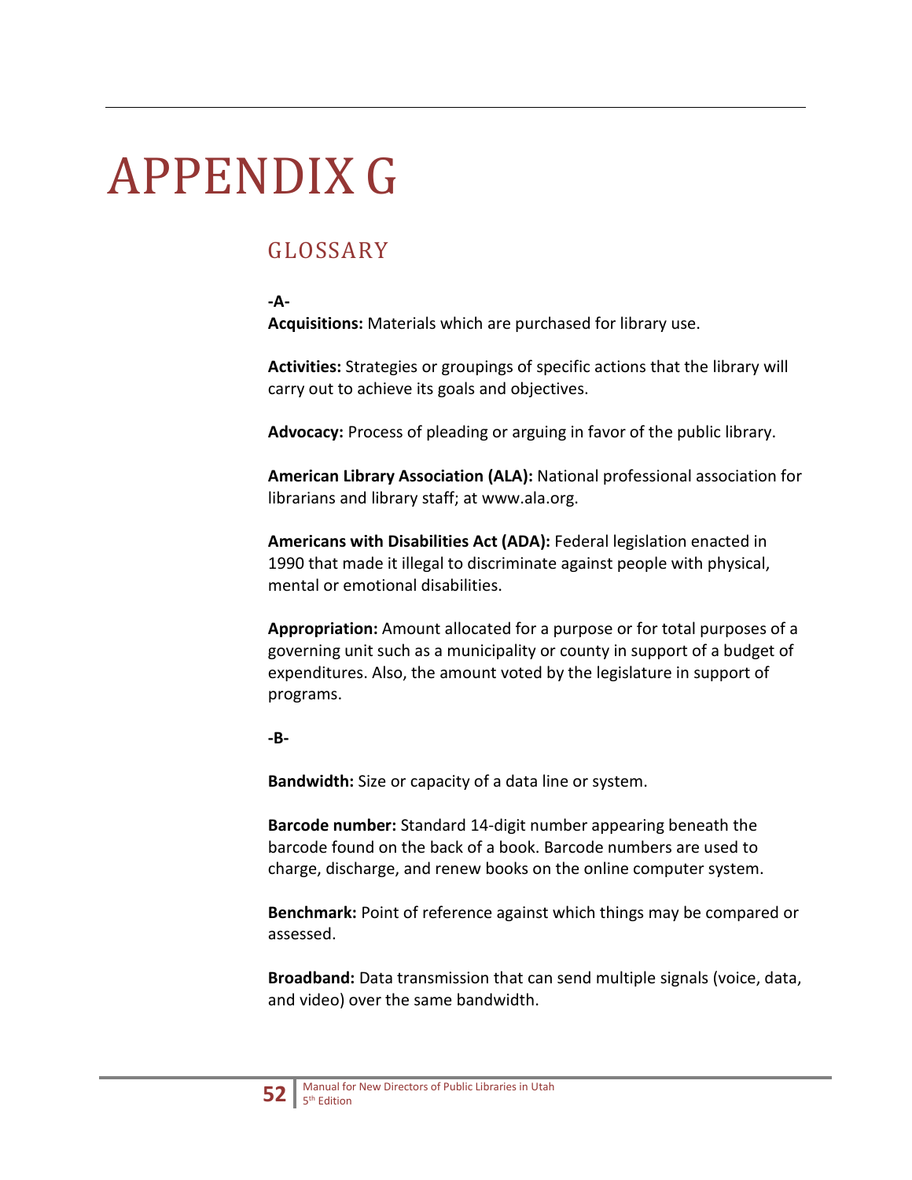# APPENDIX G

## GLOSSARY

**-A-**

**Acquisitions:** Materials which are purchased for library use.

**Activities:** Strategies or groupings of specific actions that the library will carry out to achieve its goals and objectives.

**Advocacy:** Process of pleading or arguing in favor of the public library.

**American Library Association (ALA):** National professional association for librarians and library staff; at www.ala.org.

**Americans with Disabilities Act (ADA):** Federal legislation enacted in 1990 that made it illegal to discriminate against people with physical, mental or emotional disabilities.

**Appropriation:** Amount allocated for a purpose or for total purposes of a governing unit such as a municipality or county in support of a budget of expenditures. Also, the amount voted by the legislature in support of programs.

**-B-**

**Bandwidth:** Size or capacity of a data line or system.

**Barcode number:** Standard 14-digit number appearing beneath the barcode found on the back of a book. Barcode numbers are used to charge, discharge, and renew books on the online computer system.

**Benchmark:** Point of reference against which things may be compared or assessed.

**Broadband:** Data transmission that can send multiple signals (voice, data, and video) over the same bandwidth.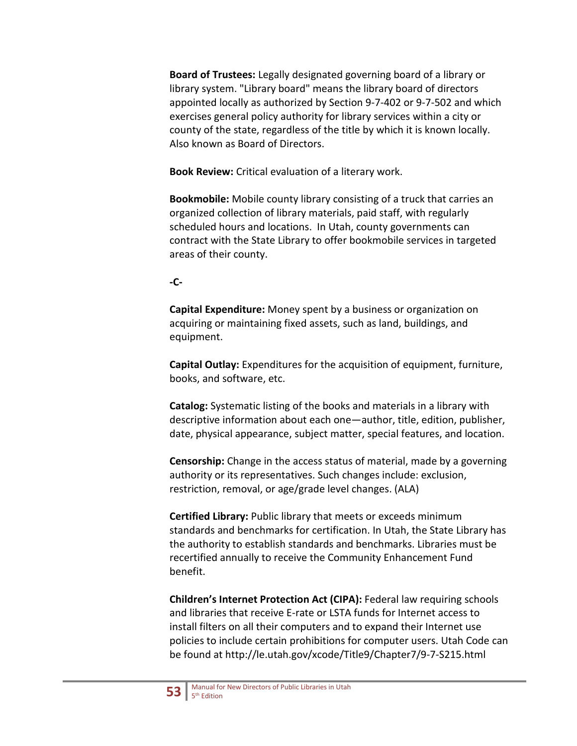**Board of Trustees:** Legally designated governing board of a library or library system. "Library board" means the library board of directors appointed locally as authorized by Section 9-7-402 or 9-7-502 and which exercises general policy authority for library services within a city or county of the state, regardless of the title by which it is known locally. Also known as Board of Directors.

**Book Review:** Critical evaluation of a literary work.

**Bookmobile:** Mobile county library consisting of a truck that carries an organized collection of library materials, paid staff, with regularly scheduled hours and locations. In Utah, county governments can contract with the State Library to offer bookmobile services in targeted areas of their county.

**-C-**

**Capital Expenditure:** Money spent by a business or organization on acquiring or maintaining fixed assets, such as land, buildings, and equipment.

**Capital Outlay:** Expenditures for the acquisition of equipment, furniture, books, and software, etc.

**Catalog:** Systematic listing of the books and materials in a library with descriptive information about each one—author, title, edition, publisher, date, physical appearance, subject matter, special features, and location.

**Censorship:** Change in the access status of material, made by a governing authority or its representatives. Such changes include: exclusion, restriction, removal, or age/grade level changes. (ALA)

**Certified Library:** Public library that meets or exceeds minimum standards and benchmarks for certification. In Utah, the State Library has the authority to establish standards and benchmarks. Libraries must be recertified annually to receive the Community Enhancement Fund benefit.

**Children's Internet Protection Act (CIPA):** Federal law requiring schools and libraries that receive E-rate or LSTA funds for Internet access to install filters on all their computers and to expand their Internet use policies to include certain prohibitions for computer users. Utah Code can be found at http://le.utah.gov/xcode/Title9/Chapter7/9-7-S215.html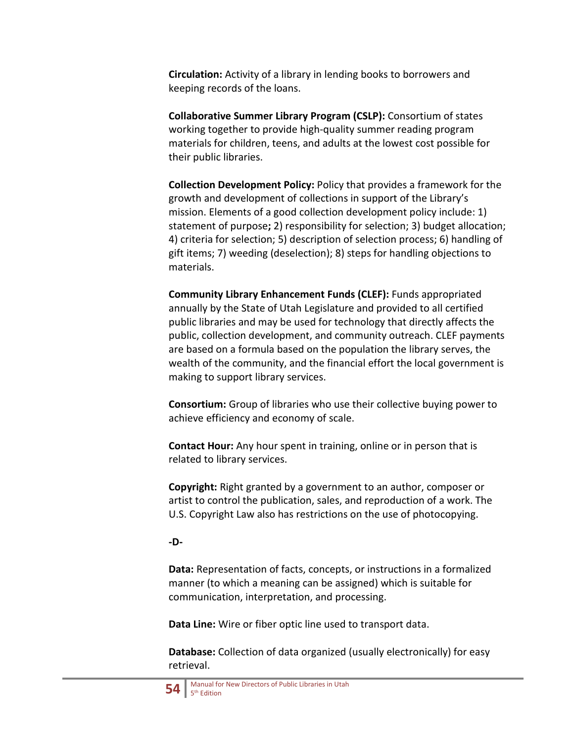**Circulation:** Activity of a library in lending books to borrowers and keeping records of the loans.

**Collaborative Summer Library Program (CSLP):** Consortium of states working together to provide high-quality summer reading program materials for children, teens, and adults at the lowest cost possible for their public libraries.

**Collection Development Policy:** Policy that provides a framework for the growth and development of collections in support of the Library's mission. Elements of a good collection development policy include: 1) statement of purpose**;** 2) responsibility for selection; 3) budget allocation; 4) criteria for selection; 5) description of selection process; 6) handling of gift items; 7) weeding (deselection); 8) steps for handling objections to materials.

**Community Library Enhancement Funds (CLEF):** Funds appropriated annually by the State of Utah Legislature and provided to all certified public libraries and may be used for technology that directly affects the public, collection development, and community outreach. CLEF payments are based on a formula based on the population the library serves, the wealth of the community, and the financial effort the local government is making to support library services.

**Consortium:** Group of libraries who use their collective buying power to achieve efficiency and economy of scale.

**Contact Hour:** Any hour spent in training, online or in person that is related to library services.

**Copyright:** Right granted by a government to an author, composer or artist to control the publication, sales, and reproduction of a work. The U.S. Copyright Law also has restrictions on the use of photocopying.

**-D-**

**Data:** Representation of facts, concepts, or instructions in a formalized manner (to which a meaning can be assigned) which is suitable for communication, interpretation, and processing.

**Data Line:** Wire or fiber optic line used to transport data.

**Database:** Collection of data organized (usually electronically) for easy retrieval.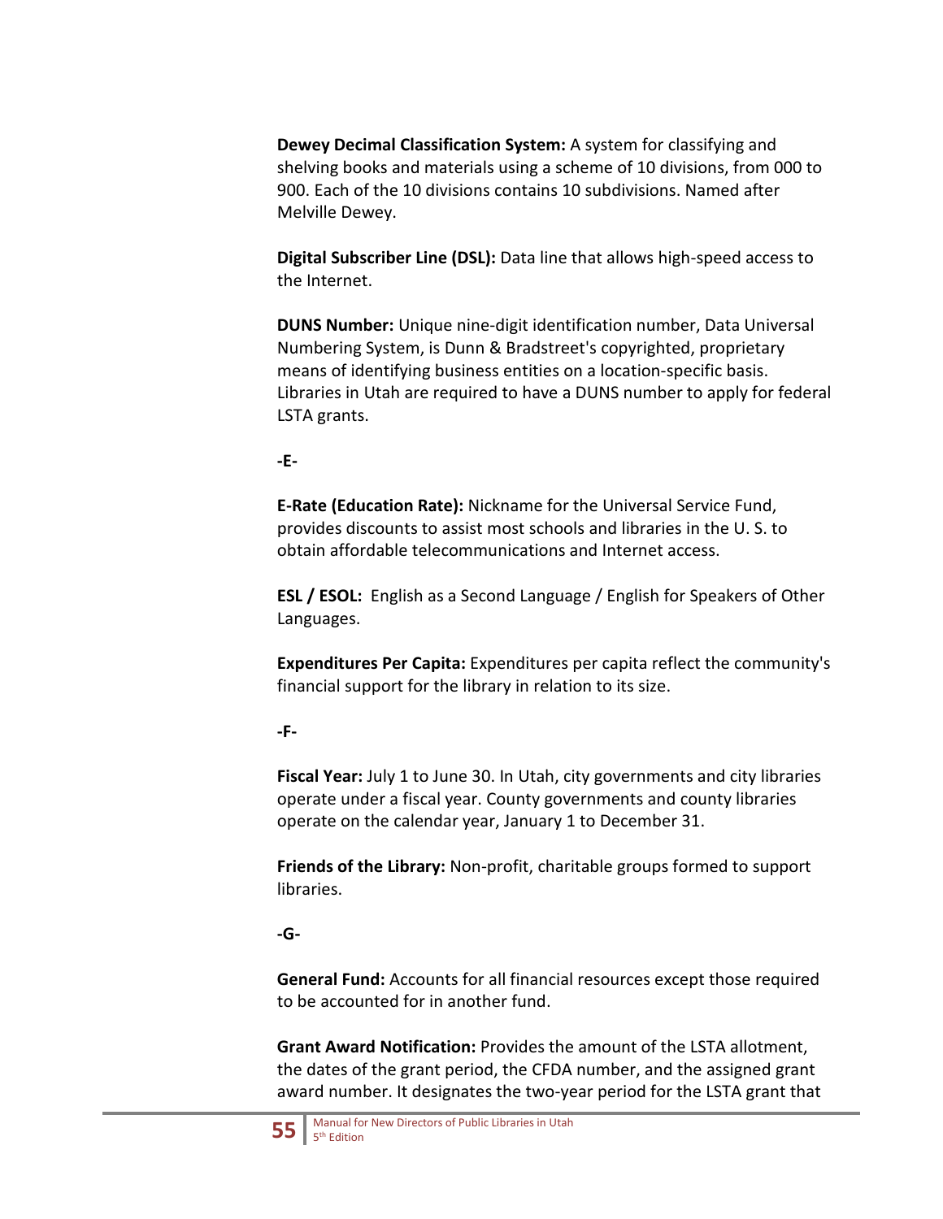**Dewey Decimal Classification System:** A system for classifying and shelving books and materials using a scheme of 10 divisions, from 000 to 900. Each of the 10 divisions contains 10 subdivisions. Named after Melville Dewey.

**Digital Subscriber Line (DSL):** Data line that allows high-speed access to the Internet.

**DUNS Number:** Unique nine-digit identification number, Data Universal Numbering System, is Dunn & Bradstreet's copyrighted, proprietary means of identifying business entities on a location-specific basis. Libraries in Utah are required to have a DUNS number to apply for federal LSTA grants.

**-E-**

**E-Rate (Education Rate):** Nickname for the Universal Service Fund, provides discounts to assist most schools and libraries in the U. S. to obtain affordable telecommunications and Internet access.

**ESL / ESOL:** English as a Second Language / English for Speakers of Other Languages.

**Expenditures Per Capita:** Expenditures per capita reflect the community's financial support for the library in relation to its size.

**-F-**

**Fiscal Year:** July 1 to June 30. In Utah, city governments and city libraries operate under a fiscal year. County governments and county libraries operate on the calendar year, January 1 to December 31.

**Friends of the Library:** Non-profit, charitable groups formed to support libraries.

**-G-**

**General Fund:** Accounts for all financial resources except those required to be accounted for in another fund.

**Grant Award Notification:** Provides the amount of the LSTA allotment, the dates of the grant period, the CFDA number, and the assigned grant award number. It designates the two-year period for the LSTA grant that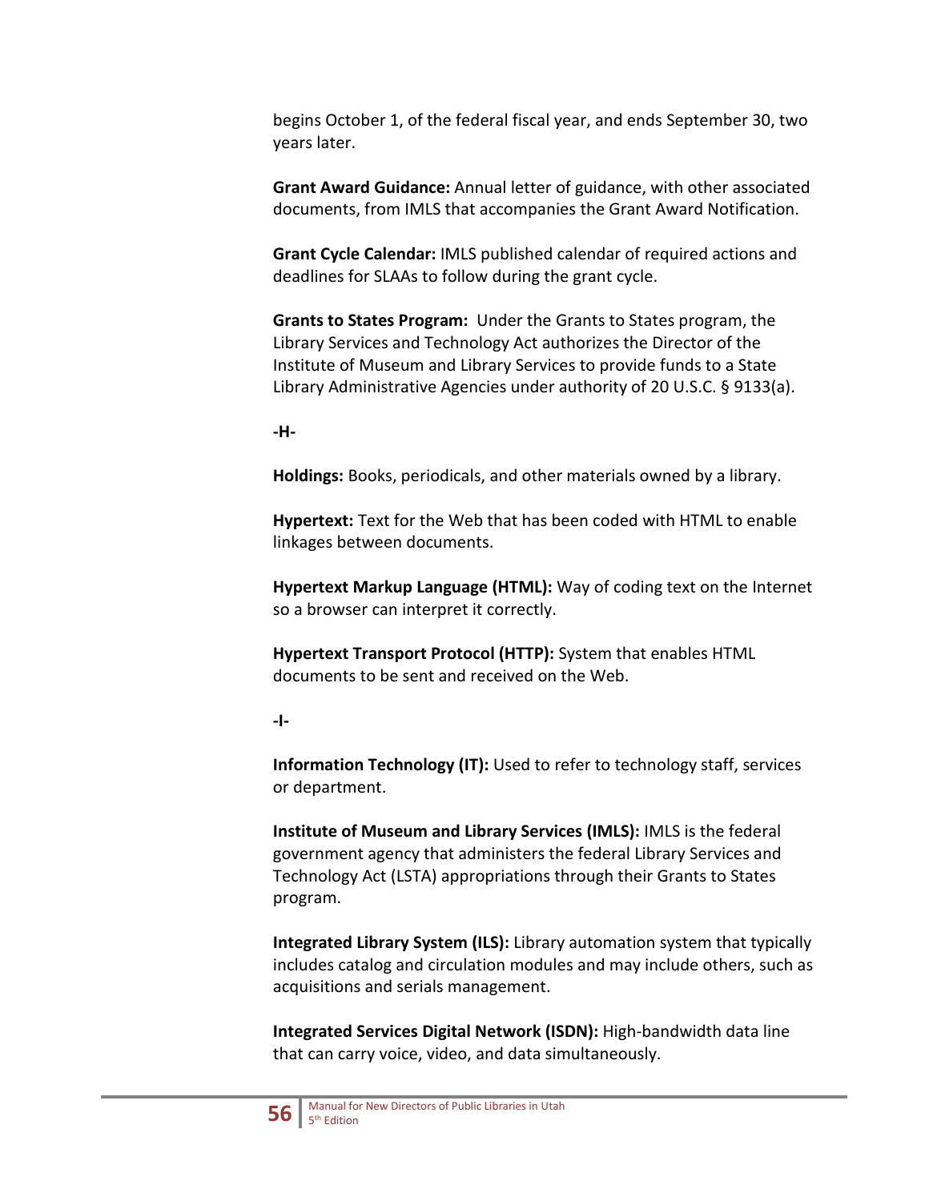begins October 1, of the federal fiscal year, and ends September 30, two years later.

**Grant Award Guidance:** Annual letter of guidance, with other associated documents, from IMLS that accompanies the Grant Award Notification.

**Grant Cycle Calendar:** IMLS published calendar of required actions and deadlines for SLAAs to follow during the grant cycle.

**Grants to States Program:** Under the Grants to States program, the Library Services and Technology Act authorizes the Director of the Institute of Museum and Library Services to provide funds to a State Library Administrative Agencies under authority of 20 U.S.C. § 9133(a).

**-H-**

**Holdings:** Books, periodicals, and other materials owned by a library.

**Hypertext:** Text for the Web that has been coded with HTML to enable linkages between documents.

**Hypertext Markup Language (HTML):** Way of coding text on the Internet so a browser can interpret it correctly.

**Hypertext Transport Protocol (HTTP):** System that enables HTML documents to be sent and received on the Web.

**-I-**

**Information Technology (IT):** Used to refer to technology staff, services or department.

**Institute of Museum and Library Services (IMLS):** IMLS is the federal government agency that administers the federal Library Services and Technology Act (LSTA) appropriations through their Grants to States program.

**Integrated Library System (ILS):** Library automation system that typically includes catalog and circulation modules and may include others, such as acquisitions and serials management.

**Integrated Services Digital Network (ISDN):** High-bandwidth data line that can carry voice, video, and data simultaneously.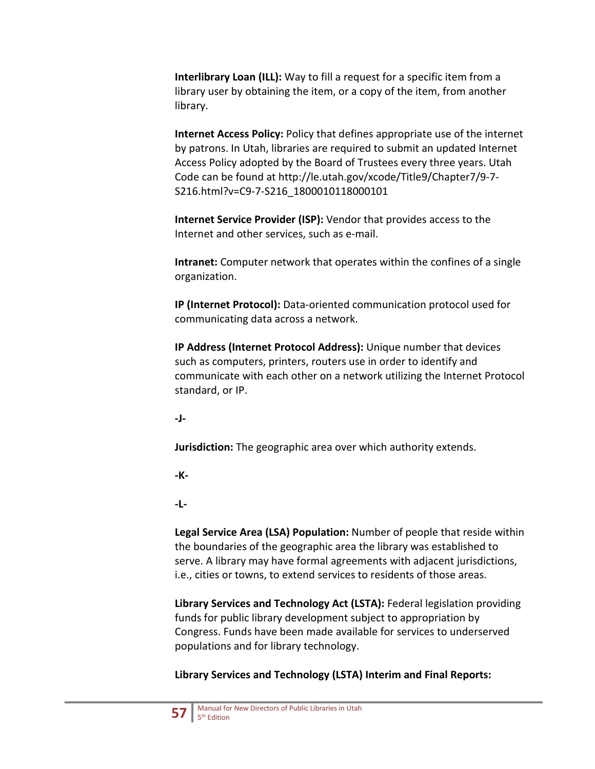**Interlibrary Loan (ILL):** Way to fill a request for a specific item from a library user by obtaining the item, or a copy of the item, from another library.

**Internet Access Policy:** Policy that defines appropriate use of the internet by patrons. In Utah, libraries are required to submit an updated Internet Access Policy adopted by the Board of Trustees every three years. Utah Code can be found at http://le.utah.gov/xcode/Title9/Chapter7/9-7-S216.html?v=C9-7-S216_1800010118000101

**Internet Service Provider (ISP):** Vendor that provides access to the Internet and other services, such as e-mail.

**Intranet:** Computer network that operates within the confines of a single organization.

**IP (Internet Protocol):** Data-oriented communication protocol used for communicating data across a network.

**IP Address (Internet Protocol Address):** Unique number that devices such as computers, printers, routers use in order to identify and communicate with each other on a network utilizing the Internet Protocol standard, or IP.

**-J-**

**Jurisdiction:** The geographic area over which authority extends.

**-K-**

**-L-**

**Legal Service Area (LSA) Population:** Number of people that reside within the boundaries of the geographic area the library was established to serve. A library may have formal agreements with adjacent jurisdictions, i.e., cities or towns, to extend services to residents of those areas.

**Library Services and Technology Act (LSTA):** Federal legislation providing funds for public library development subject to appropriation by Congress. Funds have been made available for services to underserved populations and for library technology.

**Library Services and Technology (LSTA) Interim and Final Reports:**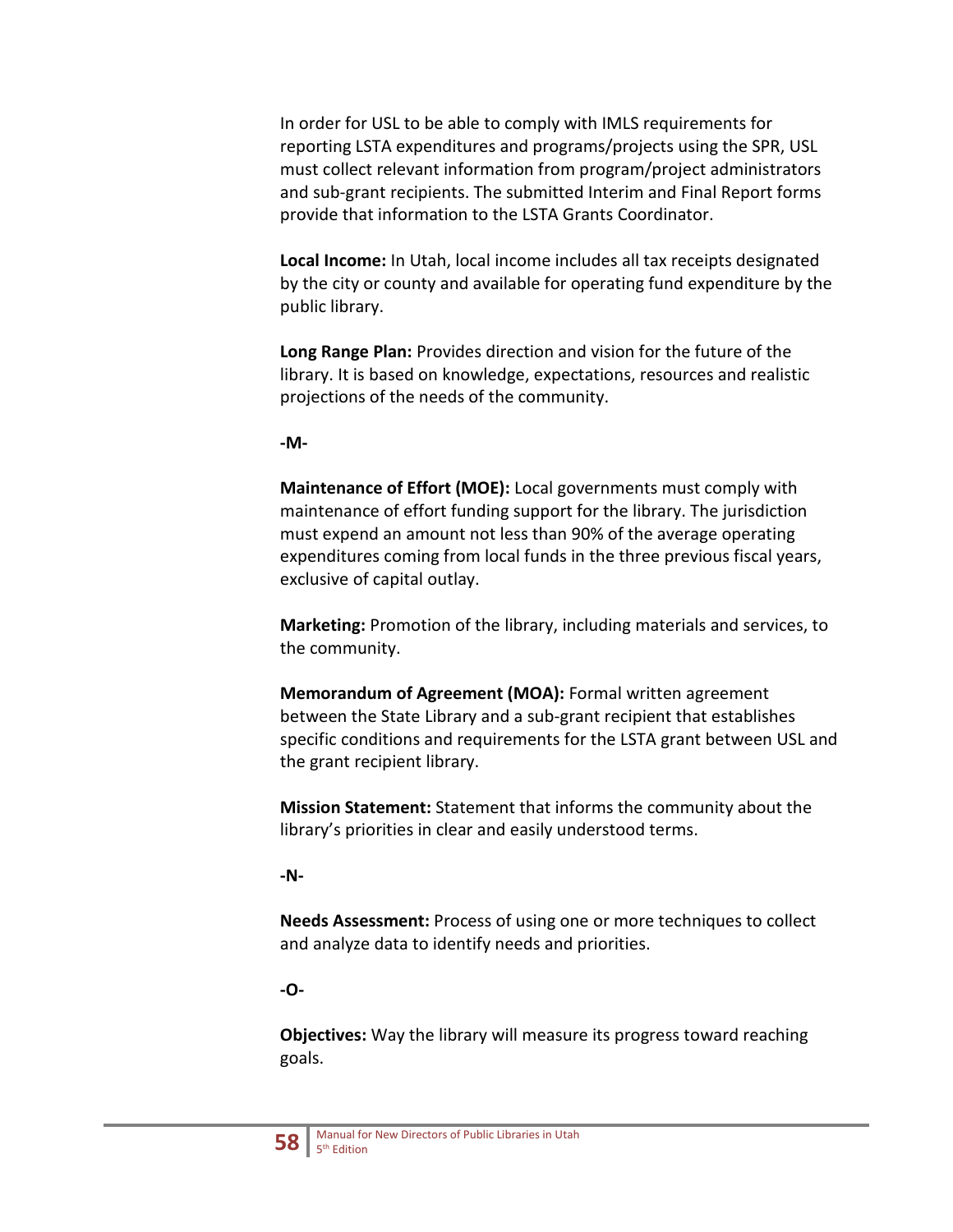In order for USL to be able to comply with IMLS requirements for reporting LSTA expenditures and programs/projects using the SPR, USL must collect relevant information from program/project administrators and sub-grant recipients. The submitted Interim and Final Report forms provide that information to the LSTA Grants Coordinator.

**Local Income:** In Utah, local income includes all tax receipts designated by the city or county and available for operating fund expenditure by the public library.

**Long Range Plan:** Provides direction and vision for the future of the library. It is based on knowledge, expectations, resources and realistic projections of the needs of the community.

**-M-**

**Maintenance of Effort (MOE):** Local governments must comply with maintenance of effort funding support for the library. The jurisdiction must expend an amount not less than 90% of the average operating expenditures coming from local funds in the three previous fiscal years, exclusive of capital outlay.

**Marketing:** Promotion of the library, including materials and services, to the community.

**Memorandum of Agreement (MOA):** Formal written agreement between the State Library and a sub-grant recipient that establishes specific conditions and requirements for the LSTA grant between USL and the grant recipient library.

**Mission Statement:** Statement that informs the community about the library's priorities in clear and easily understood terms.

**-N-**

**Needs Assessment:** Process of using one or more techniques to collect and analyze data to identify needs and priorities.

**-O-**

**Objectives:** Way the library will measure its progress toward reaching goals.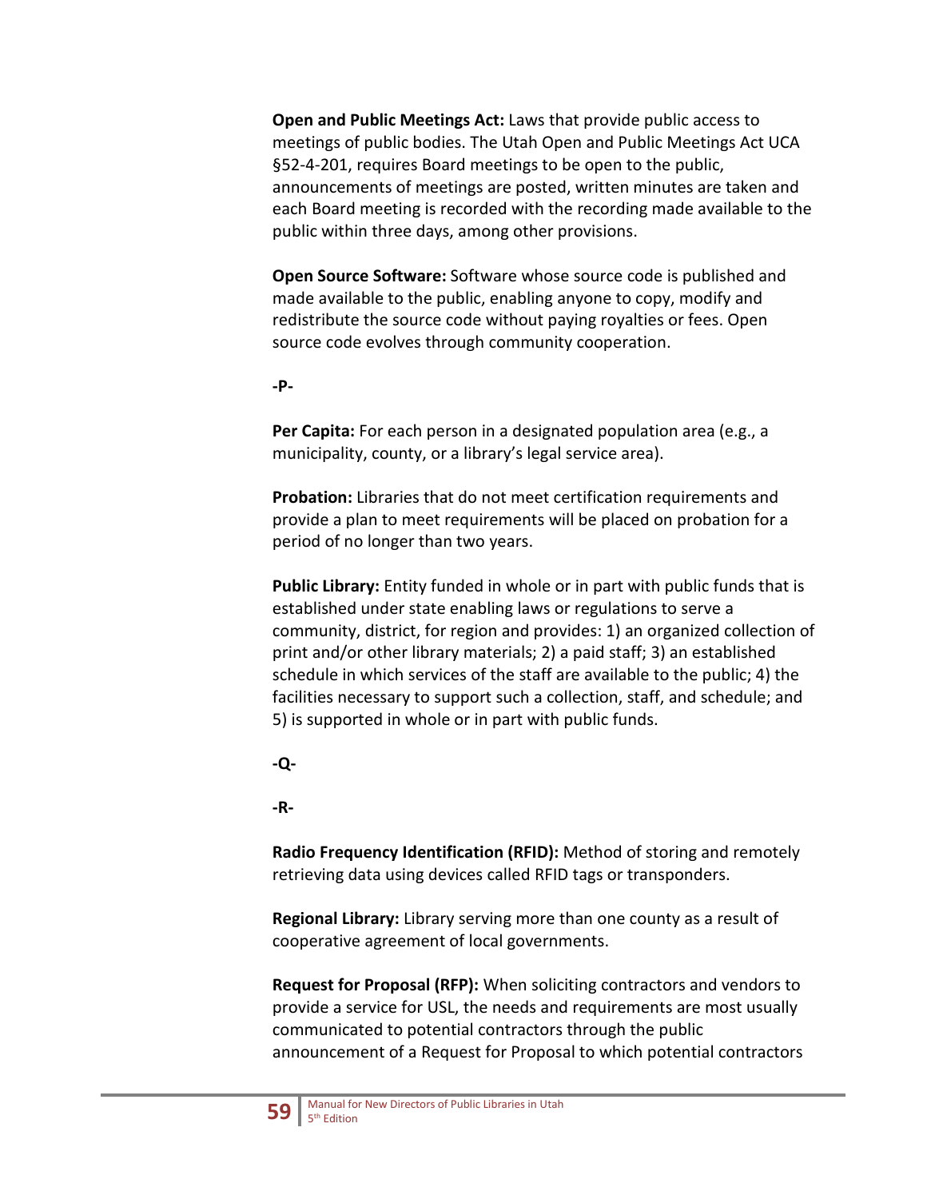**Open and Public Meetings Act:** Laws that provide public access to meetings of public bodies. The Utah Open and Public Meetings Act UCA §52-4-201, requires Board meetings to be open to the public, announcements of meetings are posted, written minutes are taken and each Board meeting is recorded with the recording made available to the public within three days, among other provisions.

**Open Source Software:** Software whose source code is published and made available to the public, enabling anyone to copy, modify and redistribute the source code without paying royalties or fees. Open source code evolves through community cooperation.

**-P-**

**Per Capita:** For each person in a designated population area (e.g., a municipality, county, or a library's legal service area).

**Probation:** Libraries that do not meet certification requirements and provide a plan to meet requirements will be placed on probation for a period of no longer than two years.

**Public Library:** Entity funded in whole or in part with public funds that is established under state enabling laws or regulations to serve a community, district, for region and provides: 1) an organized collection of print and/or other library materials; 2) a paid staff; 3) an established schedule in which services of the staff are available to the public; 4) the facilities necessary to support such a collection, staff, and schedule; and 5) is supported in whole or in part with public funds.

**-Q-**

**-R-**

**Radio Frequency Identification (RFID):** Method of storing and remotely retrieving data using devices called RFID tags or transponders.

**Regional Library:** Library serving more than one county as a result of cooperative agreement of local governments.

**Request for Proposal (RFP):** When soliciting contractors and vendors to provide a service for USL, the needs and requirements are most usually communicated to potential contractors through the public announcement of a Request for Proposal to which potential contractors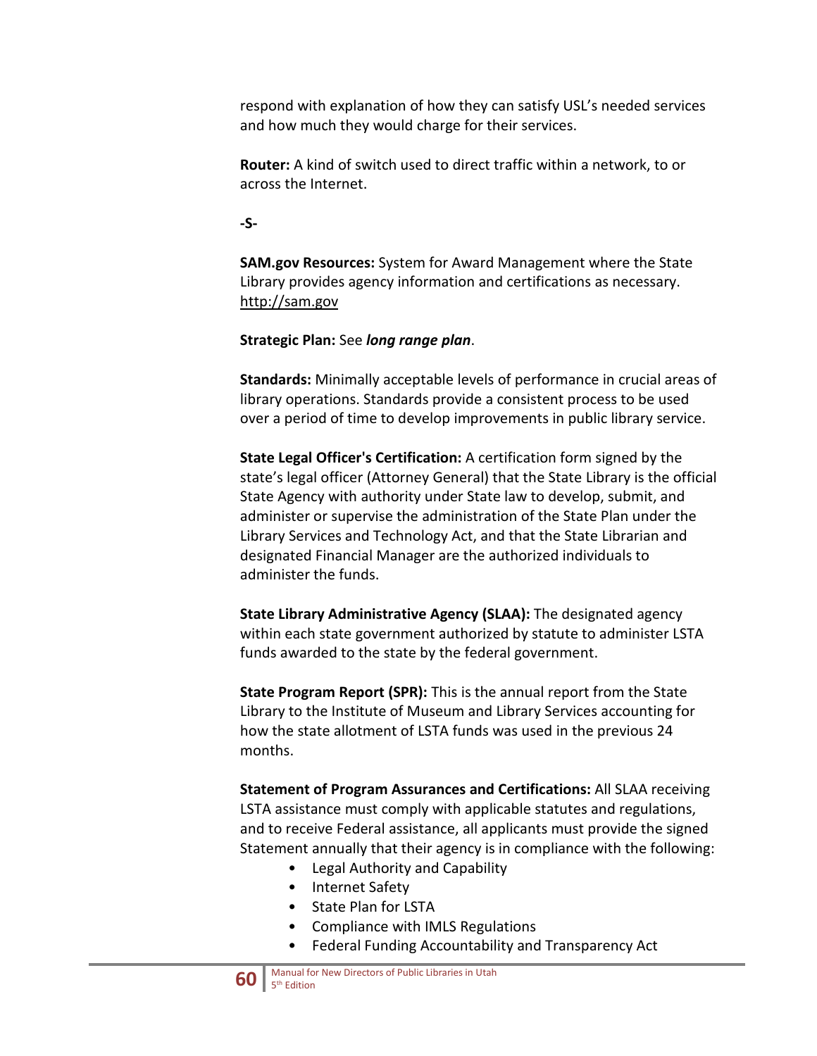respond with explanation of how they can satisfy USL's needed services and how much they would charge for their services.

**Router:** A kind of switch used to direct traffic within a network, to or across the Internet.

**-S-**

**SAM.gov Resources:** System for Award Management where the State Library provides agency information and certifications as necessary. http://sam.gov

**Strategic Plan:** See ***long range plan***.

**Standards:** Minimally acceptable levels of performance in crucial areas of library operations. Standards provide a consistent process to be used over a period of time to develop improvements in public library service.

**State Legal Officer's Certification:** A certification form signed by the state's legal officer (Attorney General) that the State Library is the official State Agency with authority under State law to develop, submit, and administer or supervise the administration of the State Plan under the Library Services and Technology Act, and that the State Librarian and designated Financial Manager are the authorized individuals to administer the funds.

**State Library Administrative Agency (SLAA):** The designated agency within each state government authorized by statute to administer LSTA funds awarded to the state by the federal government.

**State Program Report (SPR):** This is the annual report from the State Library to the Institute of Museum and Library Services accounting for how the state allotment of LSTA funds was used in the previous 24 months.

**Statement of Program Assurances and Certifications:** All SLAA receiving LSTA assistance must comply with applicable statutes and regulations, and to receive Federal assistance, all applicants must provide the signed Statement annually that their agency is in compliance with the following:

- Legal Authority and Capability
- Internet Safety
- State Plan for LSTA
- Compliance with IMLS Regulations
- Federal Funding Accountability and Transparency Act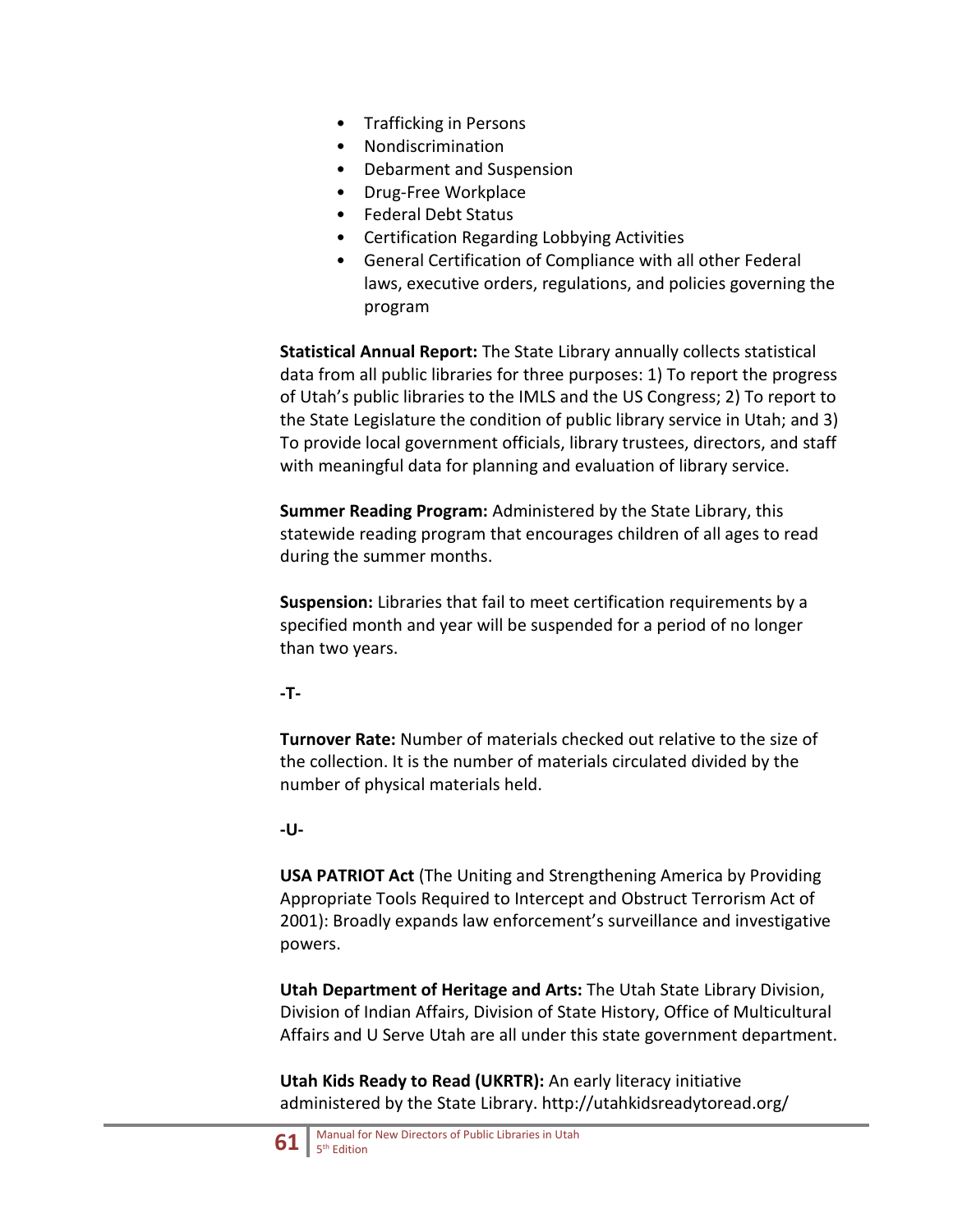- Trafficking in Persons
- Nondiscrimination
- Debarment and Suspension
- Drug-Free Workplace
- Federal Debt Status
- Certification Regarding Lobbying Activities
- General Certification of Compliance with all other Federal laws, executive orders, regulations, and policies governing the program

**Statistical Annual Report:** The State Library annually collects statistical data from all public libraries for three purposes: 1) To report the progress of Utah's public libraries to the IMLS and the US Congress; 2) To report to the State Legislature the condition of public library service in Utah; and 3) To provide local government officials, library trustees, directors, and staff with meaningful data for planning and evaluation of library service.

**Summer Reading Program:** Administered by the State Library, this statewide reading program that encourages children of all ages to read during the summer months.

**Suspension:** Libraries that fail to meet certification requirements by a specified month and year will be suspended for a period of no longer than two years.

**-T-**

**Turnover Rate:** Number of materials checked out relative to the size of the collection. It is the number of materials circulated divided by the number of physical materials held.

**-U-**

**USA PATRIOT Act** (The Uniting and Strengthening America by Providing Appropriate Tools Required to Intercept and Obstruct Terrorism Act of 2001): Broadly expands law enforcement's surveillance and investigative powers.

**Utah Department of Heritage and Arts:** The Utah State Library Division, Division of Indian Affairs, Division of State History, Office of Multicultural Affairs and U Serve Utah are all under this state government department.

**Utah Kids Ready to Read (UKRTR):** An early literacy initiative administered by the State Library. http://utahkidsreadytoread.org/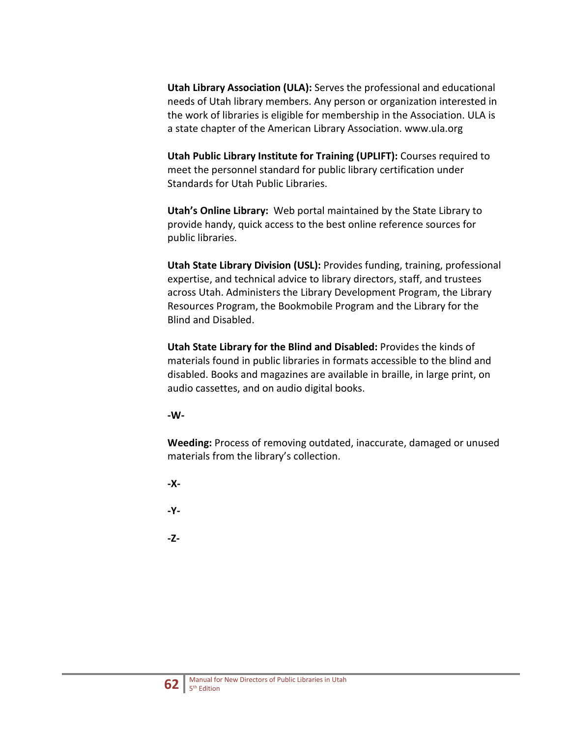**Utah Library Association (ULA):** Serves the professional and educational needs of Utah library members. Any person or organization interested in the work of libraries is eligible for membership in the Association. ULA is a state chapter of the American Library Association. www.ula.org

**Utah Public Library Institute for Training (UPLIFT):** Courses required to meet the personnel standard for public library certification under Standards for Utah Public Libraries.

**Utah's Online Library:** Web portal maintained by the State Library to provide handy, quick access to the best online reference sources for public libraries.

**Utah State Library Division (USL):** Provides funding, training, professional expertise, and technical advice to library directors, staff, and trustees across Utah. Administers the Library Development Program, the Library Resources Program, the Bookmobile Program and the Library for the Blind and Disabled.

**Utah State Library for the Blind and Disabled:** Provides the kinds of materials found in public libraries in formats accessible to the blind and disabled. Books and magazines are available in braille, in large print, on audio cassettes, and on audio digital books.

**-W-**

**Weeding:** Process of removing outdated, inaccurate, damaged or unused materials from the library's collection.

**-X-**

**-Y-**

**-Z-**